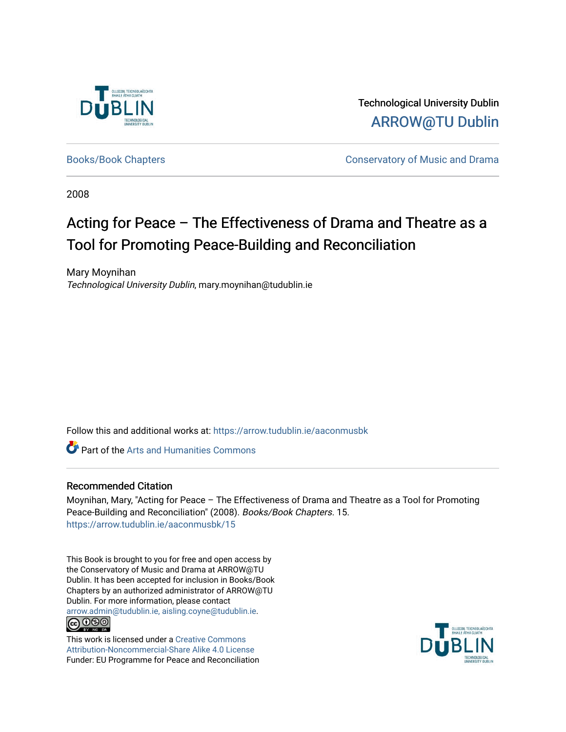Technological University Dublin
ARROW@TU Dublin

Books/Book Chapters | Conservatory of Music and Drama

2008

# Acting for Peace – The Effectiveness of Drama and Theatre as a Tool for Promoting Peace-Building and Reconciliation

Mary Moynihan
*Technological University Dublin*, mary.moynihan@tudublin.ie

Follow this and additional works at: https://arrow.tudublin.ie/aaconmusbk

Part of the Arts and Humanities Commons

## Recommended Citation

Moynihan, Mary, "Acting for Peace – The Effectiveness of Drama and Theatre as a Tool for Promoting Peace-Building and Reconciliation" (2008). *Books/Book Chapters*. 15.
https://arrow.tudublin.ie/aaconmusbk/15

This Book is brought to you for free and open access by the Conservatory of Music and Drama at ARROW@TU Dublin. It has been accepted for inclusion in Books/Book Chapters by an authorized administrator of ARROW@TU Dublin. For more information, please contact arrow.admin@tudublin.ie, aisling.coyne@tudublin.ie.

This work is licensed under a Creative Commons Attribution-Noncommercial-Share Alike 4.0 License
Funder: EU Programme for Peace and Reconciliation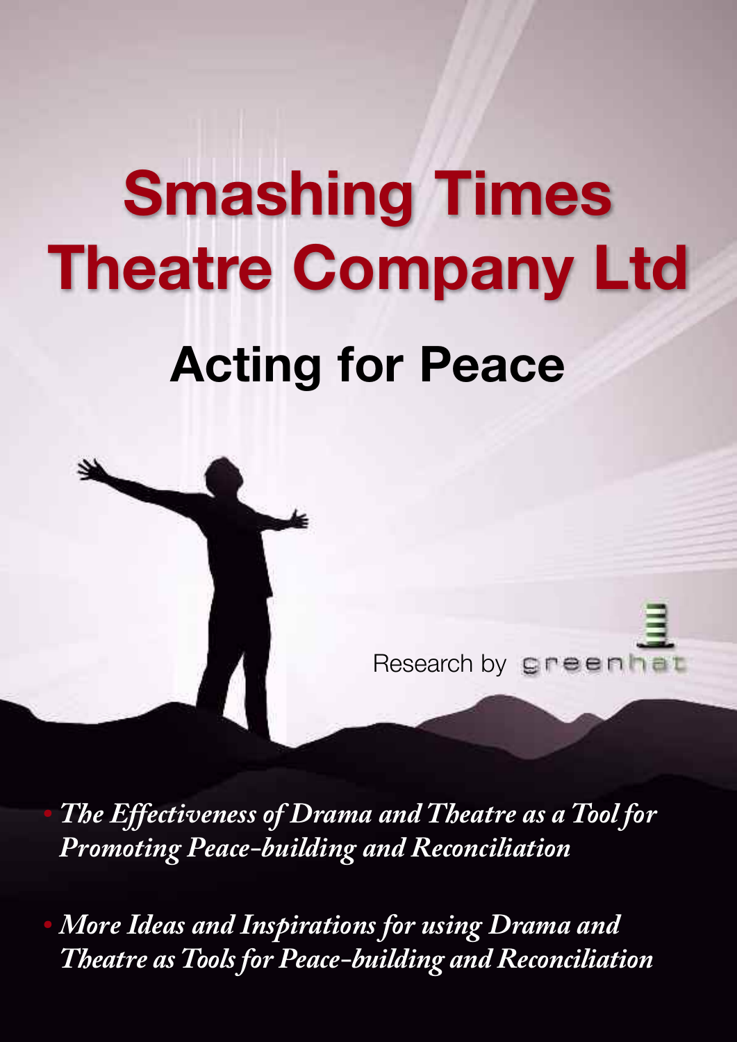# Smashing Times Theatre Company Ltd

## Acting for Peace

Research by greenhat

- *The Effectiveness of Drama and Theatre as a Tool for Promoting Peace-building and Reconciliation*
- *More Ideas and Inspirations for using Drama and Theatre as Tools for Peace-building and Reconciliation*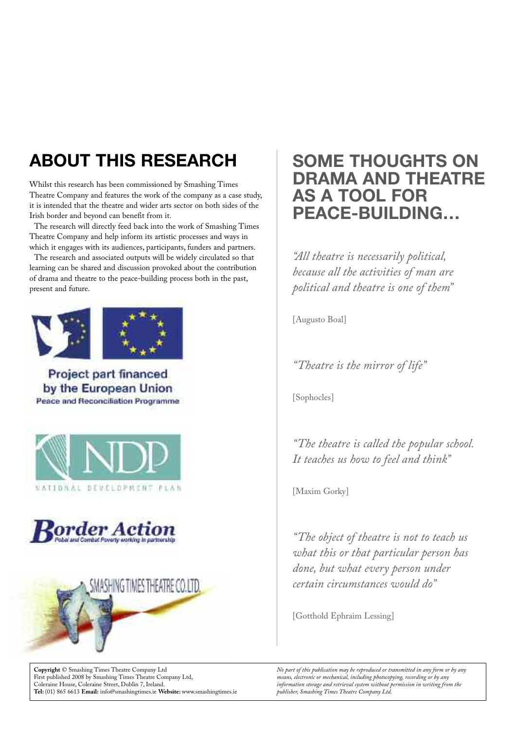## ABOUT THIS RESEARCH

Whilst this research has been commissioned by Smashing Times Theatre Company and features the work of the company as a case study, it is intended that the theatre and wider arts sector on both sides of the Irish border and beyond can benefit from it.

The research will directly feed back into the work of Smashing Times Theatre Company and help inform its artistic processes and ways in which it engages with its audiences, participants, funders and partners.

The research and associated outputs will be widely circulated so that learning can be shared and discussion provoked about the contribution of drama and theatre to the peace-building process both in the past, present and future.

Project part financed by the European Union
Peace and Reconciliation Programme

NDP
NATIONAL DEVELOPMENT PLAN

Border Action
Pobal and Combat Poverty working in partnership

SMASHING TIMES THEATRE CO.LTD.

## SOME THOUGHTS ON DRAMA AND THEATRE AS A TOOL FOR PEACE-BUILDING…

*"All theatre is necessarily political, because all the activities of man are political and theatre is one of them"*

[Augusto Boal]

*"Theatre is the mirror of life"*

[Sophocles]

*"The theatre is called the popular school. It teaches us how to feel and think"*

[Maxim Gorky]

*"The object of theatre is not to teach us what this or that particular person has done, but what every person under certain circumstances would do"*

[Gotthold Ephraim Lessing]

**Copyright** © Smashing Times Theatre Company Ltd
First published 2008 by Smashing Times Theatre Company Ltd,
Coleraine House, Coleraine Street, Dublin 7, Ireland.
**Tel:** (01) 865 6613 **Email:** info@smashingtimes.ie **Website:** www.smashingtimes.ie

*No part of this publication may be reproduced or transmitted in any form or by any means, electronic or mechanical, including photocopying, recording or by any information storage and retrieval system without permission in writing from the publisher, Smashing Times Theatre Company Ltd.*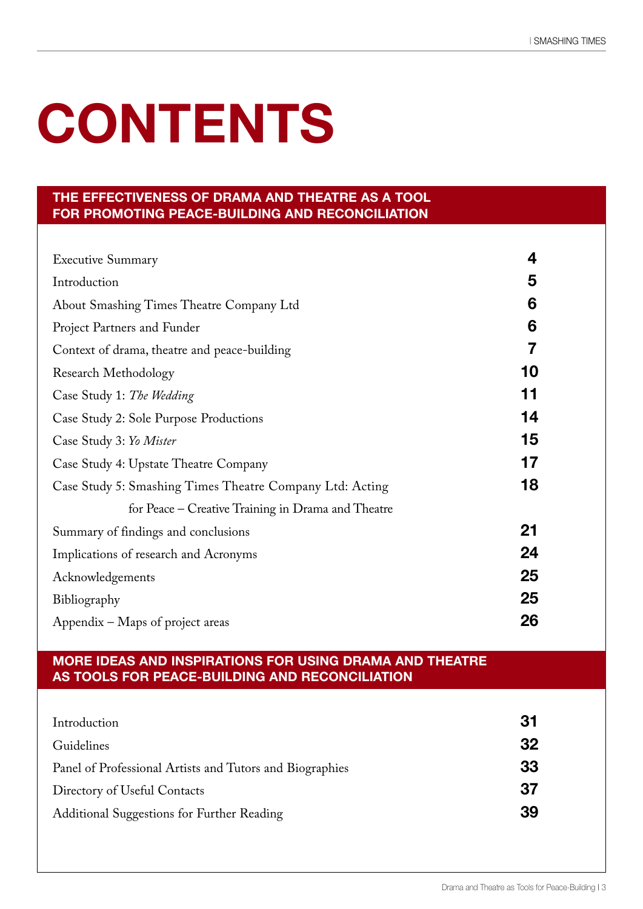# CONTENTS

## THE EFFECTIVENESS OF DRAMA AND THEATRE AS A TOOL FOR PROMOTING PEACE-BUILDING AND RECONCILIATION

| | |
|---|---|
| Executive Summary | **4** |
| Introduction | **5** |
| About Smashing Times Theatre Company Ltd | **6** |
| Project Partners and Funder | **6** |
| Context of drama, theatre and peace-building | **7** |
| Research Methodology | **10** |
| Case Study 1: *The Wedding* | **11** |
| Case Study 2: Sole Purpose Productions | **14** |
| Case Study 3: *Yo Mister* | **15** |
| Case Study 4: Upstate Theatre Company | **17** |
| Case Study 5: Smashing Times Theatre Company Ltd: Acting for Peace – Creative Training in Drama and Theatre | **18** |
| Summary of findings and conclusions | **21** |
| Implications of research and Acronyms | **24** |
| Acknowledgements | **25** |
| Bibliography | **25** |
| Appendix – Maps of project areas | **26** |

## MORE IDEAS AND INSPIRATIONS FOR USING DRAMA AND THEATRE AS TOOLS FOR PEACE-BUILDING AND RECONCILIATION

| | |
|---|---|
| Introduction | **31** |
| Guidelines | **32** |
| Panel of Professional Artists and Tutors and Biographies | **33** |
| Directory of Useful Contacts | **37** |
| Additional Suggestions for Further Reading | **39** |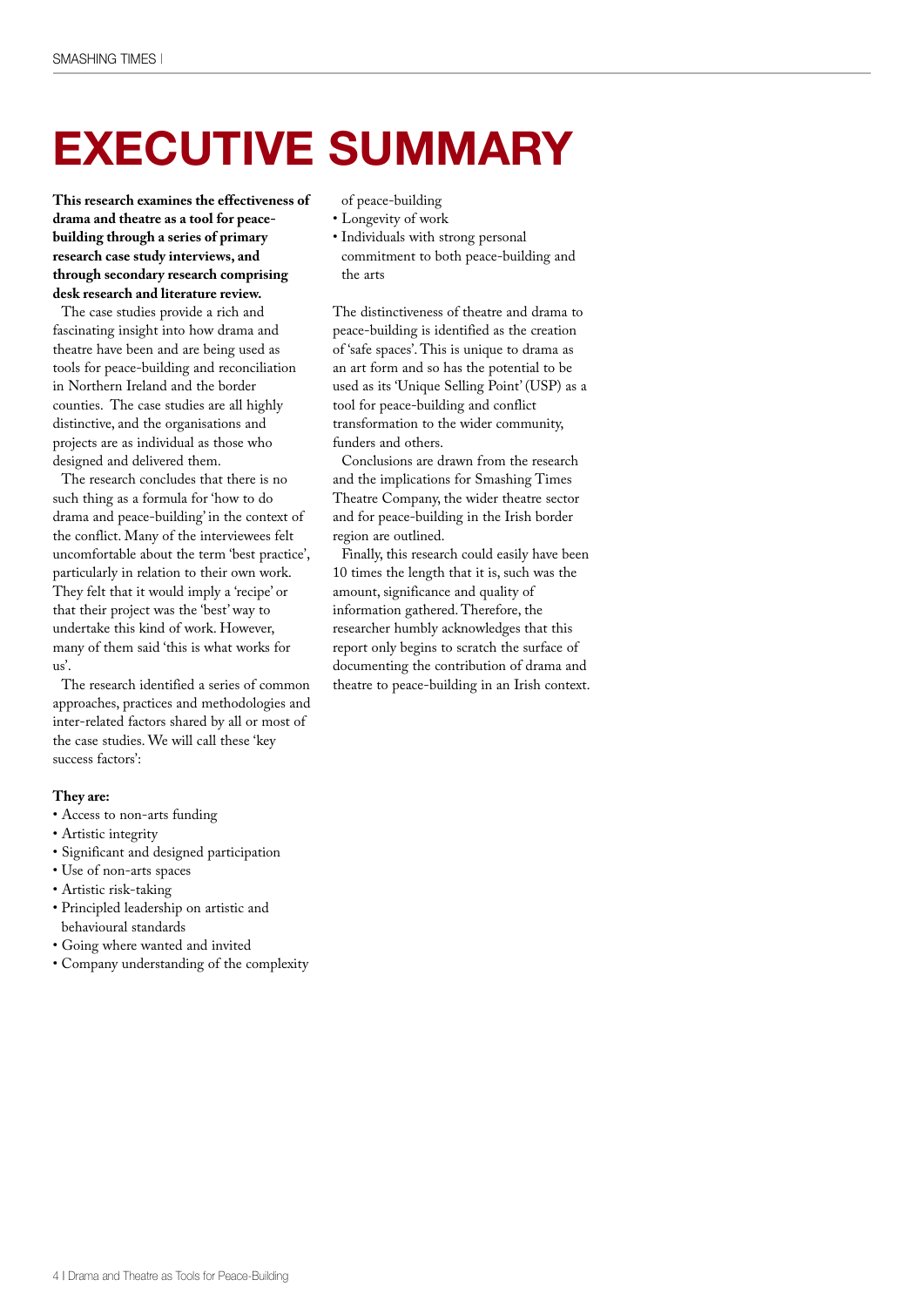# EXECUTIVE SUMMARY

**This research examines the effectiveness of drama and theatre as a tool for peace-building through a series of primary research case study interviews, and through secondary research comprising desk research and literature review.**

The case studies provide a rich and fascinating insight into how drama and theatre have been and are being used as tools for peace-building and reconciliation in Northern Ireland and the border counties. The case studies are all highly distinctive, and the organisations and projects are as individual as those who designed and delivered them.

The research concludes that there is no such thing as a formula for 'how to do drama and peace-building' in the context of the conflict. Many of the interviewees felt uncomfortable about the term 'best practice', particularly in relation to their own work. They felt that it would imply a 'recipe' or that their project was the 'best' way to undertake this kind of work. However, many of them said 'this is what works for us'.

The research identified a series of common approaches, practices and methodologies and inter-related factors shared by all or most of the case studies. We will call these 'key success factors':

**They are:**

- Access to non-arts funding
- Artistic integrity
- Significant and designed participation
- Use of non-arts spaces
- Artistic risk-taking
- Principled leadership on artistic and behavioural standards
- Going where wanted and invited
- Company understanding of the complexity of peace-building
- Longevity of work
- Individuals with strong personal commitment to both peace-building and the arts

The distinctiveness of theatre and drama to peace-building is identified as the creation of 'safe spaces'. This is unique to drama as an art form and so has the potential to be used as its 'Unique Selling Point' (USP) as a tool for peace-building and conflict transformation to the wider community, funders and others.

Conclusions are drawn from the research and the implications for Smashing Times Theatre Company, the wider theatre sector and for peace-building in the Irish border region are outlined.

Finally, this research could easily have been 10 times the length that it is, such was the amount, significance and quality of information gathered. Therefore, the researcher humbly acknowledges that this report only begins to scratch the surface of documenting the contribution of drama and theatre to peace-building in an Irish context.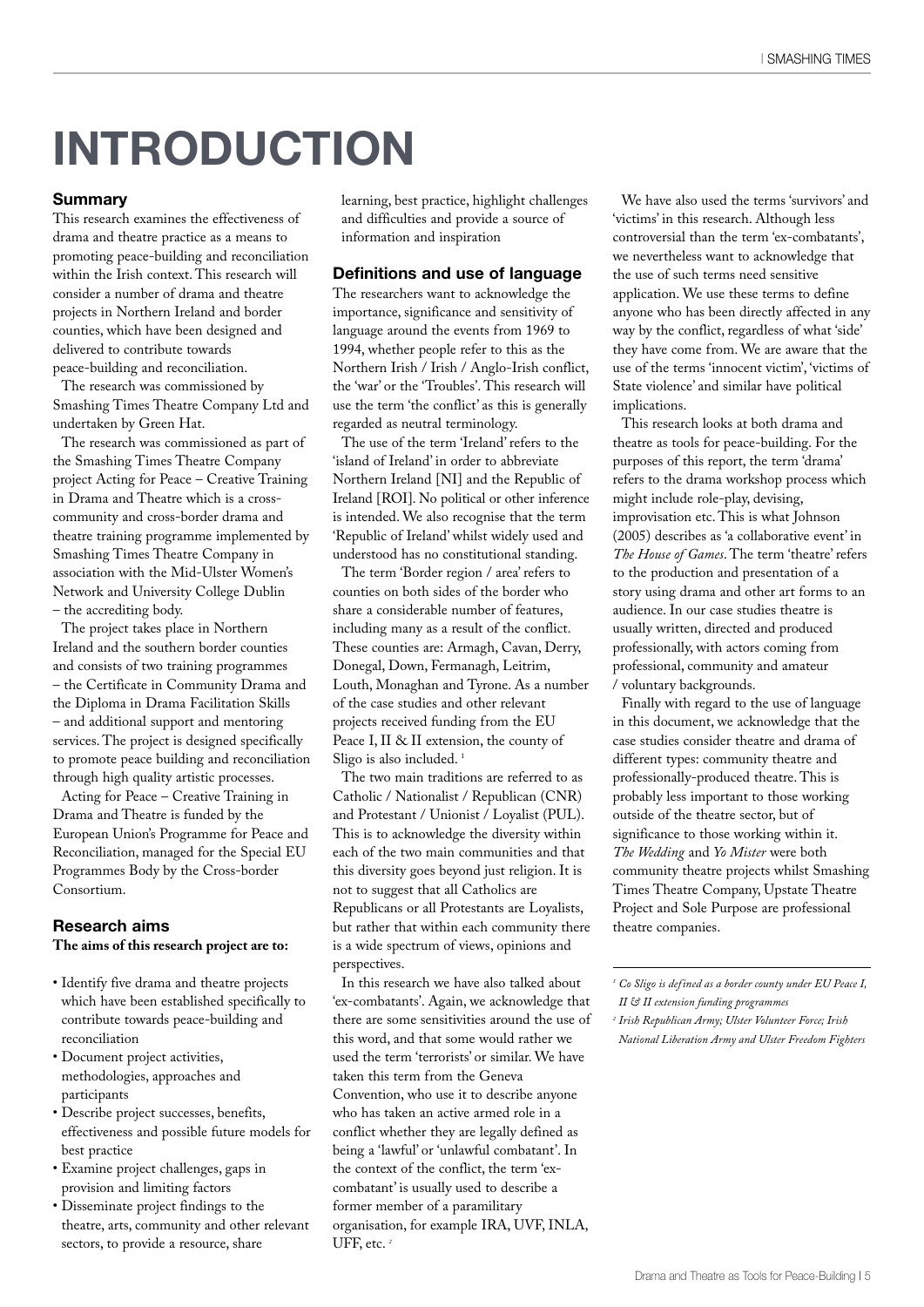# INTRODUCTION

## Summary

This research examines the effectiveness of drama and theatre practice as a means to promoting peace-building and reconciliation within the Irish context. This research will consider a number of drama and theatre projects in Northern Ireland and border counties, which have been designed and delivered to contribute towards peace-building and reconciliation.

The research was commissioned by Smashing Times Theatre Company Ltd and undertaken by Green Hat.

The research was commissioned as part of the Smashing Times Theatre Company project Acting for Peace – Creative Training in Drama and Theatre which is a cross-community and cross-border drama and theatre training programme implemented by Smashing Times Theatre Company in association with the Mid-Ulster Women's Network and University College Dublin – the accrediting body.

The project takes place in Northern Ireland and the southern border counties and consists of two training programmes – the Certificate in Community Drama and the Diploma in Drama Facilitation Skills – and additional support and mentoring services. The project is designed specifically to promote peace building and reconciliation through high quality artistic processes.

Acting for Peace – Creative Training in Drama and Theatre is funded by the European Union's Programme for Peace and Reconciliation, managed for the Special EU Programmes Body by the Cross-border Consortium.

## Research aims

**The aims of this research project are to:**

- Identify five drama and theatre projects which have been established specifically to contribute towards peace-building and reconciliation
- Document project activities, methodologies, approaches and participants
- Describe project successes, benefits, effectiveness and possible future models for best practice
- Examine project challenges, gaps in provision and limiting factors
- Disseminate project findings to the theatre, arts, community and other relevant sectors, to provide a resource, share learning, best practice, highlight challenges and difficulties and provide a source of information and inspiration

## Definitions and use of language

The researchers want to acknowledge the importance, significance and sensitivity of language around the events from 1969 to 1994, whether people refer to this as the Northern Irish / Irish / Anglo-Irish conflict, the 'war' or the 'Troubles'. This research will use the term 'the conflict' as this is generally regarded as neutral terminology.

The use of the term 'Ireland' refers to the 'island of Ireland' in order to abbreviate Northern Ireland [NI] and the Republic of Ireland [ROI]. No political or other inference is intended. We also recognise that the term 'Republic of Ireland' whilst widely used and understood has no constitutional standing.

The term 'Border region / area' refers to counties on both sides of the border who share a considerable number of features, including many as a result of the conflict. These counties are: Armagh, Cavan, Derry, Donegal, Down, Fermanagh, Leitrim, Louth, Monaghan and Tyrone. As a number of the case studies and other relevant projects received funding from the EU Peace I, II & II extension, the county of Sligo is also included. [1]

The two main traditions are referred to as Catholic / Nationalist / Republican (CNR) and Protestant / Unionist / Loyalist (PUL). This is to acknowledge the diversity within each of the two main communities and that this diversity goes beyond just religion. It is not to suggest that all Catholics are Republicans or all Protestants are Loyalists, but rather that within each community there is a wide spectrum of views, opinions and perspectives.

In this research we have also talked about 'ex-combatants'. Again, we acknowledge that there are some sensitivities around the use of this word, and that some would rather we used the term 'terrorists' or similar. We have taken this term from the Geneva Convention, who use it to describe anyone who has taken an active armed role in a conflict whether they are legally defined as being a 'lawful' or 'unlawful combatant'. In the context of the conflict, the term 'ex-combatant' is usually used to describe a former member of a paramilitary organisation, for example IRA, UVF, INLA, UFF, etc. [2]

We have also used the terms 'survivors' and 'victims' in this research. Although less controversial than the term 'ex-combatants', we nevertheless want to acknowledge that the use of such terms need sensitive application. We use these terms to define anyone who has been directly affected in any way by the conflict, regardless of what 'side' they have come from. We are aware that the use of the terms 'innocent victim', 'victims of State violence' and similar have political implications.

This research looks at both drama and theatre as tools for peace-building. For the purposes of this report, the term 'drama' refers to the drama workshop process which might include role-play, devising, improvisation etc. This is what Johnson (2005) describes as 'a collaborative event' in *The House of Games*. The term 'theatre' refers to the production and presentation of a story using drama and other art forms to an audience. In our case studies theatre is usually written, directed and produced professionally, with actors coming from professional, community and amateur / voluntary backgrounds.

Finally with regard to the use of language in this document, we acknowledge that the case studies consider theatre and drama of different types: community theatre and professionally-produced theatre. This is probably less important to those working outside of the theatre sector, but of significance to those working within it. *The Wedding* and *Yo Mister* were both community theatre projects whilst Smashing Times Theatre Company, Upstate Theatre Project and Sole Purpose are professional theatre companies.

---

[1] *Co Sligo is defined as a border county under EU Peace I, II & II extension funding programmes*

[2] *Irish Republican Army; Ulster Volunteer Force; Irish National Liberation Army and Ulster Freedom Fighters*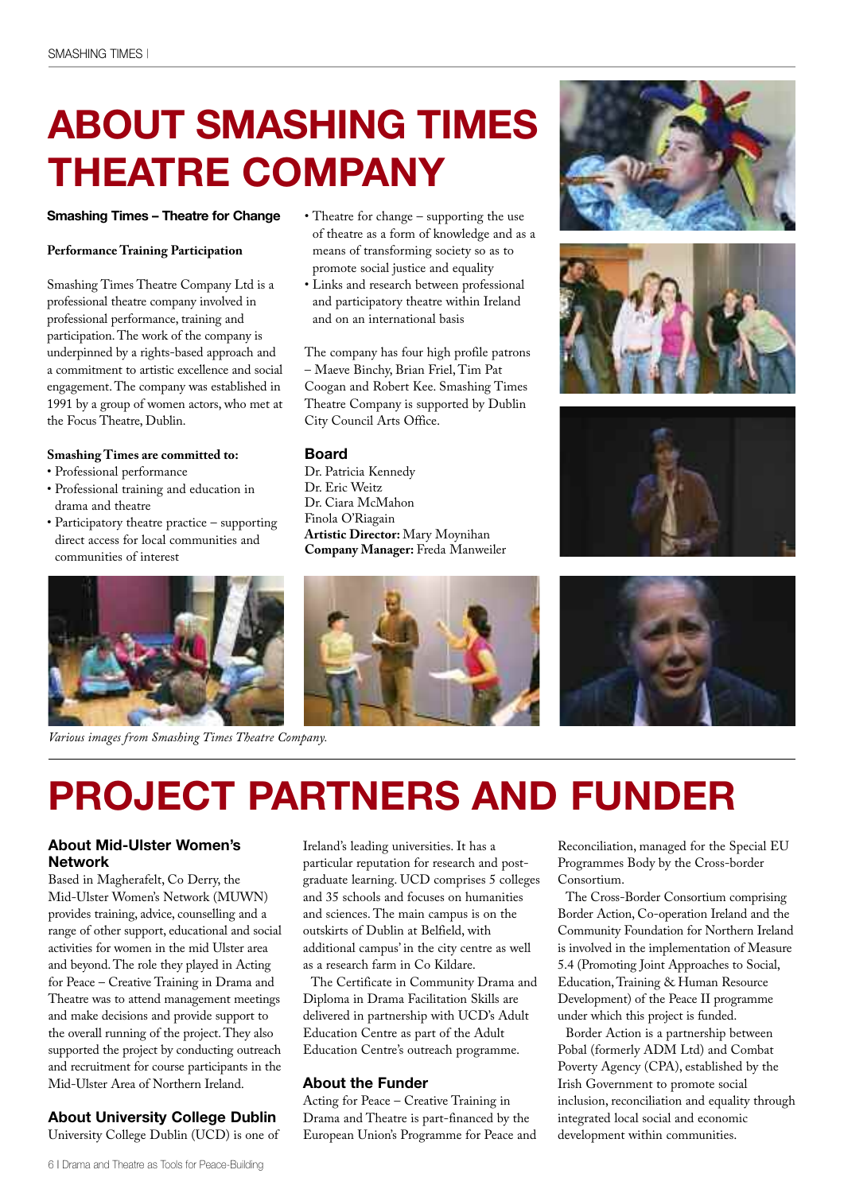# ABOUT SMASHING TIMES THEATRE COMPANY

**Smashing Times – Theatre for Change**

**Performance Training Participation**

Smashing Times Theatre Company Ltd is a professional theatre company involved in professional performance, training and participation. The work of the company is underpinned by a rights-based approach and a commitment to artistic excellence and social engagement. The company was established in 1991 by a group of women actors, who met at the Focus Theatre, Dublin.

**Smashing Times are committed to:**

- Professional performance
- Professional training and education in drama and theatre
- Participatory theatre practice – supporting direct access for local communities and communities of interest
- Theatre for change – supporting the use of theatre as a form of knowledge and as a means of transforming society so as to promote social justice and equality
- Links and research between professional and participatory theatre within Ireland and on an international basis

The company has four high profile patrons – Maeve Binchy, Brian Friel, Tim Pat Coogan and Robert Kee. Smashing Times Theatre Company is supported by Dublin City Council Arts Office.

## Board

Dr. Patricia Kennedy
Dr. Eric Weitz
Dr. Ciara McMahon
Finola O'Riagain
**Artistic Director:** Mary Moynihan
**Company Manager:** Freda Manweiler

*Various images from Smashing Times Theatre Company.*

# PROJECT PARTNERS AND FUNDER

## About Mid-Ulster Women's Network

Based in Magherafelt, Co Derry, the Mid-Ulster Women's Network (MUWN) provides training, advice, counselling and a range of other support, educational and social activities for women in the mid Ulster area and beyond. The role they played in Acting for Peace – Creative Training in Drama and Theatre was to attend management meetings and make decisions and provide support to the overall running of the project. They also supported the project by conducting outreach and recruitment for course participants in the Mid-Ulster Area of Northern Ireland.

## About University College Dublin

University College Dublin (UCD) is one of Ireland's leading universities. It has a particular reputation for research and post-graduate learning. UCD comprises 5 colleges and 35 schools and focuses on humanities and sciences. The main campus is on the outskirts of Dublin at Belfield, with additional campus' in the city centre as well as a research farm in Co Kildare.

The Certificate in Community Drama and Diploma in Drama Facilitation Skills are delivered in partnership with UCD's Adult Education Centre as part of the Adult Education Centre's outreach programme.

## About the Funder

Acting for Peace – Creative Training in Drama and Theatre is part-financed by the European Union's Programme for Peace and Reconciliation, managed for the Special EU Programmes Body by the Cross-border Consortium.

The Cross-Border Consortium comprising Border Action, Co-operation Ireland and the Community Foundation for Northern Ireland is involved in the implementation of Measure 5.4 (Promoting Joint Approaches to Social, Education, Training & Human Resource Development) of the Peace II programme under which this project is funded.

Border Action is a partnership between Pobal (formerly ADM Ltd) and Combat Poverty Agency (CPA), established by the Irish Government to promote social inclusion, reconciliation and equality through integrated local social and economic development within communities.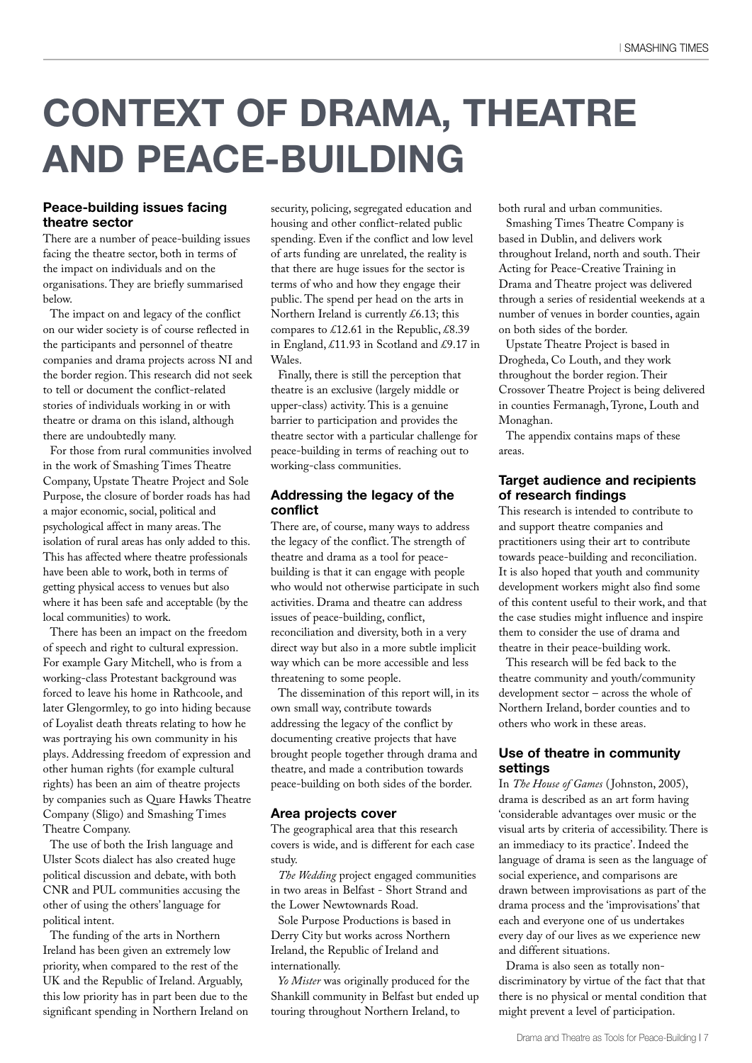# CONTEXT OF DRAMA, THEATRE AND PEACE-BUILDING

### Peace-building issues facing theatre sector

There are a number of peace-building issues facing the theatre sector, both in terms of the impact on individuals and on the organisations. They are briefly summarised below.

The impact on and legacy of the conflict on our wider society is of course reflected in the participants and personnel of theatre companies and drama projects across NI and the border region. This research did not seek to tell or document the conflict-related stories of individuals working in or with theatre or drama on this island, although there are undoubtedly many.

For those from rural communities involved in the work of Smashing Times Theatre Company, Upstate Theatre Project and Sole Purpose, the closure of border roads has had a major economic, social, political and psychological affect in many areas. The isolation of rural areas has only added to this. This has affected where theatre professionals have been able to work, both in terms of getting physical access to venues but also where it has been safe and acceptable (by the local communities) to work.

There has been an impact on the freedom of speech and right to cultural expression. For example Gary Mitchell, who is from a working-class Protestant background was forced to leave his home in Rathcoole, and later Glengormley, to go into hiding because of Loyalist death threats relating to how he was portraying his own community in his plays. Addressing freedom of expression and other human rights (for example cultural rights) has been an aim of theatre projects by companies such as Quare Hawks Theatre Company (Sligo) and Smashing Times Theatre Company.

The use of both the Irish language and Ulster Scots dialect has also created huge political discussion and debate, with both CNR and PUL communities accusing the other of using the others' language for political intent.

The funding of the arts in Northern Ireland has been given an extremely low priority, when compared to the rest of the UK and the Republic of Ireland. Arguably, this low priority has in part been due to the significant spending in Northern Ireland on security, policing, segregated education and housing and other conflict-related public spending. Even if the conflict and low level of arts funding are unrelated, the reality is that there are huge issues for the sector is terms of who and how they engage their public. The spend per head on the arts in Northern Ireland is currently £6.13; this compares to £12.61 in the Republic, £8.39 in England, £11.93 in Scotland and £9.17 in Wales.

Finally, there is still the perception that theatre is an exclusive (largely middle or upper-class) activity. This is a genuine barrier to participation and provides the theatre sector with a particular challenge for peace-building in terms of reaching out to working-class communities.

### Addressing the legacy of the conflict

There are, of course, many ways to address the legacy of the conflict. The strength of theatre and drama as a tool for peace-building is that it can engage with people who would not otherwise participate in such activities. Drama and theatre can address issues of peace-building, conflict, reconciliation and diversity, both in a very direct way but also in a more subtle implicit way which can be more accessible and less threatening to some people.

The dissemination of this report will, in its own small way, contribute towards addressing the legacy of the conflict by documenting creative projects that have brought people together through drama and theatre, and made a contribution towards peace-building on both sides of the border.

### Area projects cover

The geographical area that this research covers is wide, and is different for each case study.

*The Wedding* project engaged communities in two areas in Belfast - Short Strand and the Lower Newtownards Road.

Sole Purpose Productions is based in Derry City but works across Northern Ireland, the Republic of Ireland and internationally.

*Yo Mister* was originally produced for the Shankill community in Belfast but ended up touring throughout Northern Ireland, to both rural and urban communities.

Smashing Times Theatre Company is based in Dublin, and delivers work throughout Ireland, north and south. Their Acting for Peace-Creative Training in Drama and Theatre project was delivered through a series of residential weekends at a number of venues in border counties, again on both sides of the border.

Upstate Theatre Project is based in Drogheda, Co Louth, and they work throughout the border region. Their Crossover Theatre Project is being delivered in counties Fermanagh, Tyrone, Louth and Monaghan.

The appendix contains maps of these areas.

### Target audience and recipients of research findings

This research is intended to contribute to and support theatre companies and practitioners using their art to contribute towards peace-building and reconciliation. It is also hoped that youth and community development workers might also find some of this content useful to their work, and that the case studies might influence and inspire them to consider the use of drama and theatre in their peace-building work.

This research will be fed back to the theatre community and youth/community development sector – across the whole of Northern Ireland, border counties and to others who work in these areas.

### Use of theatre in community settings

In *The House of Games* (Johnston, 2005), drama is described as an art form having 'considerable advantages over music or the visual arts by criteria of accessibility. There is an immediacy to its practice'. Indeed the language of drama is seen as the language of social experience, and comparisons are drawn between improvisations as part of the drama process and the 'improvisations' that each and everyone one of us undertakes every day of our lives as we experience new and different situations.

Drama is also seen as totally non-discriminatory by virtue of the fact that that there is no physical or mental condition that might prevent a level of participation.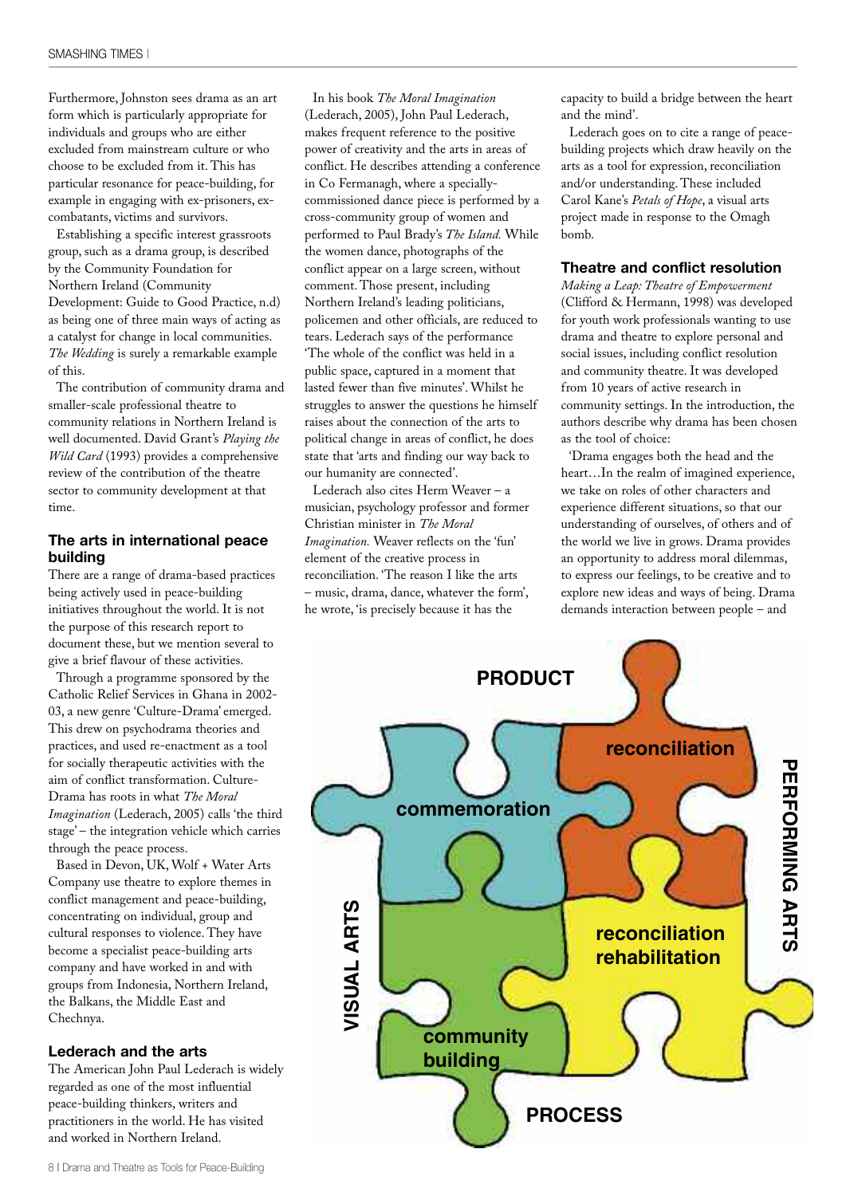Furthermore, Johnston sees drama as an art form which is particularly appropriate for individuals and groups who are either excluded from mainstream culture or who choose to be excluded from it. This has particular resonance for peace-building, for example in engaging with ex-prisoners, ex-combatants, victims and survivors.

Establishing a specific interest grassroots group, such as a drama group, is described by the Community Foundation for Northern Ireland (Community Development: Guide to Good Practice, n.d) as being one of three main ways of acting as a catalyst for change in local communities. *The Wedding* is surely a remarkable example of this.

The contribution of community drama and smaller-scale professional theatre to community relations in Northern Ireland is well documented. David Grant's *Playing the Wild Card* (1993) provides a comprehensive review of the contribution of the theatre sector to community development at that time.

## The arts in international peace building

There are a range of drama-based practices being actively used in peace-building initiatives throughout the world. It is not the purpose of this research report to document these, but we mention several to give a brief flavour of these activities.

Through a programme sponsored by the Catholic Relief Services in Ghana in 2002-03, a new genre 'Culture-Drama' emerged. This drew on psychodrama theories and practices, and used re-enactment as a tool for socially therapeutic activities with the aim of conflict transformation. Culture-Drama has roots in what *The Moral Imagination* (Lederach, 2005) calls 'the third stage' – the integration vehicle which carries through the peace process.

Based in Devon, UK, Wolf + Water Arts Company use theatre to explore themes in conflict management and peace-building, concentrating on individual, group and cultural responses to violence. They have become a specialist peace-building arts company and have worked in and with groups from Indonesia, Northern Ireland, the Balkans, the Middle East and Chechnya.

## Lederach and the arts

The American John Paul Lederach is widely regarded as one of the most influential peace-building thinkers, writers and practitioners in the world. He has visited and worked in Northern Ireland.

In his book *The Moral Imagination* (Lederach, 2005), John Paul Lederach, makes frequent reference to the positive power of creativity and the arts in areas of conflict. He describes attending a conference in Co Fermanagh, where a specially-commissioned dance piece is performed by a cross-community group of women and performed to Paul Brady's *The Island*. While the women dance, photographs of the conflict appear on a large screen, without comment. Those present, including Northern Ireland's leading politicians, policemen and other officials, are reduced to tears. Lederach says of the performance 'The whole of the conflict was held in a public space, captured in a moment that lasted fewer than five minutes'. Whilst he struggles to answer the questions he himself raises about the connection of the arts to political change in areas of conflict, he does state that 'arts and finding our way back to our humanity are connected'.

Lederach also cites Herm Weaver – a musician, psychology professor and former Christian minister in *The Moral Imagination.* Weaver reflects on the 'fun' element of the creative process in reconciliation. 'The reason I like the arts – music, drama, dance, whatever the form', he wrote, 'is precisely because it has the capacity to build a bridge between the heart and the mind'.

Lederach goes on to cite a range of peace-building projects which draw heavily on the arts as a tool for expression, reconciliation and/or understanding. These included Carol Kane's *Petals of Hope*, a visual arts project made in response to the Omagh bomb.

## Theatre and conflict resolution

*Making a Leap: Theatre of Empowerment* (Clifford & Hermann, 1998) was developed for youth work professionals wanting to use drama and theatre to explore personal and social issues, including conflict resolution and community theatre. It was developed from 10 years of active research in community settings. In the introduction, the authors describe why drama has been chosen as the tool of choice:

'Drama engages both the head and the heart…In the realm of imagined experience, we take on roles of other characters and experience different situations, so that our understanding of ourselves, of others and of the world we live in grows. Drama provides an opportunity to address moral dilemmas, to express our feelings, to be creative and to explore new ideas and ways of being. Drama demands interaction between people – and

PRODUCT

PERFORMING ARTS

VISUAL ARTS

PROCESS

commemoration

reconciliation

reconciliation rehabilitation

community building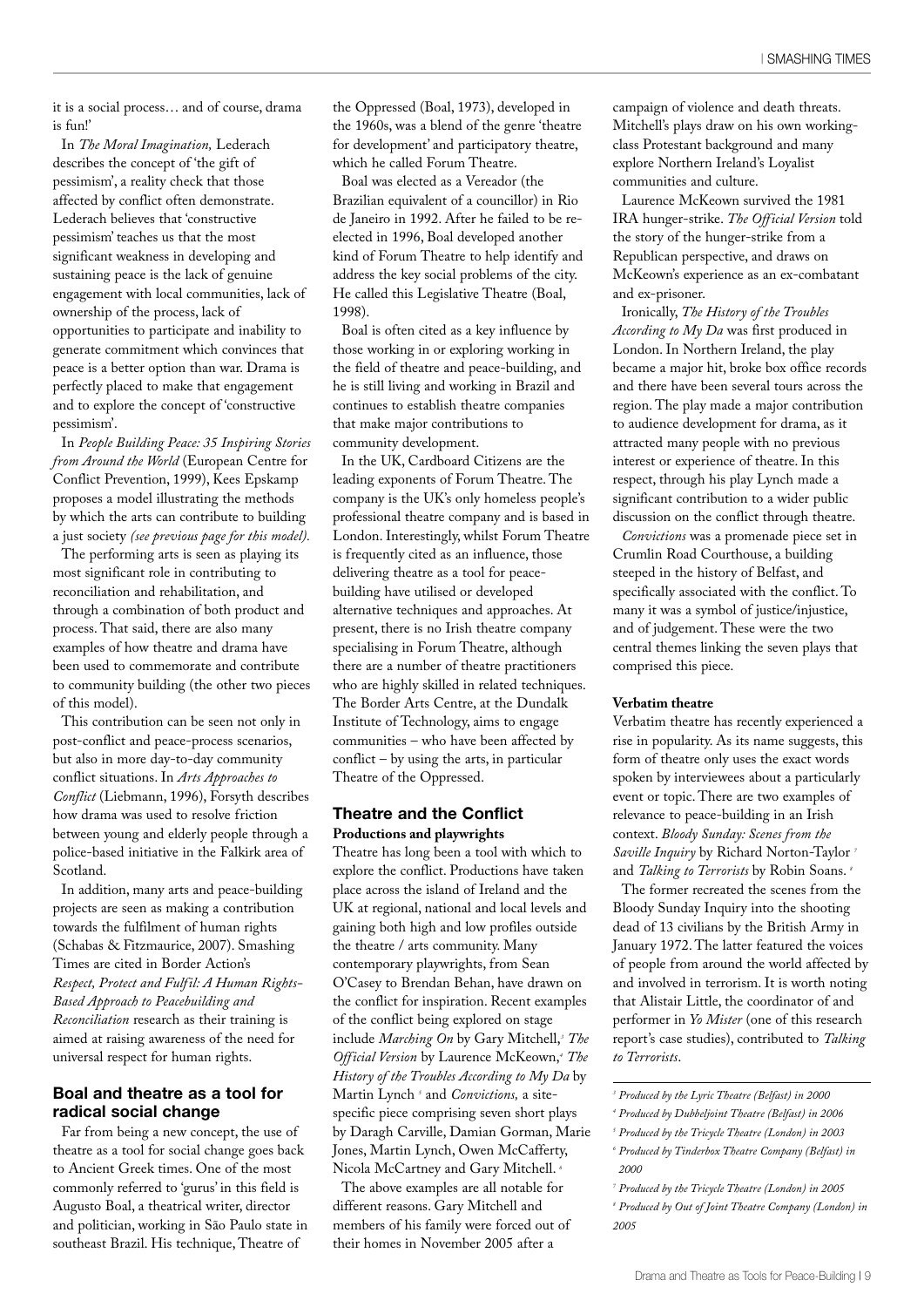it is a social process… and of course, drama is fun!'

In *The Moral Imagination,* Lederach describes the concept of 'the gift of pessimism', a reality check that those affected by conflict often demonstrate. Lederach believes that 'constructive pessimism' teaches us that the most significant weakness in developing and sustaining peace is the lack of genuine engagement with local communities, lack of ownership of the process, lack of opportunities to participate and inability to generate commitment which convinces that peace is a better option than war. Drama is perfectly placed to make that engagement and to explore the concept of 'constructive pessimism'.

In *People Building Peace: 35 Inspiring Stories from Around the World* (European Centre for Conflict Prevention, 1999), Kees Epskamp proposes a model illustrating the methods by which the arts can contribute to building a just society *(see previous page for this model).*

The performing arts is seen as playing its most significant role in contributing to reconciliation and rehabilitation, and through a combination of both product and process. That said, there are also many examples of how theatre and drama have been used to commemorate and contribute to community building (the other two pieces of this model).

This contribution can be seen not only in post-conflict and peace-process scenarios, but also in more day-to-day community conflict situations. In *Arts Approaches to Conflict* (Liebmann, 1996), Forsyth describes how drama was used to resolve friction between young and elderly people through a police-based initiative in the Falkirk area of Scotland.

In addition, many arts and peace-building projects are seen as making a contribution towards the fulfilment of human rights (Schabas & Fitzmaurice, 2007). Smashing Times are cited in Border Action's *Respect, Protect and Fulfil: A Human Rights-Based Approach to Peacebuilding and Reconciliation* research as their training is aimed at raising awareness of the need for universal respect for human rights.

## Boal and theatre as a tool for radical social change

Far from being a new concept, the use of theatre as a tool for social change goes back to Ancient Greek times. One of the most commonly referred to 'gurus' in this field is Augusto Boal, a theatrical writer, director and politician, working in São Paulo state in southeast Brazil. His technique, Theatre of the Oppressed (Boal, 1973), developed in the 1960s, was a blend of the genre 'theatre for development' and participatory theatre, which he called Forum Theatre.

Boal was elected as a Vereador (the Brazilian equivalent of a councillor) in Rio de Janeiro in 1992. After he failed to be re-elected in 1996, Boal developed another kind of Forum Theatre to help identify and address the key social problems of the city. He called this Legislative Theatre (Boal, 1998).

Boal is often cited as a key influence by those working in or exploring working in the field of theatre and peace-building, and he is still living and working in Brazil and continues to establish theatre companies that make major contributions to community development.

In the UK, Cardboard Citizens are the leading exponents of Forum Theatre. The company is the UK's only homeless people's professional theatre company and is based in London. Interestingly, whilst Forum Theatre is frequently cited as an influence, those delivering theatre as a tool for peace-building have utilised or developed alternative techniques and approaches. At present, there is no Irish theatre company specialising in Forum Theatre, although there are a number of theatre practitioners who are highly skilled in related techniques. The Border Arts Centre, at the Dundalk Institute of Technology, aims to engage communities – who have been affected by conflict – by using the arts, in particular Theatre of the Oppressed.

## Theatre and the Conflict

### Productions and playwrights

Theatre has long been a tool with which to explore the conflict. Productions have taken place across the island of Ireland and the UK at regional, national and local levels and gaining both high and low profiles outside the theatre / arts community. Many contemporary playwrights, from Sean O'Casey to Brendan Behan, have drawn on the conflict for inspiration. Recent examples of the conflict being explored on stage include *Marching On* by Gary Mitchell,[3] *The Official Version* by Laurence McKeown,[4] *The History of the Troubles According to My Da* by Martin Lynch [5] and *Convictions,* a site-specific piece comprising seven short plays by Daragh Carville, Damian Gorman, Marie Jones, Martin Lynch, Owen McCafferty, Nicola McCartney and Gary Mitchell.[6]

The above examples are all notable for different reasons. Gary Mitchell and members of his family were forced out of their homes in November 2005 after a campaign of violence and death threats. Mitchell's plays draw on his own working-class Protestant background and many explore Northern Ireland's Loyalist communities and culture.

Laurence McKeown survived the 1981 IRA hunger-strike. *The Official Version* told the story of the hunger-strike from a Republican perspective, and draws on McKeown's experience as an ex-combatant and ex-prisoner.

Ironically, *The History of the Troubles According to My Da* was first produced in London. In Northern Ireland, the play became a major hit, broke box office records and there have been several tours across the region. The play made a major contribution to audience development for drama, as it attracted many people with no previous interest or experience of theatre. In this respect, through his play Lynch made a significant contribution to a wider public discussion on the conflict through theatre.

*Convictions* was a promenade piece set in Crumlin Road Courthouse, a building steeped in the history of Belfast, and specifically associated with the conflict. To many it was a symbol of justice/injustice, and of judgement. These were the two central themes linking the seven plays that comprised this piece.

### Verbatim theatre

Verbatim theatre has recently experienced a rise in popularity. As its name suggests, this form of theatre only uses the exact words spoken by interviewees about a particularly event or topic. There are two examples of relevance to peace-building in an Irish context. *Bloody Sunday: Scenes from the Saville Inquiry* by Richard Norton-Taylor [7] and *Talking to Terrorists* by Robin Soans.[8]

The former recreated the scenes from the Bloody Sunday Inquiry into the shooting dead of 13 civilians by the British Army in January 1972. The latter featured the voices of people from around the world affected by and involved in terrorism. It is worth noting that Alistair Little, the coordinator of and performer in *Yo Mister* (one of this research report's case studies), contributed to *Talking to Terrorists*.

---

[3] *Produced by the Lyric Theatre (Belfast) in 2000*

[4] *Produced by Dubbeljoint Theatre (Belfast) in 2006*

[5] *Produced by the Tricycle Theatre (London) in 2003*

[6] *Produced by Tinderbox Theatre Company (Belfast) in 2000*

[7] *Produced by the Tricycle Theatre (London) in 2005*

[8] *Produced by Out of Joint Theatre Company (London) in 2005*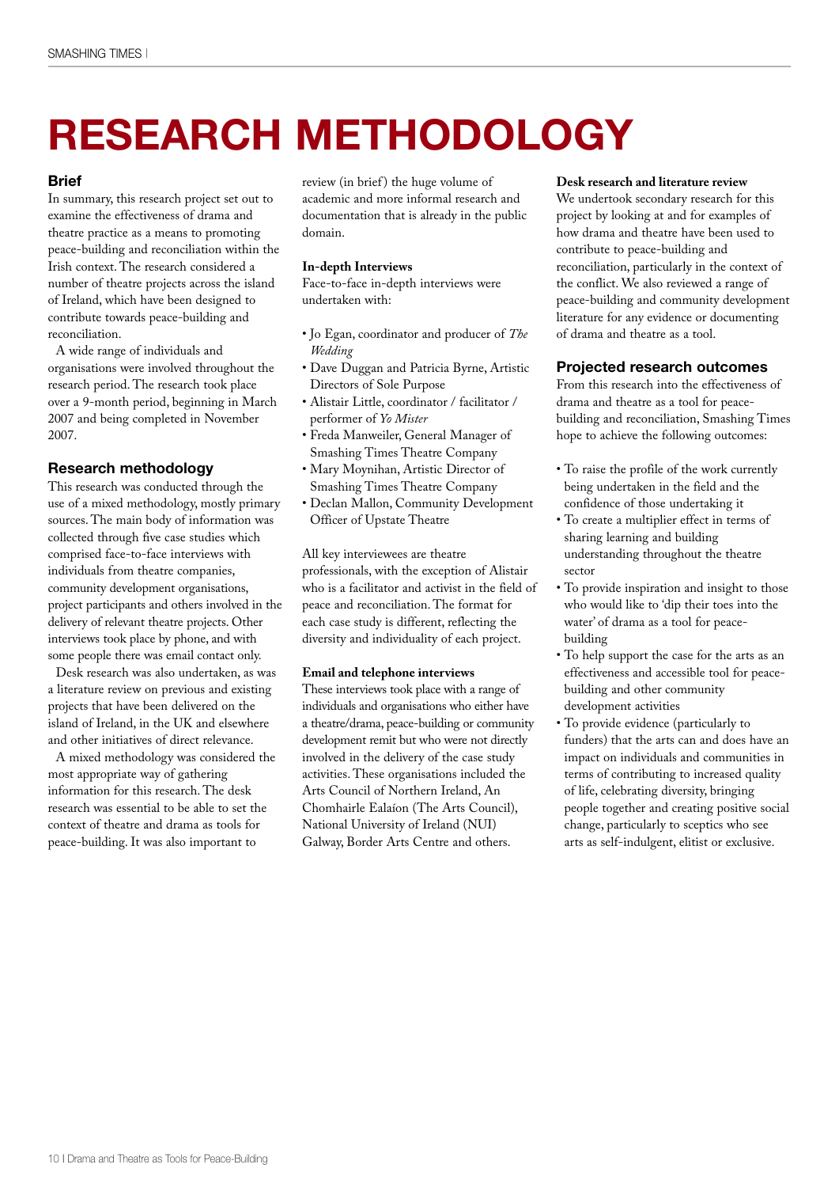# RESEARCH METHODOLOGY

## Brief

In summary, this research project set out to examine the effectiveness of drama and theatre practice as a means to promoting peace-building and reconciliation within the Irish context. The research considered a number of theatre projects across the island of Ireland, which have been designed to contribute towards peace-building and reconciliation.

A wide range of individuals and organisations were involved throughout the research period. The research took place over a 9-month period, beginning in March 2007 and being completed in November 2007.

## Research methodology

This research was conducted through the use of a mixed methodology, mostly primary sources. The main body of information was collected through five case studies which comprised face-to-face interviews with individuals from theatre companies, community development organisations, project participants and others involved in the delivery of relevant theatre projects. Other interviews took place by phone, and with some people there was email contact only.

Desk research was also undertaken, as was a literature review on previous and existing projects that have been delivered on the island of Ireland, in the UK and elsewhere and other initiatives of direct relevance.

A mixed methodology was considered the most appropriate way of gathering information for this research. The desk research was essential to be able to set the context of theatre and drama as tools for peace-building. It was also important to review (in brief) the huge volume of academic and more informal research and documentation that is already in the public domain.

### In-depth Interviews

Face-to-face in-depth interviews were undertaken with:

- Jo Egan, coordinator and producer of *The Wedding*
- Dave Duggan and Patricia Byrne, Artistic Directors of Sole Purpose
- Alistair Little, coordinator / facilitator / performer of *Yo Mister*
- Freda Manweiler, General Manager of Smashing Times Theatre Company
- Mary Moynihan, Artistic Director of Smashing Times Theatre Company
- Declan Mallon, Community Development Officer of Upstate Theatre

All key interviewees are theatre professionals, with the exception of Alistair who is a facilitator and activist in the field of peace and reconciliation. The format for each case study is different, reflecting the diversity and individuality of each project.

### Email and telephone interviews

These interviews took place with a range of individuals and organisations who either have a theatre/drama, peace-building or community development remit but who were not directly involved in the delivery of the case study activities. These organisations included the Arts Council of Northern Ireland, An Chomhairle Ealaíon (The Arts Council), National University of Ireland (NUI) Galway, Border Arts Centre and others.

### Desk research and literature review

We undertook secondary research for this project by looking at and for examples of how drama and theatre have been used to contribute to peace-building and reconciliation, particularly in the context of the conflict. We also reviewed a range of peace-building and community development literature for any evidence or documenting of drama and theatre as a tool.

## Projected research outcomes

From this research into the effectiveness of drama and theatre as a tool for peace-building and reconciliation, Smashing Times hope to achieve the following outcomes:

- To raise the profile of the work currently being undertaken in the field and the confidence of those undertaking it
- To create a multiplier effect in terms of sharing learning and building understanding throughout the theatre sector
- To provide inspiration and insight to those who would like to 'dip their toes into the water' of drama as a tool for peace-building
- To help support the case for the arts as an effectiveness and accessible tool for peace-building and other community development activities
- To provide evidence (particularly to funders) that the arts can and does have an impact on individuals and communities in terms of contributing to increased quality of life, celebrating diversity, bringing people together and creating positive social change, particularly to sceptics who see arts as self-indulgent, elitist or exclusive.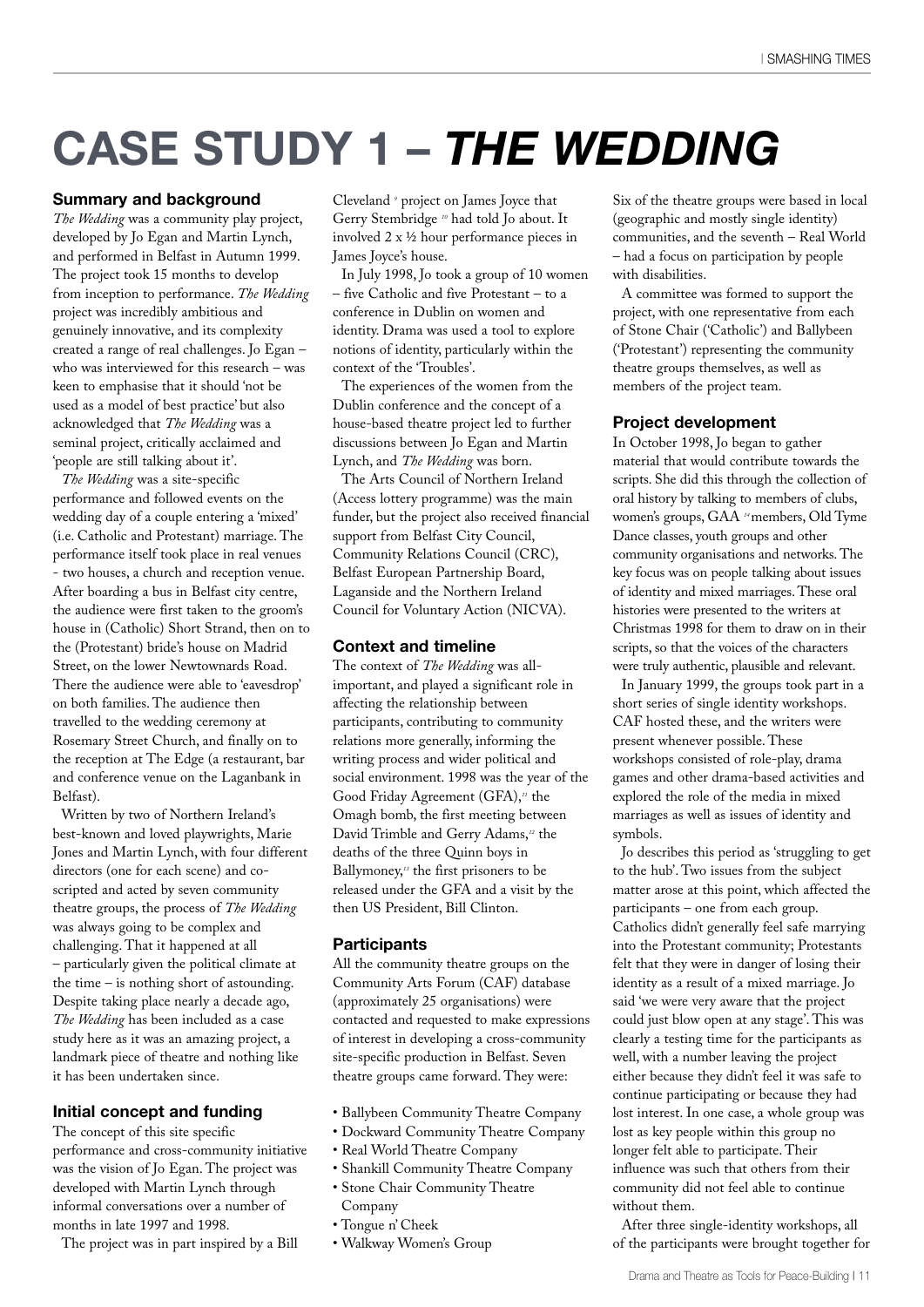# CASE STUDY 1 – *THE WEDDING*

## Summary and background

*The Wedding* was a community play project, developed by Jo Egan and Martin Lynch, and performed in Belfast in Autumn 1999. The project took 15 months to develop from inception to performance. *The Wedding* project was incredibly ambitious and genuinely innovative, and its complexity created a range of real challenges. Jo Egan – who was interviewed for this research – was keen to emphasise that it should 'not be used as a model of best practice' but also acknowledged that *The Wedding* was a seminal project, critically acclaimed and 'people are still talking about it'.

*The Wedding* was a site-specific performance and followed events on the wedding day of a couple entering a 'mixed' (i.e. Catholic and Protestant) marriage. The performance itself took place in real venues - two houses, a church and reception venue. After boarding a bus in Belfast city centre, the audience were first taken to the groom's house in (Catholic) Short Strand, then on to the (Protestant) bride's house on Madrid Street, on the lower Newtownards Road. There the audience were able to 'eavesdrop' on both families. The audience then travelled to the wedding ceremony at Rosemary Street Church, and finally on to the reception at The Edge (a restaurant, bar and conference venue on the Laganbank in Belfast).

Written by two of Northern Ireland's best-known and loved playwrights, Marie Jones and Martin Lynch, with four different directors (one for each scene) and co-scripted and acted by seven community theatre groups, the process of *The Wedding* was always going to be complex and challenging. That it happened at all – particularly given the political climate at the time – is nothing short of astounding. Despite taking place nearly a decade ago, *The Wedding* has been included as a case study here as it was an amazing project, a landmark piece of theatre and nothing like it has been undertaken since.

## Initial concept and funding

The concept of this site specific performance and cross-community initiative was the vision of Jo Egan. The project was developed with Martin Lynch through informal conversations over a number of months in late 1997 and 1998.

The project was in part inspired by a Bill Cleveland [9] project on James Joyce that Gerry Stembridge [10] had told Jo about. It involved 2 x ½ hour performance pieces in James Joyce's house.

In July 1998, Jo took a group of 10 women – five Catholic and five Protestant – to a conference in Dublin on women and identity. Drama was used a tool to explore notions of identity, particularly within the context of the 'Troubles'.

The experiences of the women from the Dublin conference and the concept of a house-based theatre project led to further discussions between Jo Egan and Martin Lynch, and *The Wedding* was born.

The Arts Council of Northern Ireland (Access lottery programme) was the main funder, but the project also received financial support from Belfast City Council, Community Relations Council (CRC), Belfast European Partnership Board, Laganside and the Northern Ireland Council for Voluntary Action (NICVA).

## Context and timeline

The context of *The Wedding* was all-important, and played a significant role in affecting the relationship between participants, contributing to community relations more generally, informing the writing process and wider political and social environment. 1998 was the year of the Good Friday Agreement (GFA),[11] the Omagh bomb, the first meeting between David Trimble and Gerry Adams,[12] the deaths of the three Quinn boys in Ballymoney,[13] the first prisoners to be released under the GFA and a visit by the then US President, Bill Clinton.

## Participants

All the community theatre groups on the Community Arts Forum (CAF) database (approximately 25 organisations) were contacted and requested to make expressions of interest in developing a cross-community site-specific production in Belfast. Seven theatre groups came forward. They were:

- Ballybeen Community Theatre Company
- Dockward Community Theatre Company
- Real World Theatre Company
- Shankill Community Theatre Company
- Stone Chair Community Theatre Company
- Tongue n' Cheek
- Walkway Women's Group

Six of the theatre groups were based in local (geographic and mostly single identity) communities, and the seventh – Real World – had a focus on participation by people with disabilities.

A committee was formed to support the project, with one representative from each of Stone Chair ('Catholic') and Ballybeen ('Protestant') representing the community theatre groups themselves, as well as members of the project team.

## Project development

In October 1998, Jo began to gather material that would contribute towards the scripts. She did this through the collection of oral history by talking to members of clubs, women's groups, GAA [14] members, Old Tyme Dance classes, youth groups and other community organisations and networks. The key focus was on people talking about issues of identity and mixed marriages. These oral histories were presented to the writers at Christmas 1998 for them to draw on in their scripts, so that the voices of the characters were truly authentic, plausible and relevant.

In January 1999, the groups took part in a short series of single identity workshops. CAF hosted these, and the writers were present whenever possible. These workshops consisted of role-play, drama games and other drama-based activities and explored the role of the media in mixed marriages as well as issues of identity and symbols.

Jo describes this period as 'struggling to get to the hub'. Two issues from the subject matter arose at this point, which affected the participants – one from each group. Catholics didn't generally feel safe marrying into the Protestant community; Protestants felt that they were in danger of losing their identity as a result of a mixed marriage. Jo said 'we were very aware that the project could just blow open at any stage'. This was clearly a testing time for the participants as well, with a number leaving the project either because they didn't feel it was safe to continue participating or because they had lost interest. In one case, a whole group was lost as key people within this group no longer felt able to participate. Their influence was such that others from their community did not feel able to continue without them.

After three single-identity workshops, all of the participants were brought together for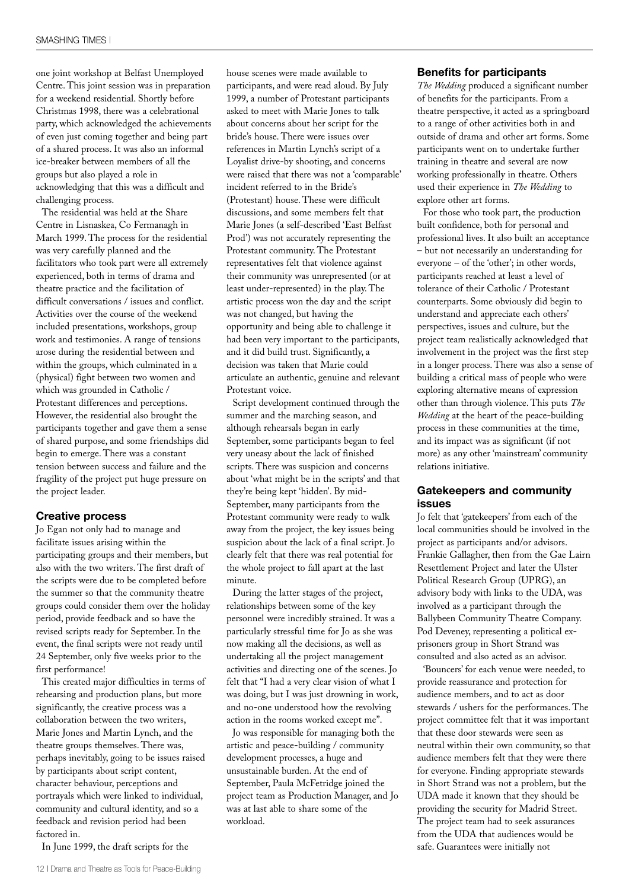one joint workshop at Belfast Unemployed Centre. This joint session was in preparation for a weekend residential. Shortly before Christmas 1998, there was a celebrational party, which acknowledged the achievements of even just coming together and being part of a shared process. It was also an informal ice-breaker between members of all the groups but also played a role in acknowledging that this was a difficult and challenging process.

The residential was held at the Share Centre in Lisnaskea, Co Fermanagh in March 1999. The process for the residential was very carefully planned and the facilitators who took part were all extremely experienced, both in terms of drama and theatre practice and the facilitation of difficult conversations / issues and conflict. Activities over the course of the weekend included presentations, workshops, group work and testimonies. A range of tensions arose during the residential between and within the groups, which culminated in a (physical) fight between two women and which was grounded in Catholic / Protestant differences and perceptions. However, the residential also brought the participants together and gave them a sense of shared purpose, and some friendships did begin to emerge. There was a constant tension between success and failure and the fragility of the project put huge pressure on the project leader.

## Creative process

Jo Egan not only had to manage and facilitate issues arising within the participating groups and their members, but also with the two writers. The first draft of the scripts were due to be completed before the summer so that the community theatre groups could consider them over the holiday period, provide feedback and so have the revised scripts ready for September. In the event, the final scripts were not ready until 24 September, only five weeks prior to the first performance!

This created major difficulties in terms of rehearsing and production plans, but more significantly, the creative process was a collaboration between the two writers, Marie Jones and Martin Lynch, and the theatre groups themselves. There was, perhaps inevitably, going to be issues raised by participants about script content, character behaviour, perceptions and portrayals which were linked to individual, community and cultural identity, and so a feedback and revision period had been factored in.

In June 1999, the draft scripts for the house scenes were made available to participants, and were read aloud. By July 1999, a number of Protestant participants asked to meet with Marie Jones to talk about concerns about her script for the bride's house. There were issues over references in Martin Lynch's script of a Loyalist drive-by shooting, and concerns were raised that there was not a 'comparable' incident referred to in the Bride's (Protestant) house. These were difficult discussions, and some members felt that Marie Jones (a self-described 'East Belfast Prod') was not accurately representing the Protestant community. The Protestant representatives felt that violence against their community was unrepresented (or at least under-represented) in the play. The artistic process won the day and the script was not changed, but having the opportunity and being able to challenge it had been very important to the participants, and it did build trust. Significantly, a decision was taken that Marie could articulate an authentic, genuine and relevant Protestant voice.

Script development continued through the summer and the marching season, and although rehearsals began in early September, some participants began to feel very uneasy about the lack of finished scripts. There was suspicion and concerns about 'what might be in the scripts' and that they're being kept 'hidden'. By mid-September, many participants from the Protestant community were ready to walk away from the project, the key issues being suspicion about the lack of a final script. Jo clearly felt that there was real potential for the whole project to fall apart at the last minute.

During the latter stages of the project, relationships between some of the key personnel were incredibly strained. It was a particularly stressful time for Jo as she was now making all the decisions, as well as undertaking all the project management activities and directing one of the scenes. Jo felt that "I had a very clear vision of what I was doing, but I was just drowning in work, and no-one understood how the revolving action in the rooms worked except me".

Jo was responsible for managing both the artistic and peace-building / community development processes, a huge and unsustainable burden. At the end of September, Paula McFetridge joined the project team as Production Manager, and Jo was at last able to share some of the workload.

## Benefits for participants

*The Wedding* produced a significant number of benefits for the participants. From a theatre perspective, it acted as a springboard to a range of other activities both in and outside of drama and other art forms. Some participants went on to undertake further training in theatre and several are now working professionally in theatre. Others used their experience in *The Wedding* to explore other art forms.

For those who took part, the production built confidence, both for personal and professional lives. It also built an acceptance – but not necessarily an understanding for everyone – of the 'other'; in other words, participants reached at least a level of tolerance of their Catholic / Protestant counterparts. Some obviously did begin to understand and appreciate each others' perspectives, issues and culture, but the project team realistically acknowledged that involvement in the project was the first step in a longer process. There was also a sense of building a critical mass of people who were exploring alternative means of expression other than through violence. This puts *The Wedding* at the heart of the peace-building process in these communities at the time, and its impact was as significant (if not more) as any other 'mainstream' community relations initiative.

## Gatekeepers and community issues

Jo felt that 'gatekeepers' from each of the local communities should be involved in the project as participants and/or advisors. Frankie Gallagher, then from the Gae Lairn Resettlement Project and later the Ulster Political Research Group (UPRG), an advisory body with links to the UDA, was involved as a participant through the Ballybeen Community Theatre Company. Pod Deveney, representing a political ex-prisoners group in Short Strand was consulted and also acted as an advisor.

'Bouncers' for each venue were needed, to provide reassurance and protection for audience members, and to act as door stewards / ushers for the performances. The project committee felt that it was important that these door stewards were seen as neutral within their own community, so that audience members felt that they were there for everyone. Finding appropriate stewards in Short Strand was not a problem, but the UDA made it known that they should be providing the security for Madrid Street. The project team had to seek assurances from the UDA that audiences would be safe. Guarantees were initially not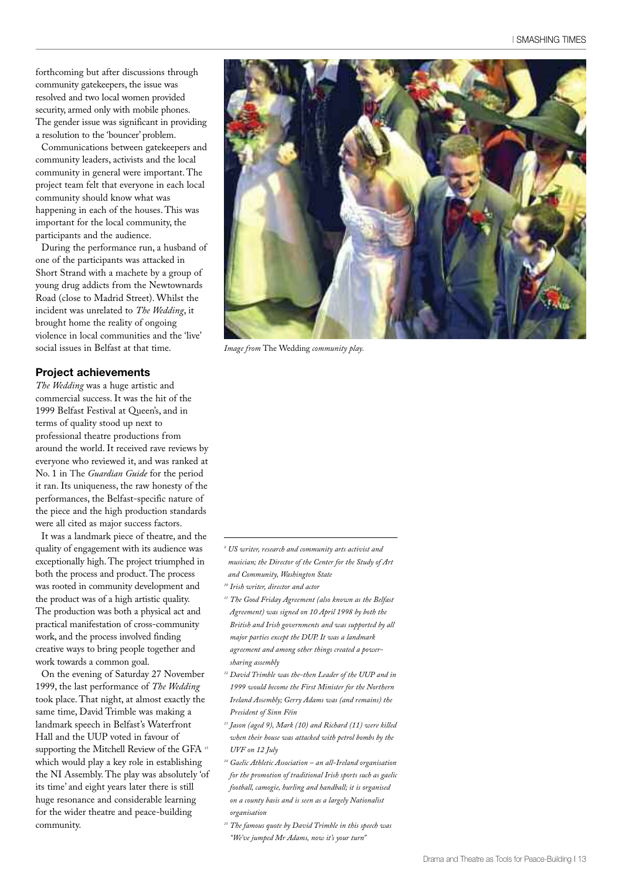forthcoming but after discussions through community gatekeepers, the issue was resolved and two local women provided security, armed only with mobile phones. The gender issue was significant in providing a resolution to the 'bouncer' problem.

Communications between gatekeepers and community leaders, activists and the local community in general were important. The project team felt that everyone in each local community should know what was happening in each of the houses. This was important for the local community, the participants and the audience.

During the performance run, a husband of one of the participants was attacked in Short Strand with a machete by a group of young drug addicts from the Newtownards Road (close to Madrid Street). Whilst the incident was unrelated to *The Wedding*, it brought home the reality of ongoing violence in local communities and the 'live' social issues in Belfast at that time.

*Image from* The Wedding *community play.*

## Project achievements

*The Wedding* was a huge artistic and commercial success. It was the hit of the 1999 Belfast Festival at Queen's, and in terms of quality stood up next to professional theatre productions from around the world. It received rave reviews by everyone who reviewed it, and was ranked at No. 1 in The *Guardian Guide* for the period it ran. Its uniqueness, the raw honesty of the performances, the Belfast-specific nature of the piece and the high production standards were all cited as major success factors.

It was a landmark piece of theatre, and the quality of engagement with its audience was exceptionally high. The project triumphed in both the process and product. The process was rooted in community development and the product was of a high artistic quality. The production was both a physical act and practical manifestation of cross-community work, and the process involved finding creative ways to bring people together and work towards a common goal.

On the evening of Saturday 27 November 1999, the last performance of *The Wedding* took place. That night, at almost exactly the same time, David Trimble was making a landmark speech in Belfast's Waterfront Hall and the UUP voted in favour of supporting the Mitchell Review of the GFA [15] which would play a key role in establishing the NI Assembly. The play was absolutely 'of its time' and eight years later there is still huge resonance and considerable learning for the wider theatre and peace-building community.

---

[9] *US writer, research and community arts activist and musician; the Director of the Center for the Study of Art and Community, Washington State*

[10] *Irish writer, director and actor*

[11] *The Good Friday Agreement (also known as the Belfast Agreement) was signed on 10 April 1998 by both the British and Irish governments and was supported by all major parties except the DUP. It was a landmark agreement and among other things created a power-sharing assembly*

[12] *David Trimble was the-then Leader of the UUP and in 1999 would become the First Minister for the Northern Ireland Assembly; Gerry Adams was (and remains) the President of Sinn Féin*

[13] *Jason (aged 9), Mark (10) and Richard (11) were killed when their house was attacked with petrol bombs by the UVF on 12 July*

[14] *Gaelic Athletic Association – an all-Ireland organisation for the promotion of traditional Irish sports such as gaelic football, camogie, hurling and handball; it is organised on a county basis and is seen as a largely Nationalist organisation*

[15] *The famous quote by David Trimble in this speech was "We've jumped Mr Adams, now it's your turn"*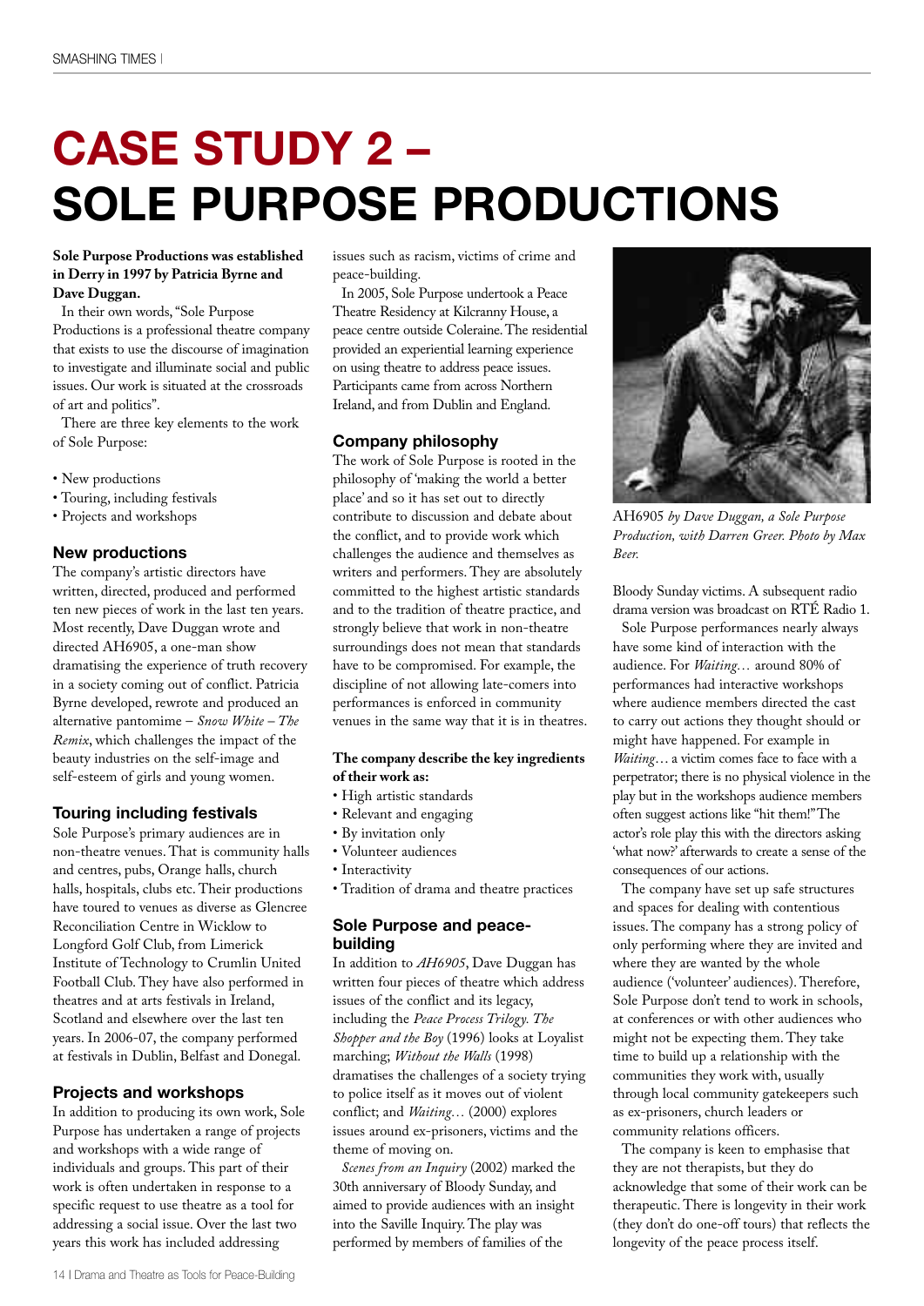# CASE STUDY 2 – SOLE PURPOSE PRODUCTIONS

**Sole Purpose Productions was established in Derry in 1997 by Patricia Byrne and Dave Duggan.**

In their own words, "Sole Purpose Productions is a professional theatre company that exists to use the discourse of imagination to investigate and illuminate social and public issues. Our work is situated at the crossroads of art and politics".

There are three key elements to the work of Sole Purpose:

- New productions
- Touring, including festivals
- Projects and workshops

## New productions

The company's artistic directors have written, directed, produced and performed ten new pieces of work in the last ten years. Most recently, Dave Duggan wrote and directed AH6905, a one-man show dramatising the experience of truth recovery in a society coming out of conflict. Patricia Byrne developed, rewrote and produced an alternative pantomime – *Snow White – The Remix*, which challenges the impact of the beauty industries on the self-image and self-esteem of girls and young women.

## Touring including festivals

Sole Purpose's primary audiences are in non-theatre venues. That is community halls and centres, pubs, Orange halls, church halls, hospitals, clubs etc. Their productions have toured to venues as diverse as Glencree Reconciliation Centre in Wicklow to Longford Golf Club, from Limerick Institute of Technology to Crumlin United Football Club. They have also performed in theatres and at arts festivals in Ireland, Scotland and elsewhere over the last ten years. In 2006-07, the company performed at festivals in Dublin, Belfast and Donegal.

## Projects and workshops

In addition to producing its own work, Sole Purpose has undertaken a range of projects and workshops with a wide range of individuals and groups. This part of their work is often undertaken in response to a specific request to use theatre as a tool for addressing a social issue. Over the last two years this work has included addressing issues such as racism, victims of crime and peace-building.

In 2005, Sole Purpose undertook a Peace Theatre Residency at Kilcranny House, a peace centre outside Coleraine. The residential provided an experiential learning experience on using theatre to address peace issues. Participants came from across Northern Ireland, and from Dublin and England.

## Company philosophy

The work of Sole Purpose is rooted in the philosophy of 'making the world a better place' and so it has set out to directly contribute to discussion and debate about the conflict, and to provide work which challenges the audience and themselves as writers and performers. They are absolutely committed to the highest artistic standards and to the tradition of theatre practice, and strongly believe that work in non-theatre surroundings does not mean that standards have to be compromised. For example, the discipline of not allowing late-comers into performances is enforced in community venues in the same way that it is in theatres.

**The company describe the key ingredients of their work as:**

- High artistic standards
- Relevant and engaging
- By invitation only
- Volunteer audiences
- Interactivity
- Tradition of drama and theatre practices

## Sole Purpose and peace-building

In addition to *AH6905*, Dave Duggan has written four pieces of theatre which address issues of the conflict and its legacy, including the *Peace Process Trilogy*. *The Shopper and the Boy* (1996) looks at Loyalist marching; *Without the Walls* (1998) dramatises the challenges of a society trying to police itself as it moves out of violent conflict; and *Waiting…* (2000) explores issues around ex-prisoners, victims and the theme of moving on.

*Scenes from an Inquiry* (2002) marked the 30th anniversary of Bloody Sunday, and aimed to provide audiences with an insight into the Saville Inquiry. The play was performed by members of families of the Bloody Sunday victims. A subsequent radio drama version was broadcast on RTÉ Radio 1.

*AH6905 by Dave Duggan, a Sole Purpose Production, with Darren Greer. Photo by Max Beer.*

Sole Purpose performances nearly always have some kind of interaction with the audience. For *Waiting…* around 80% of performances had interactive workshops where audience members directed the cast to carry out actions they thought should or might have happened. For example in *Waiting*… a victim comes face to face with a perpetrator; there is no physical violence in the play but in the workshops audience members often suggest actions like "hit them!" The actor's role play this with the directors asking 'what now?' afterwards to create a sense of the consequences of our actions.

The company have set up safe structures and spaces for dealing with contentious issues. The company has a strong policy of only performing where they are invited and where they are wanted by the whole audience ('volunteer' audiences). Therefore, Sole Purpose don't tend to work in schools, at conferences or with other audiences who might not be expecting them. They take time to build up a relationship with the communities they work with, usually through local community gatekeepers such as ex-prisoners, church leaders or community relations officers.

The company is keen to emphasise that they are not therapists, but they do acknowledge that some of their work can be therapeutic. There is longevity in their work (they don't do one-off tours) that reflects the longevity of the peace process itself.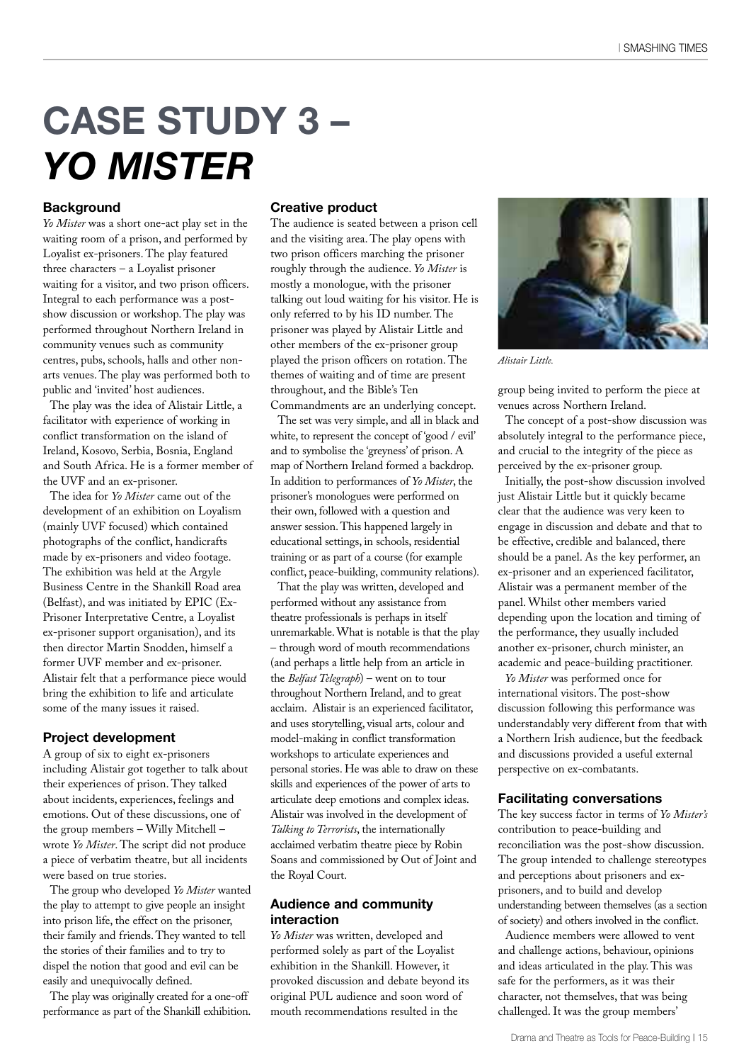# CASE STUDY 3 – *YO MISTER*

### Background

*Yo Mister* was a short one-act play set in the waiting room of a prison, and performed by Loyalist ex-prisoners. The play featured three characters – a Loyalist prisoner waiting for a visitor, and two prison officers. Integral to each performance was a post-show discussion or workshop. The play was performed throughout Northern Ireland in community venues such as community centres, pubs, schools, halls and other non-arts venues. The play was performed both to public and 'invited' host audiences.

The play was the idea of Alistair Little, a facilitator with experience of working in conflict transformation on the island of Ireland, Kosovo, Serbia, Bosnia, England and South Africa. He is a former member of the UVF and an ex-prisoner.

The idea for *Yo Mister* came out of the development of an exhibition on Loyalism (mainly UVF focused) which contained photographs of the conflict, handicrafts made by ex-prisoners and video footage. The exhibition was held at the Argyle Business Centre in the Shankill Road area (Belfast), and was initiated by EPIC (Ex-Prisoner Interpretative Centre, a Loyalist ex-prisoner support organisation), and its then director Martin Snodden, himself a former UVF member and ex-prisoner. Alistair felt that a performance piece would bring the exhibition to life and articulate some of the many issues it raised.

### Project development

A group of six to eight ex-prisoners including Alistair got together to talk about their experiences of prison. They talked about incidents, experiences, feelings and emotions. Out of these discussions, one of the group members – Willy Mitchell – wrote *Yo Mister*. The script did not produce a piece of verbatim theatre, but all incidents were based on true stories.

The group who developed *Yo Mister* wanted the play to attempt to give people an insight into prison life, the effect on the prisoner, their family and friends. They wanted to tell the stories of their families and to try to dispel the notion that good and evil can be easily and unequivocally defined.

The play was originally created for a one-off performance as part of the Shankill exhibition.

### Creative product

The audience is seated between a prison cell and the visiting area. The play opens with two prison officers marching the prisoner roughly through the audience. *Yo Mister* is mostly a monologue, with the prisoner talking out loud waiting for his visitor. He is only referred to by his ID number. The prisoner was played by Alistair Little and other members of the ex-prisoner group played the prison officers on rotation. The themes of waiting and of time are present throughout, and the Bible's Ten Commandments are an underlying concept.

The set was very simple, and all in black and white, to represent the concept of 'good / evil' and to symbolise the 'greyness' of prison. A map of Northern Ireland formed a backdrop. In addition to performances of *Yo Mister*, the prisoner's monologues were performed on their own, followed with a question and answer session. This happened largely in educational settings, in schools, residential training or as part of a course (for example conflict, peace-building, community relations).

That the play was written, developed and performed without any assistance from theatre professionals is perhaps in itself unremarkable. What is notable is that the play – through word of mouth recommendations (and perhaps a little help from an article in the *Belfast Telegraph*) – went on to tour throughout Northern Ireland, and to great acclaim. Alistair is an experienced facilitator, and uses storytelling, visual arts, colour and model-making in conflict transformation workshops to articulate experiences and personal stories. He was able to draw on these skills and experiences of the power of arts to articulate deep emotions and complex ideas. Alistair was involved in the development of *Talking to Terrorists*, the internationally acclaimed verbatim theatre piece by Robin Soans and commissioned by Out of Joint and the Royal Court.

### Audience and community interaction

*Yo Mister* was written, developed and performed solely as part of the Loyalist exhibition in the Shankill. However, it provoked discussion and debate beyond its original PUL audience and soon word of mouth recommendations resulted in the group being invited to perform the piece at venues across Northern Ireland.

*Alistair Little.*

The concept of a post-show discussion was absolutely integral to the performance piece, and crucial to the integrity of the piece as perceived by the ex-prisoner group.

Initially, the post-show discussion involved just Alistair Little but it quickly became clear that the audience was very keen to engage in discussion and debate and that to be effective, credible and balanced, there should be a panel. As the key performer, an ex-prisoner and an experienced facilitator, Alistair was a permanent member of the panel. Whilst other members varied depending upon the location and timing of the performance, they usually included another ex-prisoner, church minister, an academic and peace-building practitioner.

*Yo Mister* was performed once for international visitors. The post-show discussion following this performance was understandably very different from that with a Northern Irish audience, but the feedback and discussions provided a useful external perspective on ex-combatants.

### Facilitating conversations

The key success factor in terms of *Yo Mister's* contribution to peace-building and reconciliation was the post-show discussion. The group intended to challenge stereotypes and perceptions about prisoners and ex-prisoners, and to build and develop understanding between themselves (as a section of society) and others involved in the conflict.

Audience members were allowed to vent and challenge actions, behaviour, opinions and ideas articulated in the play. This was safe for the performers, as it was their character, not themselves, that was being challenged. It was the group members'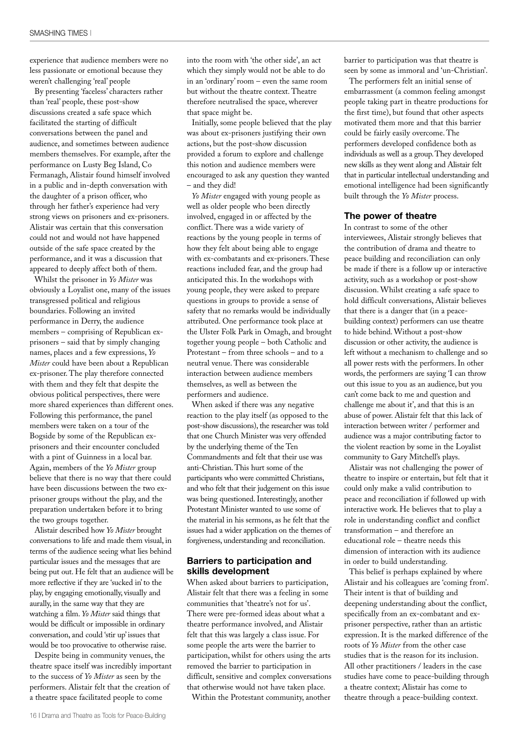experience that audience members were no less passionate or emotional because they weren't challenging 'real' people

By presenting 'faceless' characters rather than 'real' people, these post-show discussions created a safe space which facilitated the starting of difficult conversations between the panel and audience, and sometimes between audience members themselves. For example, after the performance on Lusty Beg Island, Co Fermanagh, Alistair found himself involved in a public and in-depth conversation with the daughter of a prison officer, who through her father's experience had very strong views on prisoners and ex-prisoners. Alistair was certain that this conversation could not and would not have happened outside of the safe space created by the performance, and it was a discussion that appeared to deeply affect both of them.

Whilst the prisoner in *Yo Mister* was obviously a Loyalist one, many of the issues transgressed political and religious boundaries. Following an invited performance in Derry, the audience members – comprising of Republican ex-prisoners – said that by simply changing names, places and a few expressions, *Yo Mister* could have been about a Republican ex-prisoner. The play therefore connected with them and they felt that despite the obvious political perspectives, there were more shared experiences than different ones. Following this performance, the panel members were taken on a tour of the Bogside by some of the Republican ex-prisoners and their encounter concluded with a pint of Guinness in a local bar. Again, members of the *Yo Mister* group believe that there is no way that there could have been discussions between the two ex-prisoner groups without the play, and the preparation undertaken before it to bring the two groups together.

Alistair described how *Yo Mister* brought conversations to life and made them visual, in terms of the audience seeing what lies behind particular issues and the messages that are being put out. He felt that an audience will be more reflective if they are 'sucked in' to the play, by engaging emotionally, visually and aurally, in the same way that they are watching a film. *Yo Mister* said things that would be difficult or impossible in ordinary conversation, and could 'stir up' issues that would be too provocative to otherwise raise.

Despite being in community venues, the theatre space itself was incredibly important to the success of *Yo Mister* as seen by the performers. Alistair felt that the creation of a theatre space facilitated people to come into the room with 'the other side', an act which they simply would not be able to do in an 'ordinary' room – even the same room but without the theatre context. Theatre therefore neutralised the space, wherever that space might be.

Initially, some people believed that the play was about ex-prisoners justifying their own actions, but the post-show discussion provided a forum to explore and challenge this notion and audience members were encouraged to ask any question they wanted – and they did!

*Yo Mister* engaged with young people as well as older people who been directly involved, engaged in or affected by the conflict. There was a wide variety of reactions by the young people in terms of how they felt about being able to engage with ex-combatants and ex-prisoners. These reactions included fear, and the group had anticipated this. In the workshops with young people, they were asked to prepare questions in groups to provide a sense of safety that no remarks would be individually attributed. One performance took place at the Ulster Folk Park in Omagh, and brought together young people – both Catholic and Protestant – from three schools – and to a neutral venue. There was considerable interaction between audience members themselves, as well as between the performers and audience.

When asked if there was any negative reaction to the play itself (as opposed to the post-show discussions), the researcher was told that one Church Minister was very offended by the underlying theme of the Ten Commandments and felt that their use was anti-Christian. This hurt some of the participants who were committed Christians, and who felt that their judgement on this issue was being questioned. Interestingly, another Protestant Minister wanted to use some of the material in his sermons, as he felt that the issues had a wider application on the themes of forgiveness, understanding and reconciliation.

## Barriers to participation and skills development

When asked about barriers to participation, Alistair felt that there was a feeling in some communities that 'theatre's not for us'. There were pre-formed ideas about what a theatre performance involved, and Alistair felt that this was largely a class issue. For some people the arts were the barrier to participation, whilst for others using the arts removed the barrier to participation in difficult, sensitive and complex conversations that otherwise would not have taken place.

Within the Protestant community, another barrier to participation was that theatre is seen by some as immoral and 'un-Christian'.

The performers felt an initial sense of embarrassment (a common feeling amongst people taking part in theatre productions for the first time), but found that other aspects motivated them more and that this barrier could be fairly easily overcome. The performers developed confidence both as individuals as well as a group. They developed new skills as they went along and Alistair felt that in particular intellectual understanding and emotional intelligence had been significantly built through the *Yo Mister* process.

## The power of theatre

In contrast to some of the other interviewees, Alistair strongly believes that the contribution of drama and theatre to peace building and reconciliation can only be made if there is a follow up or interactive activity, such as a workshop or post-show discussion. Whilst creating a safe space to hold difficult conversations, Alistair believes that there is a danger that (in a peace-building context) performers can use theatre to hide behind. Without a post-show discussion or other activity, the audience is left without a mechanism to challenge and so all power rests with the performers. In other words, the performers are saying 'I can throw out this issue to you as an audience, but you can't come back to me and question and challenge me about it', and that this is an abuse of power. Alistair felt that this lack of interaction between writer / performer and audience was a major contributing factor to the violent reaction by some in the Loyalist community to Gary Mitchell's plays.

Alistair was not challenging the power of theatre to inspire or entertain, but felt that it could only make a valid contribution to peace and reconciliation if followed up with interactive work. He believes that to play a role in understanding conflict and conflict transformation – and therefore an educational role – theatre needs this dimension of interaction with its audience in order to build understanding.

This belief is perhaps explained by where Alistair and his colleagues are 'coming from'. Their intent is that of building and deepening understanding about the conflict, specifically from an ex-combatant and ex-prisoner perspective, rather than an artistic expression. It is the marked difference of the roots of *Yo Mister* from the other case studies that is the reason for its inclusion. All other practitioners / leaders in the case studies have come to peace-building through a theatre context; Alistair has come to theatre through a peace-building context.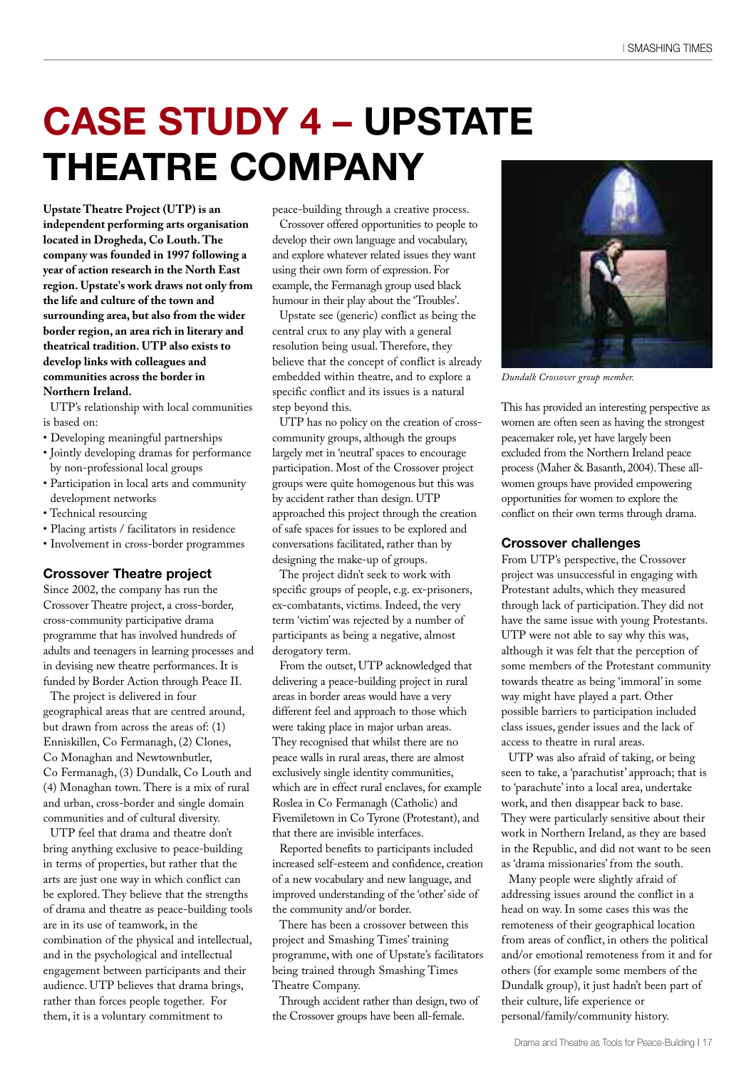# CASE STUDY 4 – UPSTATE THEATRE COMPANY

**Upstate Theatre Project (UTP) is an independent performing arts organisation located in Drogheda, Co Louth. The company was founded in 1997 following a year of action research in the North East region. Upstate's work draws not only from the life and culture of the town and surrounding area, but also from the wider border region, an area rich in literary and theatrical tradition. UTP also exists to develop links with colleagues and communities across the border in Northern Ireland.**

UTP's relationship with local communities is based on:

- Developing meaningful partnerships
- Jointly developing dramas for performance by non-professional local groups
- Participation in local arts and community development networks
- Technical resourcing
- Placing artists / facilitators in residence
- Involvement in cross-border programmes

### Crossover Theatre project

Since 2002, the company has run the Crossover Theatre project, a cross-border, cross-community participative drama programme that has involved hundreds of adults and teenagers in learning processes and in devising new theatre performances. It is funded by Border Action through Peace II.

The project is delivered in four geographical areas that are centred around, but drawn from across the areas of: (1) Enniskillen, Co Fermanagh, (2) Clones, Co Monaghan and Newtownbutler, Co Fermanagh, (3) Dundalk, Co Louth and (4) Monaghan town. There is a mix of rural and urban, cross-border and single domain communities and of cultural diversity.

UTP feel that drama and theatre don't bring anything exclusive to peace-building in terms of properties, but rather that the arts are just one way in which conflict can be explored. They believe that the strengths of drama and theatre as peace-building tools are in its use of teamwork, in the combination of the physical and intellectual, and in the psychological and intellectual engagement between participants and their audience. UTP believes that drama brings, rather than forces people together. For them, it is a voluntary commitment to peace-building through a creative process.

Crossover offered opportunities to people to develop their own language and vocabulary, and explore whatever related issues they want using their own form of expression. For example, the Fermanagh group used black humour in their play about the 'Troubles'.

Upstate see (generic) conflict as being the central crux to any play with a general resolution being usual. Therefore, they believe that the concept of conflict is already embedded within theatre, and to explore a specific conflict and its issues is a natural step beyond this.

UTP has no policy on the creation of cross-community groups, although the groups largely met in 'neutral' spaces to encourage participation. Most of the Crossover project groups were quite homogenous but this was by accident rather than design. UTP approached this project through the creation of safe spaces for issues to be explored and conversations facilitated, rather than by designing the make-up of groups.

The project didn't seek to work with specific groups of people, e.g. ex-prisoners, ex-combatants, victims. Indeed, the very term 'victim' was rejected by a number of participants as being a negative, almost derogatory term.

From the outset, UTP acknowledged that delivering a peace-building project in rural areas in border areas would have a very different feel and approach to those which were taking place in major urban areas. They recognised that whilst there are no peace walls in rural areas, there are almost exclusively single identity communities, which are in effect rural enclaves, for example Roslea in Co Fermanagh (Catholic) and Fivemiletown in Co Tyrone (Protestant), and that there are invisible interfaces.

Reported benefits to participants included increased self-esteem and confidence, creation of a new vocabulary and new language, and improved understanding of the 'other' side of the community and/or border.

There has been a crossover between this project and Smashing Times' training programme, with one of Upstate's facilitators being trained through Smashing Times Theatre Company.

Through accident rather than design, two of the Crossover groups have been all-female.

*Dundalk Crossover group member.*

This has provided an interesting perspective as women are often seen as having the strongest peacemaker role, yet have largely been excluded from the Northern Ireland peace process (Maher & Basanth, 2004). These all-women groups have provided empowering opportunities for women to explore the conflict on their own terms through drama.

### Crossover challenges

From UTP's perspective, the Crossover project was unsuccessful in engaging with Protestant adults, which they measured through lack of participation. They did not have the same issue with young Protestants. UTP were not able to say why this was, although it was felt that the perception of some members of the Protestant community towards theatre as being 'immoral' in some way might have played a part. Other possible barriers to participation included class issues, gender issues and the lack of access to theatre in rural areas.

UTP was also afraid of taking, or being seen to take, a 'parachutist' approach; that is to 'parachute' into a local area, undertake work, and then disappear back to base. They were particularly sensitive about their work in Northern Ireland, as they are based in the Republic, and did not want to be seen as 'drama missionaries' from the south.

Many people were slightly afraid of addressing issues around the conflict in a head on way. In some cases this was the remoteness of their geographical location from areas of conflict, in others the political and/or emotional remoteness from it and for others (for example some members of the Dundalk group), it just hadn't been part of their culture, life experience or personal/family/community history.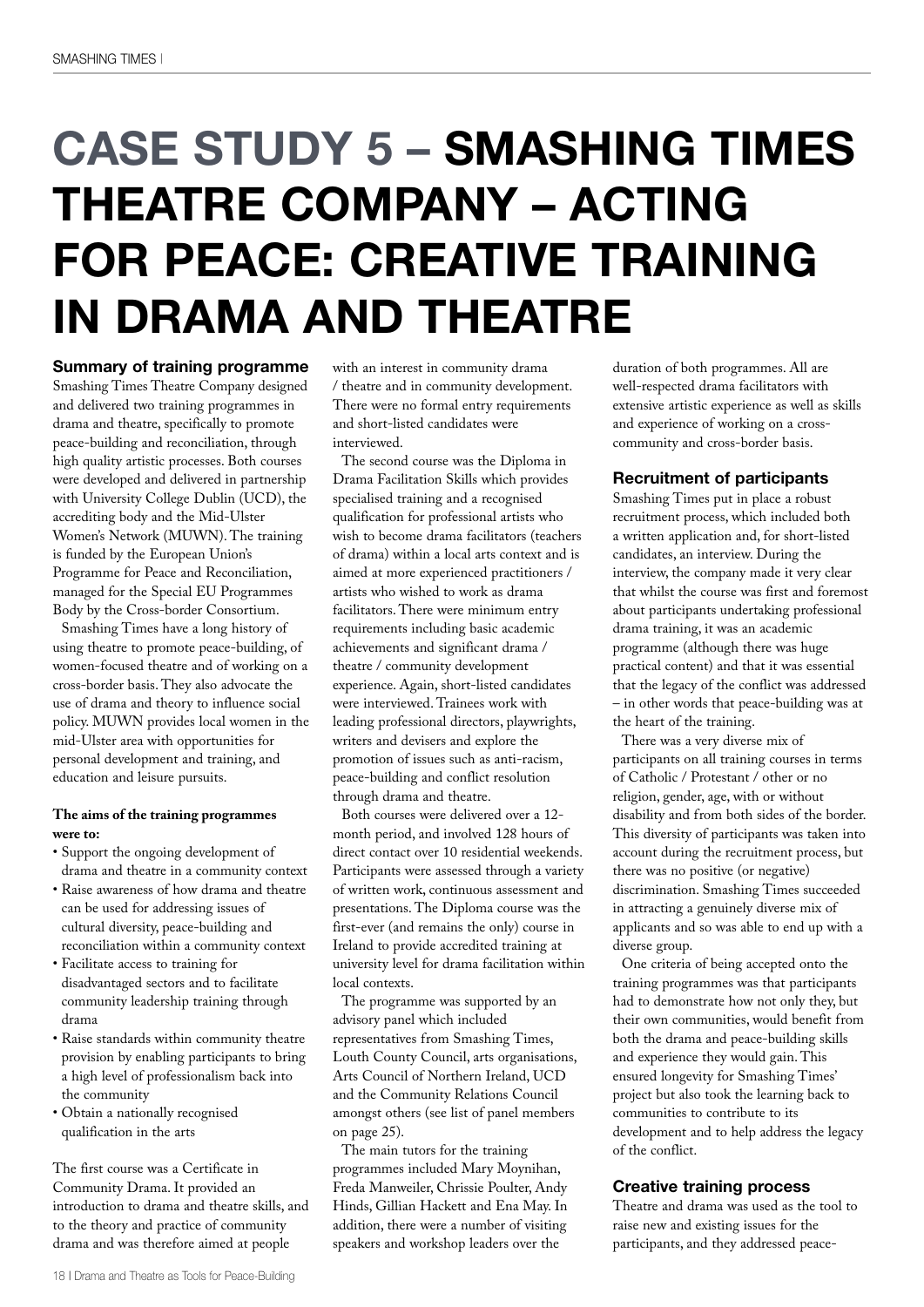# CASE STUDY 5 – SMASHING TIMES THEATRE COMPANY – ACTING FOR PEACE: CREATIVE TRAINING IN DRAMA AND THEATRE

### Summary of training programme

Smashing Times Theatre Company designed and delivered two training programmes in drama and theatre, specifically to promote peace-building and reconciliation, through high quality artistic processes. Both courses were developed and delivered in partnership with University College Dublin (UCD), the accrediting body and the Mid-Ulster Women's Network (MUWN). The training is funded by the European Union's Programme for Peace and Reconciliation, managed for the Special EU Programmes Body by the Cross-border Consortium.

Smashing Times have a long history of using theatre to promote peace-building, of women-focused theatre and of working on a cross-border basis. They also advocate the use of drama and theory to influence social policy. MUWN provides local women in the mid-Ulster area with opportunities for personal development and training, and education and leisure pursuits.

**The aims of the training programmes were to:**

- Support the ongoing development of drama and theatre in a community context
- Raise awareness of how drama and theatre can be used for addressing issues of cultural diversity, peace-building and reconciliation within a community context
- Facilitate access to training for disadvantaged sectors and to facilitate community leadership training through drama
- Raise standards within community theatre provision by enabling participants to bring a high level of professionalism back into the community
- Obtain a nationally recognised qualification in the arts

The first course was a Certificate in Community Drama. It provided an introduction to drama and theatre skills, and to the theory and practice of community drama and was therefore aimed at people with an interest in community drama / theatre and in community development. There were no formal entry requirements and short-listed candidates were interviewed.

The second course was the Diploma in Drama Facilitation Skills which provides specialised training and a recognised qualification for professional artists who wish to become drama facilitators (teachers of drama) within a local arts context and is aimed at more experienced practitioners / artists who wished to work as drama facilitators. There were minimum entry requirements including basic academic achievements and significant drama / theatre / community development experience. Again, short-listed candidates were interviewed. Trainees work with leading professional directors, playwrights, writers and devisers and explore the promotion of issues such as anti-racism, peace-building and conflict resolution through drama and theatre.

Both courses were delivered over a 12-month period, and involved 128 hours of direct contact over 10 residential weekends. Participants were assessed through a variety of written work, continuous assessment and presentations. The Diploma course was the first-ever (and remains the only) course in Ireland to provide accredited training at university level for drama facilitation within local contexts.

The programme was supported by an advisory panel which included representatives from Smashing Times, Louth County Council, arts organisations, Arts Council of Northern Ireland, UCD and the Community Relations Council amongst others (see list of panel members on page 25).

The main tutors for the training programmes included Mary Moynihan, Freda Manweiler, Chrissie Poulter, Andy Hinds, Gillian Hackett and Ena May. In addition, there were a number of visiting speakers and workshop leaders over the duration of both programmes. All are well-respected drama facilitators with extensive artistic experience as well as skills and experience of working on a cross-community and cross-border basis.

### Recruitment of participants

Smashing Times put in place a robust recruitment process, which included both a written application and, for short-listed candidates, an interview. During the interview, the company made it very clear that whilst the course was first and foremost about participants undertaking professional drama training, it was an academic programme (although there was huge practical content) and that it was essential that the legacy of the conflict was addressed – in other words that peace-building was at the heart of the training.

There was a very diverse mix of participants on all training courses in terms of Catholic / Protestant / other or no religion, gender, age, with or without disability and from both sides of the border. This diversity of participants was taken into account during the recruitment process, but there was no positive (or negative) discrimination. Smashing Times succeeded in attracting a genuinely diverse mix of applicants and so was able to end up with a diverse group.

One criteria of being accepted onto the training programmes was that participants had to demonstrate how not only they, but their own communities, would benefit from both the drama and peace-building skills and experience they would gain. This ensured longevity for Smashing Times' project but also took the learning back to communities to contribute to its development and to help address the legacy of the conflict.

### Creative training process

Theatre and drama was used as the tool to raise new and existing issues for the participants, and they addressed peace-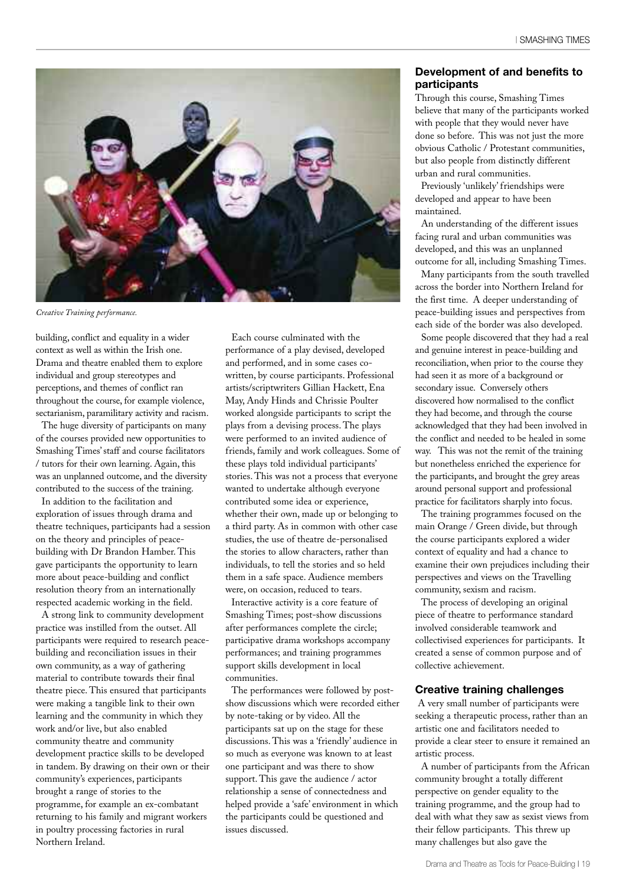*Creative Training performance.*

building, conflict and equality in a wider context as well as within the Irish one. Drama and theatre enabled them to explore individual and group stereotypes and perceptions, and themes of conflict ran throughout the course, for example violence, sectarianism, paramilitary activity and racism.

The huge diversity of participants on many of the courses provided new opportunities to Smashing Times' staff and course facilitators / tutors for their own learning. Again, this was an unplanned outcome, and the diversity contributed to the success of the training.

In addition to the facilitation and exploration of issues through drama and theatre techniques, participants had a session on the theory and principles of peace-building with Dr Brandon Hamber. This gave participants the opportunity to learn more about peace-building and conflict resolution theory from an internationally respected academic working in the field.

A strong link to community development practice was instilled from the outset. All participants were required to research peace-building and reconciliation issues in their own community, as a way of gathering material to contribute towards their final theatre piece. This ensured that participants were making a tangible link to their own learning and the community in which they work and/or live, but also enabled community theatre and community development practice skills to be developed in tandem. By drawing on their own or their community's experiences, participants brought a range of stories to the programme, for example an ex-combatant returning to his family and migrant workers in poultry processing factories in rural Northern Ireland.

Each course culminated with the performance of a play devised, developed and performed, and in some cases co-written, by course participants. Professional artists/scriptwriters Gillian Hackett, Ena May, Andy Hinds and Chrissie Poulter worked alongside participants to script the plays from a devising process. The plays were performed to an invited audience of friends, family and work colleagues. Some of these plays told individual participants' stories. This was not a process that everyone wanted to undertake although everyone contributed some idea or experience, whether their own, made up or belonging to a third party. As in common with other case studies, the use of theatre de-personalised the stories to allow characters, rather than individuals, to tell the stories and so held them in a safe space. Audience members were, on occasion, reduced to tears.

Interactive activity is a core feature of Smashing Times; post-show discussions after performances complete the circle; participative drama workshops accompany performances; and training programmes support skills development in local communities.

The performances were followed by post-show discussions which were recorded either by note-taking or by video. All the participants sat up on the stage for these discussions. This was a 'friendly' audience in so much as everyone was known to at least one participant and was there to show support. This gave the audience / actor relationship a sense of connectedness and helped provide a 'safe' environment in which the participants could be questioned and issues discussed.

### Development of and benefits to participants

Through this course, Smashing Times believe that many of the participants worked with people that they would never have done so before. This was not just the more obvious Catholic / Protestant communities, but also people from distinctly different urban and rural communities.

Previously 'unlikely' friendships were developed and appear to have been maintained.

An understanding of the different issues facing rural and urban communities was developed, and this was an unplanned outcome for all, including Smashing Times.

Many participants from the south travelled across the border into Northern Ireland for the first time. A deeper understanding of peace-building issues and perspectives from each side of the border was also developed.

Some people discovered that they had a real and genuine interest in peace-building and reconciliation, when prior to the course they had seen it as more of a background or secondary issue. Conversely others discovered how normalised to the conflict they had become, and through the course acknowledged that they had been involved in the conflict and needed to be healed in some way. This was not the remit of the training but nonetheless enriched the experience for the participants, and brought the grey areas around personal support and professional practice for facilitators sharply into focus.

The training programmes focused on the main Orange / Green divide, but through the course participants explored a wider context of equality and had a chance to examine their own prejudices including their perspectives and views on the Travelling community, sexism and racism.

The process of developing an original piece of theatre to performance standard involved considerable teamwork and collectivised experiences for participants. It created a sense of common purpose and of collective achievement.

### Creative training challenges

A very small number of participants were seeking a therapeutic process, rather than an artistic one and facilitators needed to provide a clear steer to ensure it remained an artistic process.

A number of participants from the African community brought a totally different perspective on gender equality to the training programme, and the group had to deal with what they saw as sexist views from their fellow participants. This threw up many challenges but also gave the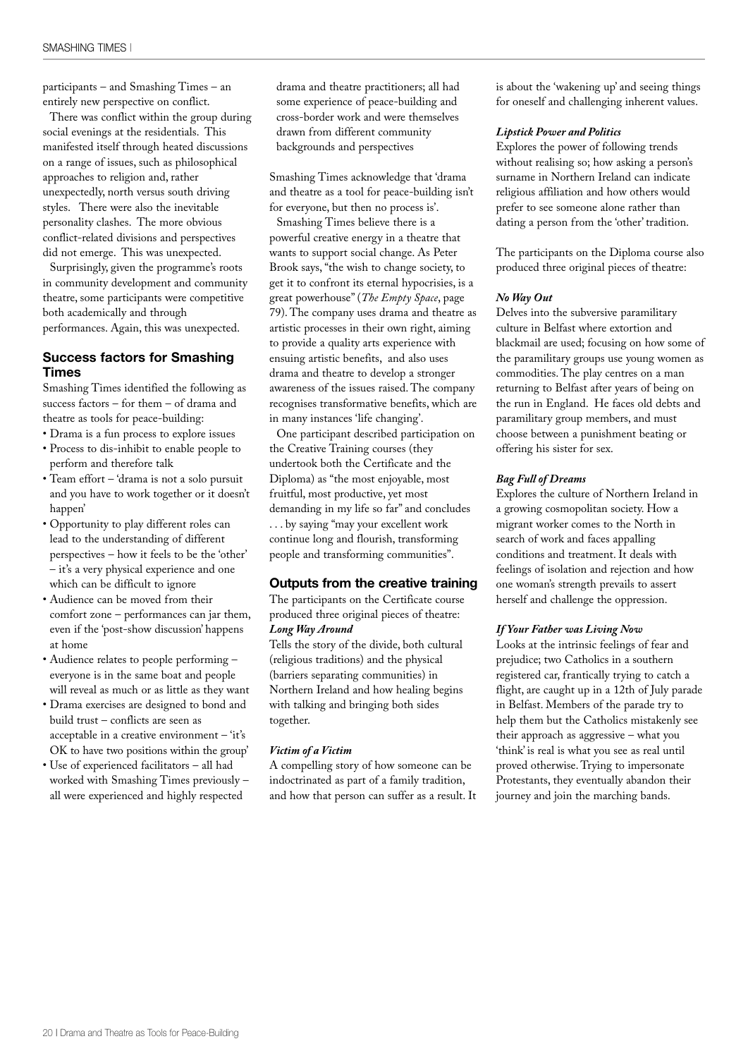participants – and Smashing Times – an entirely new perspective on conflict.

There was conflict within the group during social evenings at the residentials. This manifested itself through heated discussions on a range of issues, such as philosophical approaches to religion and, rather unexpectedly, north versus south driving styles. There were also the inevitable personality clashes. The more obvious conflict-related divisions and perspectives did not emerge. This was unexpected.

Surprisingly, given the programme's roots in community development and community theatre, some participants were competitive both academically and through performances. Again, this was unexpected.

### Success factors for Smashing Times

Smashing Times identified the following as success factors – for them – of drama and theatre as tools for peace-building:

- Drama is a fun process to explore issues
- Process to dis-inhibit to enable people to perform and therefore talk
- Team effort – 'drama is not a solo pursuit and you have to work together or it doesn't happen'
- Opportunity to play different roles can lead to the understanding of different perspectives – how it feels to be the 'other' – it's a very physical experience and one which can be difficult to ignore
- Audience can be moved from their comfort zone – performances can jar them, even if the 'post-show discussion' happens at home
- Audience relates to people performing – everyone is in the same boat and people will reveal as much or as little as they want
- Drama exercises are designed to bond and build trust – conflicts are seen as acceptable in a creative environment – 'it's OK to have two positions within the group'
- Use of experienced facilitators – all had worked with Smashing Times previously – all were experienced and highly respected drama and theatre practitioners; all had some experience of peace-building and cross-border work and were themselves drawn from different community backgrounds and perspectives

Smashing Times acknowledge that 'drama and theatre as a tool for peace-building isn't for everyone, but then no process is'.

Smashing Times believe there is a powerful creative energy in a theatre that wants to support social change. As Peter Brook says, "the wish to change society, to get it to confront its eternal hypocrisies, is a great powerhouse" (*The Empty Space*, page 79). The company uses drama and theatre as artistic processes in their own right, aiming to provide a quality arts experience with ensuing artistic benefits, and also uses drama and theatre to develop a stronger awareness of the issues raised. The company recognises transformative benefits, which are in many instances 'life changing'.

One participant described participation on the Creative Training courses (they undertook both the Certificate and the Diploma) as "the most enjoyable, most fruitful, most productive, yet most demanding in my life so far" and concludes . . . by saying "may your excellent work continue long and flourish, transforming people and transforming communities".

### Outputs from the creative training

The participants on the Certificate course produced three original pieces of theatre:

***Long Way Around***

Tells the story of the divide, both cultural (religious traditions) and the physical (barriers separating communities) in Northern Ireland and how healing begins with talking and bringing both sides together.

***Victim of a Victim***

A compelling story of how someone can be indoctrinated as part of a family tradition, and how that person can suffer as a result. It is about the 'wakening up' and seeing things for oneself and challenging inherent values.

***Lipstick Power and Politics***

Explores the power of following trends without realising so; how asking a person's surname in Northern Ireland can indicate religious affiliation and how others would prefer to see someone alone rather than dating a person from the 'other' tradition.

The participants on the Diploma course also produced three original pieces of theatre:

***No Way Out***

Delves into the subversive paramilitary culture in Belfast where extortion and blackmail are used; focusing on how some of the paramilitary groups use young women as commodities. The play centres on a man returning to Belfast after years of being on the run in England. He faces old debts and paramilitary group members, and must choose between a punishment beating or offering his sister for sex.

***Bag Full of Dreams***

Explores the culture of Northern Ireland in a growing cosmopolitan society. How a migrant worker comes to the North in search of work and faces appalling conditions and treatment. It deals with feelings of isolation and rejection and how one woman's strength prevails to assert herself and challenge the oppression.

***If Your Father was Living Now***

Looks at the intrinsic feelings of fear and prejudice; two Catholics in a southern registered car, frantically trying to catch a flight, are caught up in a 12th of July parade in Belfast. Members of the parade try to help them but the Catholics mistakenly see their approach as aggressive – what you 'think' is real is what you see as real until proved otherwise. Trying to impersonate Protestants, they eventually abandon their journey and join the marching bands.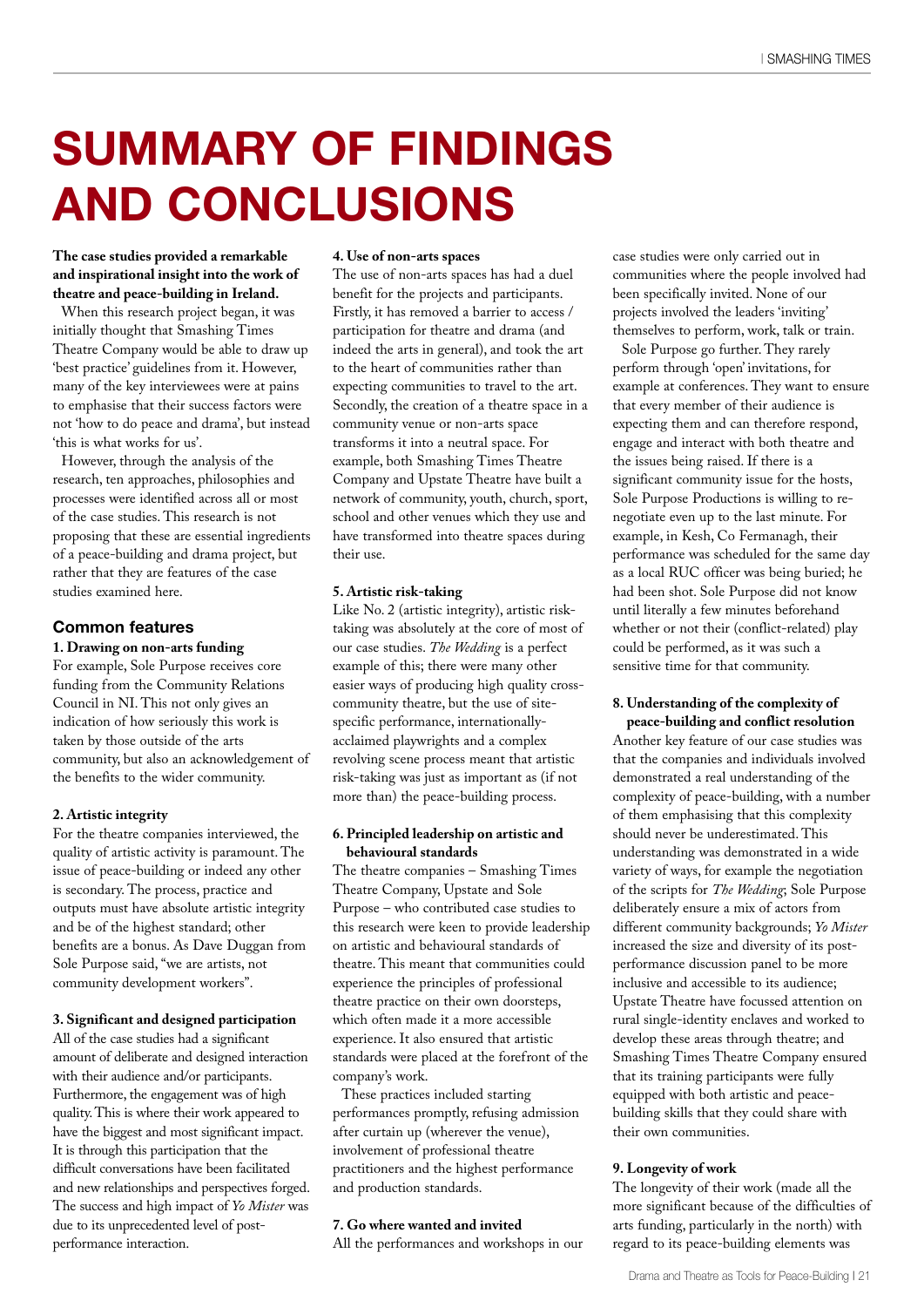# SUMMARY OF FINDINGS AND CONCLUSIONS

**The case studies provided a remarkable and inspirational insight into the work of theatre and peace-building in Ireland.**

When this research project began, it was initially thought that Smashing Times Theatre Company would be able to draw up 'best practice' guidelines from it. However, many of the key interviewees were at pains to emphasise that their success factors were not 'how to do peace and drama', but instead 'this is what works for us'.

However, through the analysis of the research, ten approaches, philosophies and processes were identified across all or most of the case studies. This research is not proposing that these are essential ingredients of a peace-building and drama project, but rather that they are features of the case studies examined here.

## Common features

**1. Drawing on non-arts funding**

For example, Sole Purpose receives core funding from the Community Relations Council in NI. This not only gives an indication of how seriously this work is taken by those outside of the arts community, but also an acknowledgement of the benefits to the wider community.

**2. Artistic integrity**

For the theatre companies interviewed, the quality of artistic activity is paramount. The issue of peace-building or indeed any other is secondary. The process, practice and outputs must have absolute artistic integrity and be of the highest standard; other benefits are a bonus. As Dave Duggan from Sole Purpose said, "we are artists, not community development workers".

**3. Significant and designed participation**

All of the case studies had a significant amount of deliberate and designed interaction with their audience and/or participants. Furthermore, the engagement was of high quality. This is where their work appeared to have the biggest and most significant impact. It is through this participation that the difficult conversations have been facilitated and new relationships and perspectives forged. The success and high impact of *Yo Mister* was due to its unprecedented level of post-performance interaction.

**4. Use of non-arts spaces**

The use of non-arts spaces has had a duel benefit for the projects and participants. Firstly, it has removed a barrier to access / participation for theatre and drama (and indeed the arts in general), and took the art to the heart of communities rather than expecting communities to travel to the art. Secondly, the creation of a theatre space in a community venue or non-arts space transforms it into a neutral space. For example, both Smashing Times Theatre Company and Upstate Theatre have built a network of community, youth, church, sport, school and other venues which they use and have transformed into theatre spaces during their use.

**5. Artistic risk-taking**

Like No. 2 (artistic integrity), artistic risk-taking was absolutely at the core of most of our case studies. *The Wedding* is a perfect example of this; there were many other easier ways of producing high quality cross-community theatre, but the use of site-specific performance, internationally-acclaimed playwrights and a complex revolving scene process meant that artistic risk-taking was just as important as (if not more than) the peace-building process.

**6. Principled leadership on artistic and behavioural standards**

The theatre companies – Smashing Times Theatre Company, Upstate and Sole Purpose – who contributed case studies to this research were keen to provide leadership on artistic and behavioural standards of theatre. This meant that communities could experience the principles of professional theatre practice on their own doorsteps, which often made it a more accessible experience. It also ensured that artistic standards were placed at the forefront of the company's work.

These practices included starting performances promptly, refusing admission after curtain up (wherever the venue), involvement of professional theatre practitioners and the highest performance and production standards.

**7. Go where wanted and invited**

All the performances and workshops in our case studies were only carried out in communities where the people involved had been specifically invited. None of our projects involved the leaders 'inviting' themselves to perform, work, talk or train.

Sole Purpose go further. They rarely perform through 'open' invitations, for example at conferences. They want to ensure that every member of their audience is expecting them and can therefore respond, engage and interact with both theatre and the issues being raised. If there is a significant community issue for the hosts, Sole Purpose Productions is willing to re-negotiate even up to the last minute. For example, in Kesh, Co Fermanagh, their performance was scheduled for the same day as a local RUC officer was being buried; he had been shot. Sole Purpose did not know until literally a few minutes beforehand whether or not their (conflict-related) play could be performed, as it was such a sensitive time for that community.

**8. Understanding of the complexity of peace-building and conflict resolution**

Another key feature of our case studies was that the companies and individuals involved demonstrated a real understanding of the complexity of peace-building, with a number of them emphasising that this complexity should never be underestimated. This understanding was demonstrated in a wide variety of ways, for example the negotiation of the scripts for *The Wedding*; Sole Purpose deliberately ensure a mix of actors from different community backgrounds; *Yo Mister* increased the size and diversity of its post-performance discussion panel to be more inclusive and accessible to its audience; Upstate Theatre have focussed attention on rural single-identity enclaves and worked to develop these areas through theatre; and Smashing Times Theatre Company ensured that its training participants were fully equipped with both artistic and peace-building skills that they could share with their own communities.

**9. Longevity of work**

The longevity of their work (made all the more significant because of the difficulties of arts funding, particularly in the north) with regard to its peace-building elements was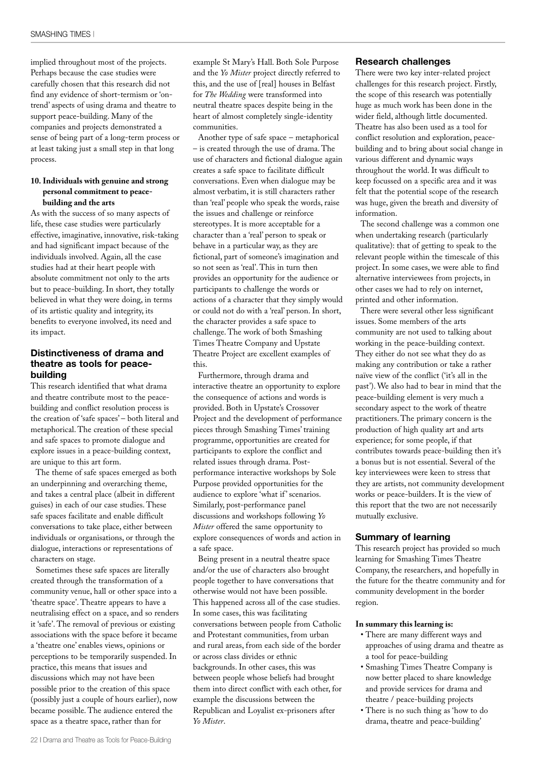implied throughout most of the projects. Perhaps because the case studies were carefully chosen that this research did not find any evidence of short-termism or 'on-trend' aspects of using drama and theatre to support peace-building. Many of the companies and projects demonstrated a sense of being part of a long-term process or at least taking just a small step in that long process.

**10. Individuals with genuine and strong personal commitment to peace-building and the arts**

As with the success of so many aspects of life, these case studies were particularly effective, imaginative, innovative, risk-taking and had significant impact because of the individuals involved. Again, all the case studies had at their heart people with absolute commitment not only to the arts but to peace-building. In short, they totally believed in what they were doing, in terms of its artistic quality and integrity, its benefits to everyone involved, its need and its impact.

## Distinctiveness of drama and theatre as tools for peace-building

This research identified that what drama and theatre contribute most to the peace-building and conflict resolution process is the creation of 'safe spaces' – both literal and metaphorical. The creation of these special and safe spaces to promote dialogue and explore issues in a peace-building context, are unique to this art form.

The theme of safe spaces emerged as both an underpinning and overarching theme, and takes a central place (albeit in different guises) in each of our case studies. These safe spaces facilitate and enable difficult conversations to take place, either between individuals or organisations, or through the dialogue, interactions or representations of characters on stage.

Sometimes these safe spaces are literally created through the transformation of a community venue, hall or other space into a 'theatre space'. Theatre appears to have a neutralising effect on a space, and so renders it 'safe'. The removal of previous or existing associations with the space before it became a 'theatre one' enables views, opinions or perceptions to be temporarily suspended. In practice, this means that issues and discussions which may not have been possible prior to the creation of this space (possibly just a couple of hours earlier), now became possible. The audience entered the space as a theatre space, rather than for example St Mary's Hall. Both Sole Purpose and the *Yo Mister* project directly referred to this, and the use of [real] houses in Belfast for *The Wedding* were transformed into neutral theatre spaces despite being in the heart of almost completely single-identity communities.

Another type of safe space – metaphorical – is created through the use of drama. The use of characters and fictional dialogue again creates a safe space to facilitate difficult conversations. Even when dialogue may be almost verbatim, it is still characters rather than 'real' people who speak the words, raise the issues and challenge or reinforce stereotypes. It is more acceptable for a character than a 'real' person to speak or behave in a particular way, as they are fictional, part of someone's imagination and so not seen as 'real'. This in turn then provides an opportunity for the audience or participants to challenge the words or actions of a character that they simply would or could not do with a 'real' person. In short, the character provides a safe space to challenge. The work of both Smashing Times Theatre Company and Upstate Theatre Project are excellent examples of this.

Furthermore, through drama and interactive theatre an opportunity to explore the consequence of actions and words is provided. Both in Upstate's Crossover Project and the development of performance pieces through Smashing Times' training programme, opportunities are created for participants to explore the conflict and related issues through drama. Post-performance interactive workshops by Sole Purpose provided opportunities for the audience to explore 'what if' scenarios. Similarly, post-performance panel discussions and workshops following *Yo Mister* offered the same opportunity to explore consequences of words and action in a safe space.

Being present in a neutral theatre space and/or the use of characters also brought people together to have conversations that otherwise would not have been possible. This happened across all of the case studies. In some cases, this was facilitating conversations between people from Catholic and Protestant communities, from urban and rural areas, from each side of the border or across class divides or ethnic backgrounds. In other cases, this was between people whose beliefs had brought them into direct conflict with each other, for example the discussions between the Republican and Loyalist ex-prisoners after *Yo Mister*.

## Research challenges

There were two key inter-related project challenges for this research project. Firstly, the scope of this research was potentially huge as much work has been done in the wider field, although little documented. Theatre has also been used as a tool for conflict resolution and exploration, peace-building and to bring about social change in various different and dynamic ways throughout the world. It was difficult to keep focussed on a specific area and it was felt that the potential scope of the research was huge, given the breath and diversity of information.

The second challenge was a common one when undertaking research (particularly qualitative): that of getting to speak to the relevant people within the timescale of this project. In some cases, we were able to find alternative interviewees from projects, in other cases we had to rely on internet, printed and other information.

There were several other less significant issues. Some members of the arts community are not used to talking about working in the peace-building context. They either do not see what they do as making any contribution or take a rather naïve view of the conflict ('it's all in the past'). We also had to bear in mind that the peace-building element is very much a secondary aspect to the work of theatre practitioners. The primary concern is the production of high quality art and arts experience; for some people, if that contributes towards peace-building then it's a bonus but is not essential. Several of the key interviewees were keen to stress that they are artists, not community development works or peace-builders. It is the view of this report that the two are not necessarily mutually exclusive.

## Summary of learning

This research project has provided so much learning for Smashing Times Theatre Company, the researchers, and hopefully in the future for the theatre community and for community development in the border region.

**In summary this learning is:**

- There are many different ways and approaches of using drama and theatre as a tool for peace-building
- Smashing Times Theatre Company is now better placed to share knowledge and provide services for drama and theatre / peace-building projects
- There is no such thing as 'how to do drama, theatre and peace-building'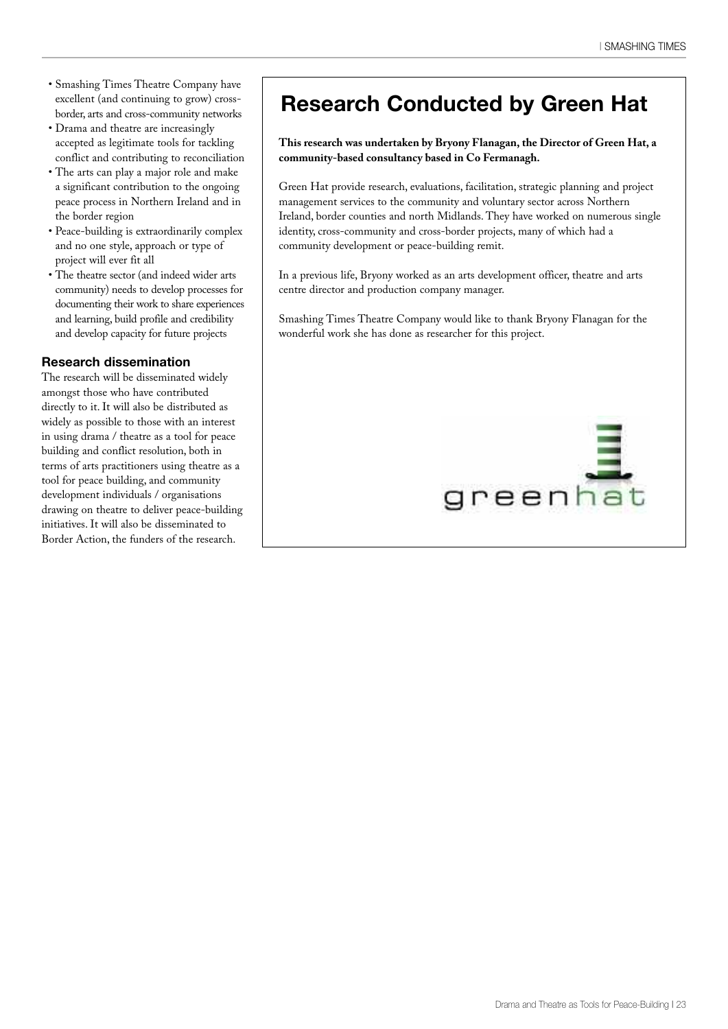- Smashing Times Theatre Company have excellent (and continuing to grow) cross-border, arts and cross-community networks
- Drama and theatre are increasingly accepted as legitimate tools for tackling conflict and contributing to reconciliation
- The arts can play a major role and make a significant contribution to the ongoing peace process in Northern Ireland and in the border region
- Peace-building is extraordinarily complex and no one style, approach or type of project will ever fit all
- The theatre sector (and indeed wider arts community) needs to develop processes for documenting their work to share experiences and learning, build profile and credibility and develop capacity for future projects

### Research dissemination

The research will be disseminated widely amongst those who have contributed directly to it. It will also be distributed as widely as possible to those with an interest in using drama / theatre as a tool for peace building and conflict resolution, both in terms of arts practitioners using theatre as a tool for peace building, and community development individuals / organisations drawing on theatre to deliver peace-building initiatives. It will also be disseminated to Border Action, the funders of the research.

## Research Conducted by Green Hat

**This research was undertaken by Bryony Flanagan, the Director of Green Hat, a community-based consultancy based in Co Fermanagh.**

Green Hat provide research, evaluations, facilitation, strategic planning and project management services to the community and voluntary sector across Northern Ireland, border counties and north Midlands. They have worked on numerous single identity, cross-community and cross-border projects, many of which had a community development or peace-building remit.

In a previous life, Bryony worked as an arts development officer, theatre and arts centre director and production company manager.

Smashing Times Theatre Company would like to thank Bryony Flanagan for the wonderful work she has done as researcher for this project.

greenhat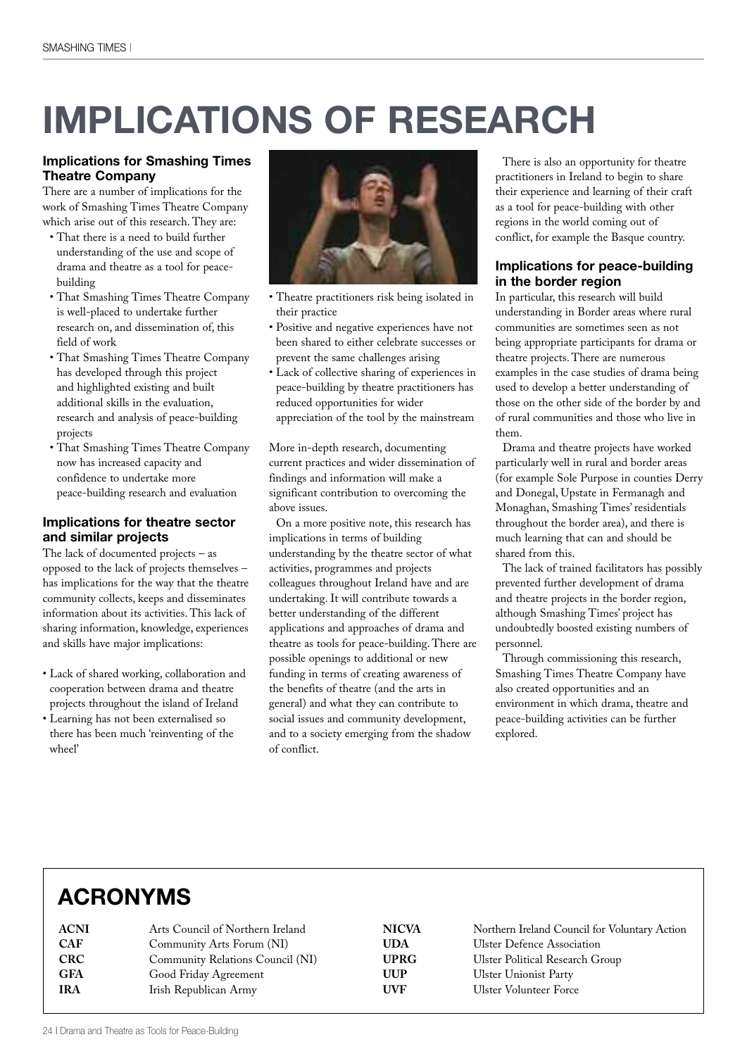# IMPLICATIONS OF RESEARCH

### Implications for Smashing Times Theatre Company

There are a number of implications for the work of Smashing Times Theatre Company which arise out of this research. They are:

- That there is a need to build further understanding of the use and scope of drama and theatre as a tool for peace-building
- That Smashing Times Theatre Company is well-placed to undertake further research on, and dissemination of, this field of work
- That Smashing Times Theatre Company has developed through this project and highlighted existing and built additional skills in the evaluation, research and analysis of peace-building projects
- That Smashing Times Theatre Company now has increased capacity and confidence to undertake more peace-building research and evaluation

### Implications for theatre sector and similar projects

The lack of documented projects – as opposed to the lack of projects themselves – has implications for the way that the theatre community collects, keeps and disseminates information about its activities. This lack of sharing information, knowledge, experiences and skills have major implications:

- Lack of shared working, collaboration and cooperation between drama and theatre projects throughout the island of Ireland
- Learning has not been externalised so there has been much 'reinventing of the wheel'
- Theatre practitioners risk being isolated in their practice
- Positive and negative experiences have not been shared to either celebrate successes or prevent the same challenges arising
- Lack of collective sharing of experiences in peace-building by theatre practitioners has reduced opportunities for wider appreciation of the tool by the mainstream

More in-depth research, documenting current practices and wider dissemination of findings and information will make a significant contribution to overcoming the above issues.

On a more positive note, this research has implications in terms of building understanding by the theatre sector of what activities, programmes and projects colleagues throughout Ireland have and are undertaking. It will contribute towards a better understanding of the different applications and approaches of drama and theatre as tools for peace-building. There are possible openings to additional or new funding in terms of creating awareness of the benefits of theatre (and the arts in general) and what they can contribute to social issues and community development, and to a society emerging from the shadow of conflict.

There is also an opportunity for theatre practitioners in Ireland to begin to share their experience and learning of their craft as a tool for peace-building with other regions in the world coming out of conflict, for example the Basque country.

### Implications for peace-building in the border region

In particular, this research will build understanding in Border areas where rural communities are sometimes seen as not being appropriate participants for drama or theatre projects. There are numerous examples in the case studies of drama being used to develop a better understanding of those on the other side of the border by and of rural communities and those who live in them.

Drama and theatre projects have worked particularly well in rural and border areas (for example Sole Purpose in counties Derry and Donegal, Upstate in Fermanagh and Monaghan, Smashing Times' residentials throughout the border area), and there is much learning that can and should be shared from this.

The lack of trained facilitators has possibly prevented further development of drama and theatre projects in the border region, although Smashing Times' project has undoubtedly boosted existing numbers of personnel.

Through commissioning this research, Smashing Times Theatre Company have also created opportunities and an environment in which drama, theatre and peace-building activities can be further explored.

## ACRONYMS

| | |
|---|---|
| **ACNI** | Arts Council of Northern Ireland |
| **CAF** | Community Arts Forum (NI) |
| **CRC** | Community Relations Council (NI) |
| **GFA** | Good Friday Agreement |
| **IRA** | Irish Republican Army |
| **NICVA** | Northern Ireland Council for Voluntary Action |
| **UDA** | Ulster Defence Association |
| **UPRG** | Ulster Political Research Group |
| **UUP** | Ulster Unionist Party |
| **UVF** | Ulster Volunteer Force |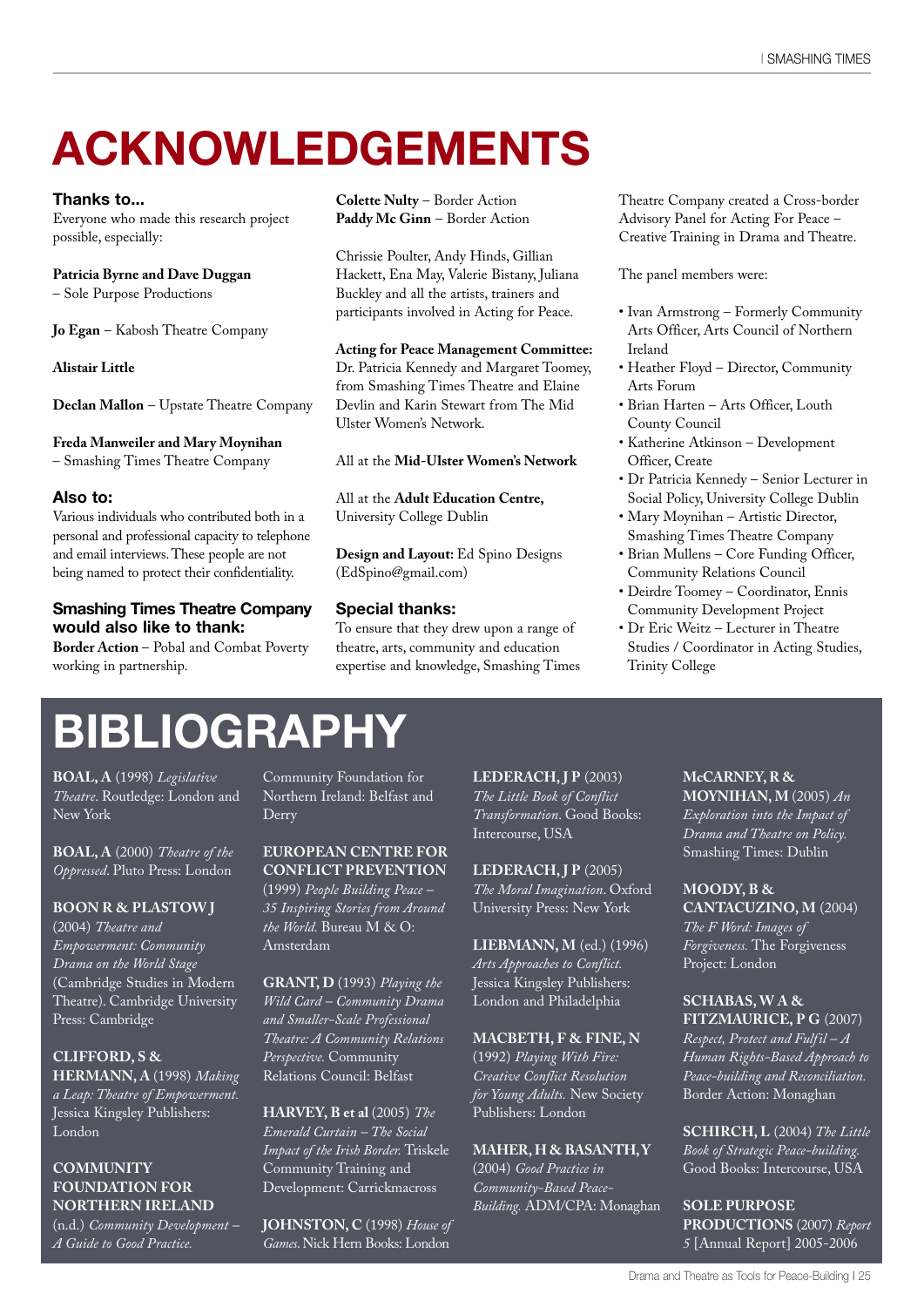# ACKNOWLEDGEMENTS

### Thanks to...

Everyone who made this research project possible, especially:

**Patricia Byrne and Dave Duggan** – Sole Purpose Productions

**Jo Egan** – Kabosh Theatre Company

**Alistair Little**

**Declan Mallon** – Upstate Theatre Company

**Freda Manweiler and Mary Moynihan** – Smashing Times Theatre Company

### Also to:

Various individuals who contributed both in a personal and professional capacity to telephone and email interviews. These people are not being named to protect their confidentiality.

### Smashing Times Theatre Company would also like to thank:

**Border Action** – Pobal and Combat Poverty working in partnership.

**Colette Nulty** – Border Action
**Paddy Mc Ginn** – Border Action

Chrissie Poulter, Andy Hinds, Gillian Hackett, Ena May, Valerie Bistany, Juliana Buckley and all the artists, trainers and participants involved in Acting for Peace.

**Acting for Peace Management Committee:** Dr. Patricia Kennedy and Margaret Toomey, from Smashing Times Theatre and Elaine Devlin and Karin Stewart from The Mid Ulster Women's Network.

All at the **Mid-Ulster Women's Network**

All at the **Adult Education Centre,** University College Dublin

**Design and Layout:** Ed Spino Designs (EdSpino@gmail.com)

### Special thanks:

To ensure that they drew upon a range of theatre, arts, community and education expertise and knowledge, Smashing Times Theatre Company created a Cross-border Advisory Panel for Acting For Peace – Creative Training in Drama and Theatre.

The panel members were:

- Ivan Armstrong – Formerly Community Arts Officer, Arts Council of Northern Ireland
- Heather Floyd – Director, Community Arts Forum
- Brian Harten – Arts Officer, Louth County Council
- Katherine Atkinson – Development Officer, Create
- Dr Patricia Kennedy – Senior Lecturer in Social Policy, University College Dublin
- Mary Moynihan – Artistic Director, Smashing Times Theatre Company
- Brian Mullens – Core Funding Officer, Community Relations Council
- Deirdre Toomey – Coordinator, Ennis Community Development Project
- Dr Eric Weitz – Lecturer in Theatre Studies / Coordinator in Acting Studies, Trinity College

# BIBLIOGRAPHY

**BOAL, A** (1998) *Legislative Theatre*. Routledge: London and New York

**BOAL, A** (2000) *Theatre of the Oppressed*. Pluto Press: London

**BOON R & PLASTOW J** (2004) *Theatre and Empowerment: Community Drama on the World Stage* (Cambridge Studies in Modern Theatre). Cambridge University Press: Cambridge

**CLIFFORD, S & HERMANN, A** (1998) *Making a Leap: Theatre of Empowerment.* Jessica Kingsley Publishers: London

**COMMUNITY FOUNDATION FOR NORTHERN IRELAND** (n.d.) *Community Development – A Guide to Good Practice.* Community Foundation for Northern Ireland: Belfast and Derry

**EUROPEAN CENTRE FOR CONFLICT PREVENTION** (1999) *People Building Peace – 35 Inspiring Stories from Around the World.* Bureau M & O: Amsterdam

**GRANT, D** (1993) *Playing the Wild Card – Community Drama and Smaller-Scale Professional Theatre: A Community Relations Perspective.* Community Relations Council: Belfast

**HARVEY, B et al** (2005) *The Emerald Curtain – The Social Impact of the Irish Border.* Triskele Community Training and Development: Carrickmacross

**JOHNSTON, C** (1998) *House of Games.* Nick Hern Books: London

**LEDERACH, J P** (2003) *The Little Book of Conflict Transformation.* Good Books: Intercourse, USA

**LEDERACH, J P** (2005) *The Moral Imagination.* Oxford University Press: New York

**LIEBMANN, M** (ed.) (1996) *Arts Approaches to Conflict.* Jessica Kingsley Publishers: London and Philadelphia

**MACBETH, F & FINE, N** (1992) *Playing With Fire: Creative Conflict Resolution for Young Adults.* New Society Publishers: London

**MAHER, H & BASANTH, Y** (2004) *Good Practice in Community-Based Peace-Building.* ADM/CPA: Monaghan

**McCARNEY, R & MOYNIHAN, M** (2005) *An Exploration into the Impact of Drama and Theatre on Policy.* Smashing Times: Dublin

**MOODY, B & CANTACUZINO, M** (2004) *The F Word: Images of Forgiveness.* The Forgiveness Project: London

**SCHABAS, W A & FITZMAURICE, P G** (2007) *Respect, Protect and Fulfil – A Human Rights-Based Approach to Peace-building and Reconciliation.* Border Action: Monaghan

**SCHIRCH, L** (2004) *The Little Book of Strategic Peace-building.* Good Books: Intercourse, USA

**SOLE PURPOSE PRODUCTIONS** (2007) *Report 5* [Annual Report] 2005-2006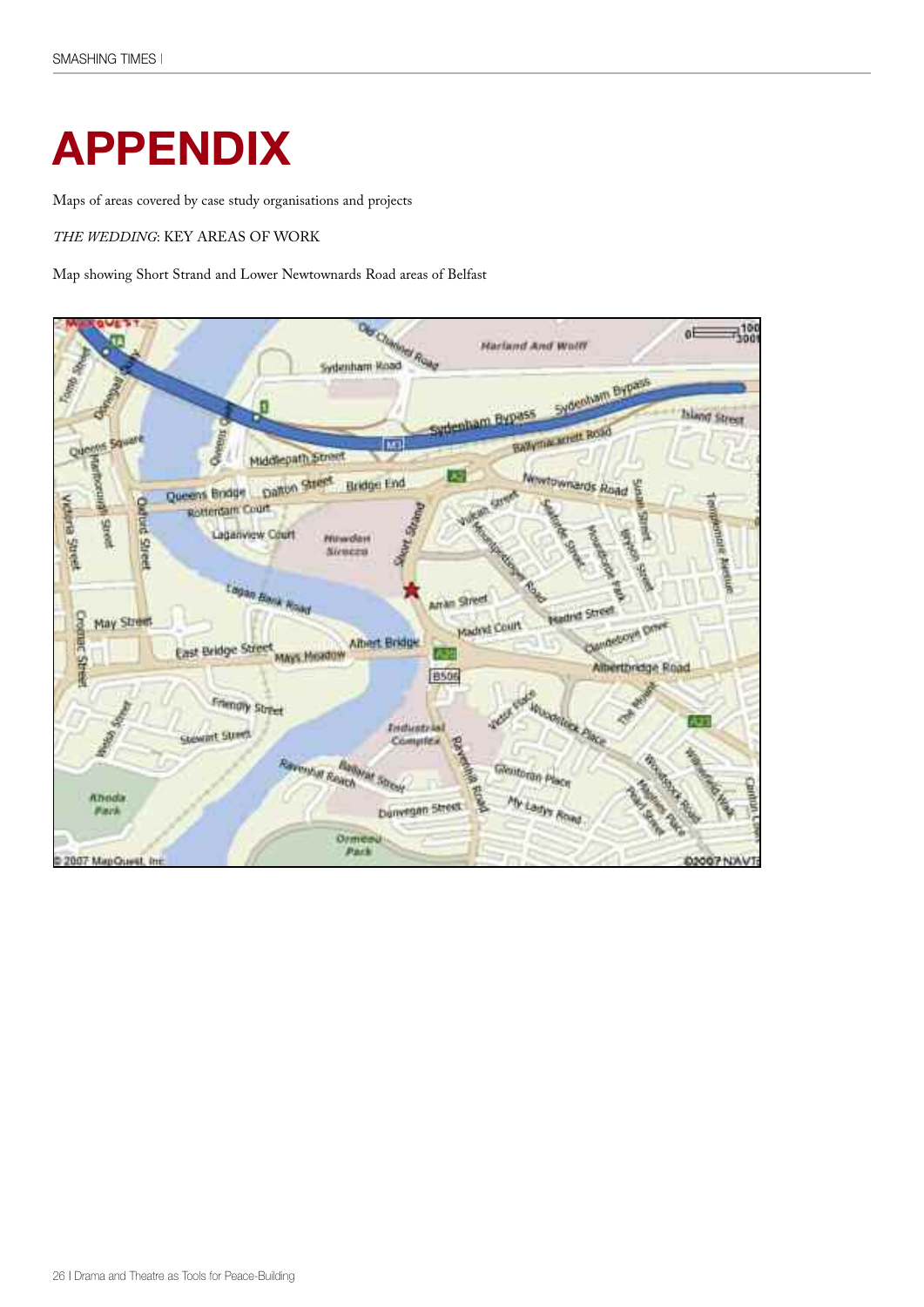# APPENDIX

Maps of areas covered by case study organisations and projects

*THE WEDDING*: KEY AREAS OF WORK

Map showing Short Strand and Lower Newtownards Road areas of Belfast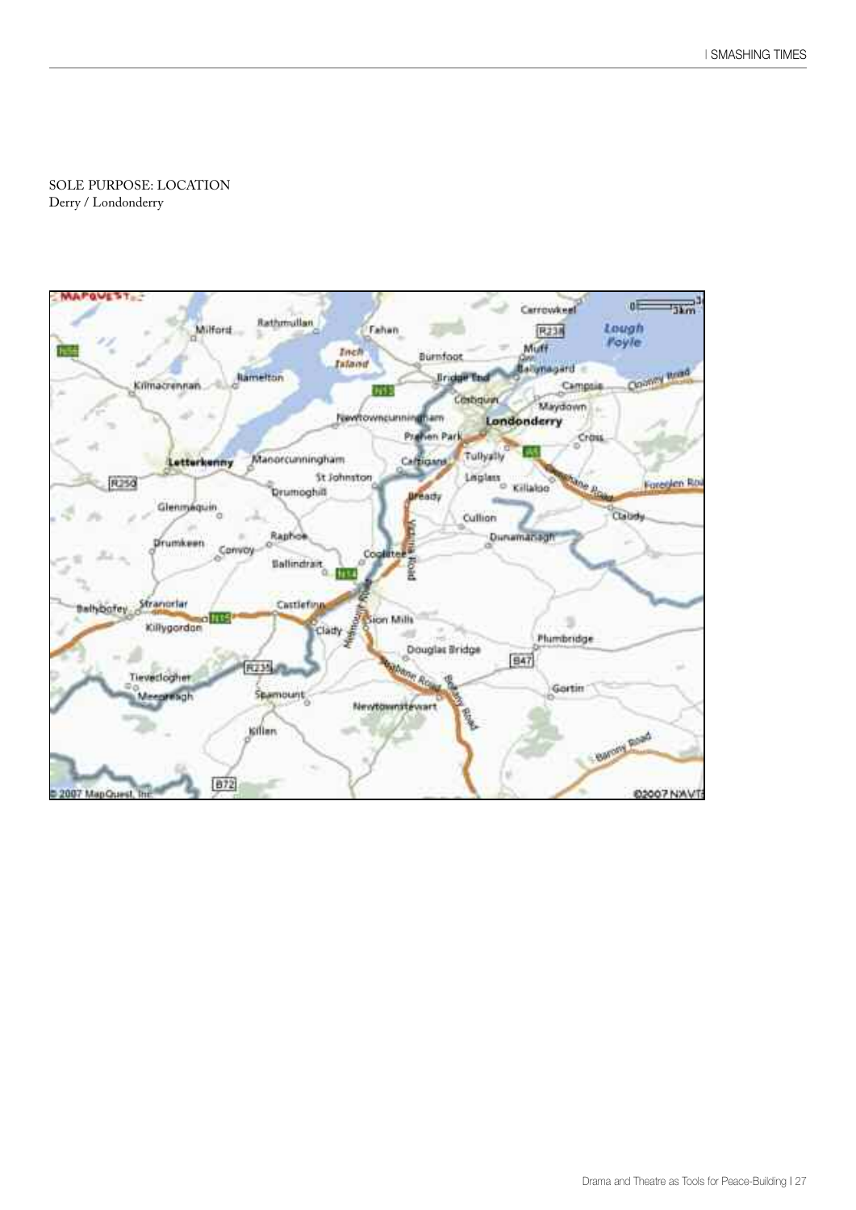SOLE PURPOSE: LOCATION
Derry / Londonderry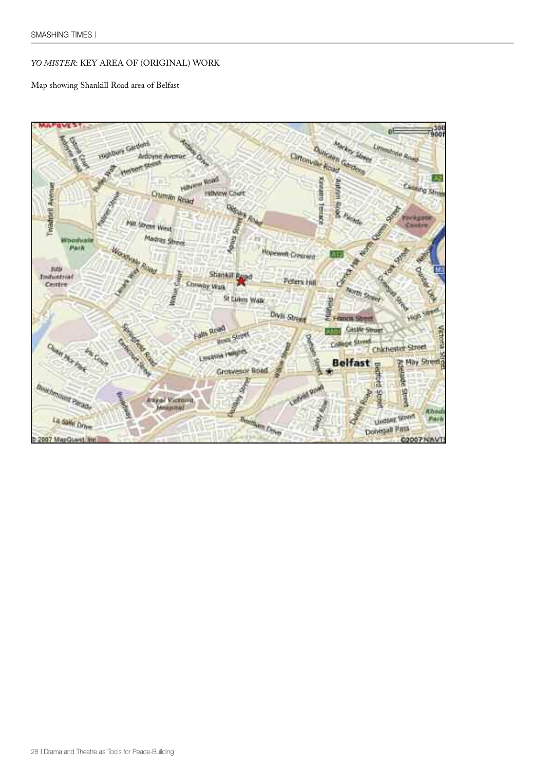*YO MISTER*: KEY AREA OF (ORIGINAL) WORK

Map showing Shankill Road area of Belfast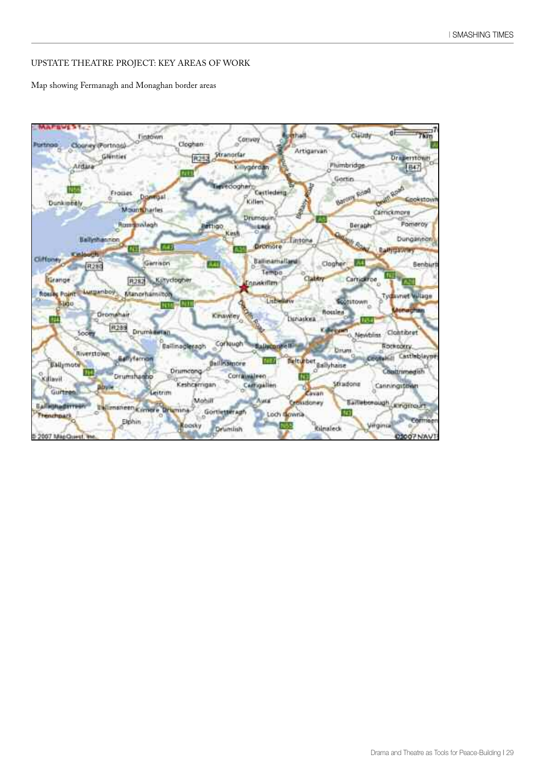UPSTATE THEATRE PROJECT: KEY AREAS OF WORK

Map showing Fermanagh and Monaghan border areas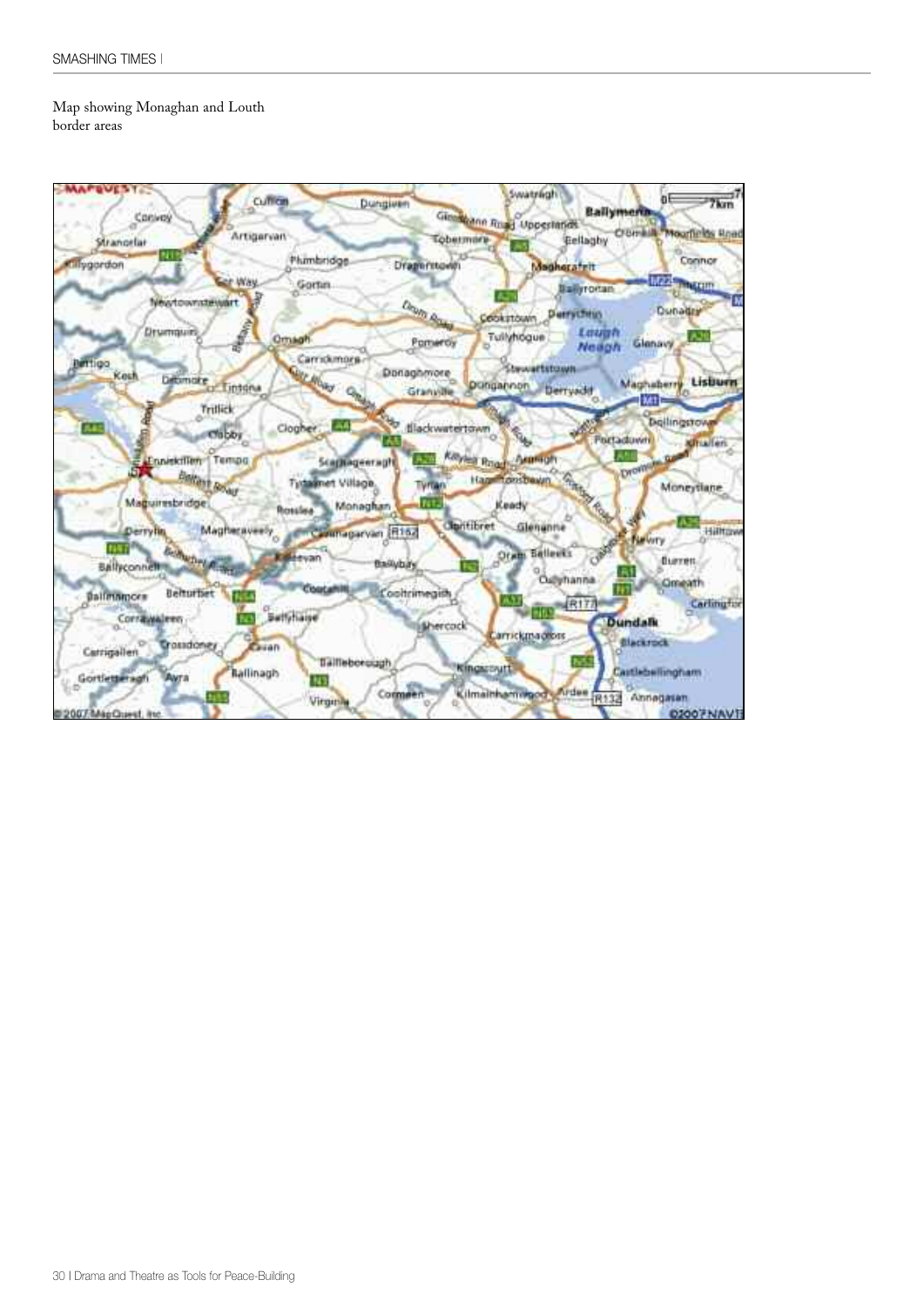Map showing Monaghan and Louth border areas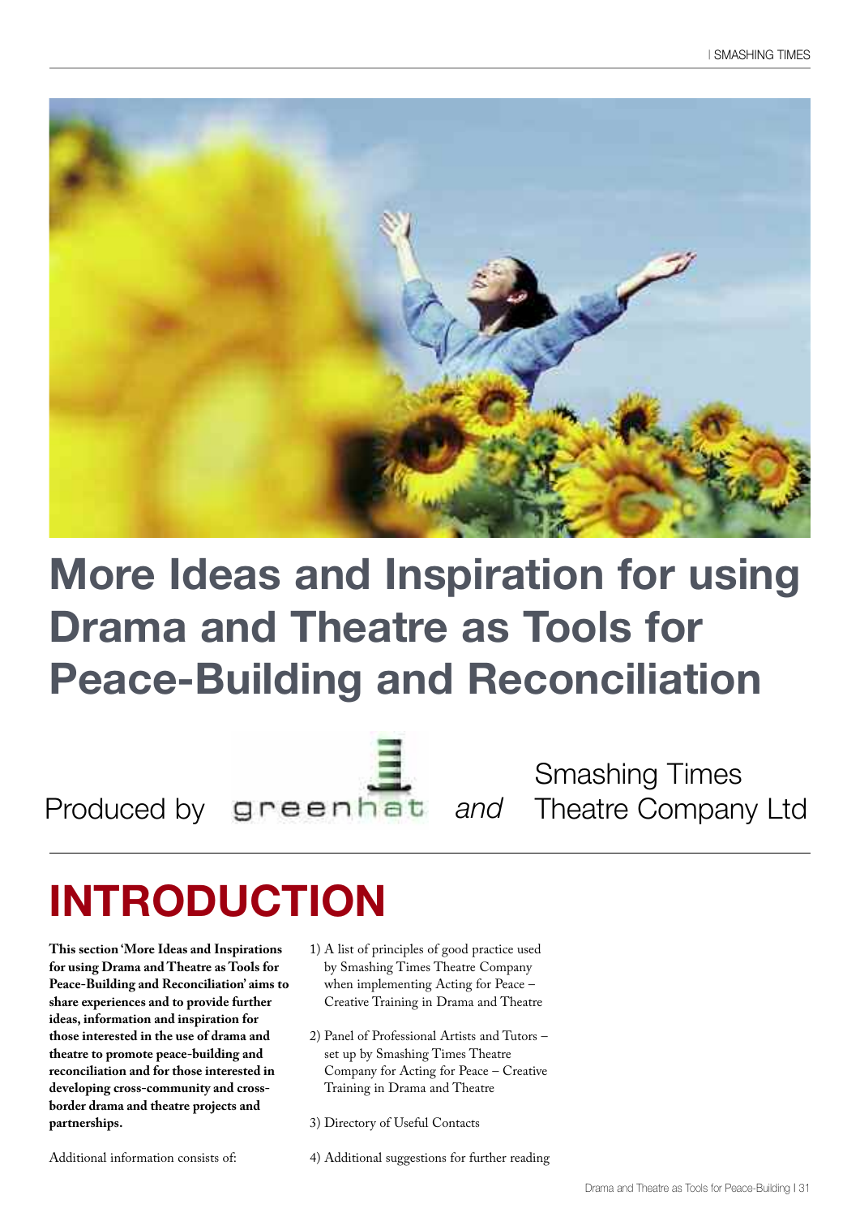# More Ideas and Inspiration for using Drama and Theatre as Tools for Peace-Building and Reconciliation

Produced by greenhat *and* Smashing Times Theatre Company Ltd

## INTRODUCTION

**This section 'More Ideas and Inspirations for using Drama and Theatre as Tools for Peace-Building and Reconciliation' aims to share experiences and to provide further ideas, information and inspiration for those interested in the use of drama and theatre to promote peace-building and reconciliation and for those interested in developing cross-community and cross-border drama and theatre projects and partnerships.**

Additional information consists of:

1) A list of principles of good practice used by Smashing Times Theatre Company when implementing Acting for Peace – Creative Training in Drama and Theatre

2) Panel of Professional Artists and Tutors – set up by Smashing Times Theatre Company for Acting for Peace – Creative Training in Drama and Theatre

3) Directory of Useful Contacts

4) Additional suggestions for further reading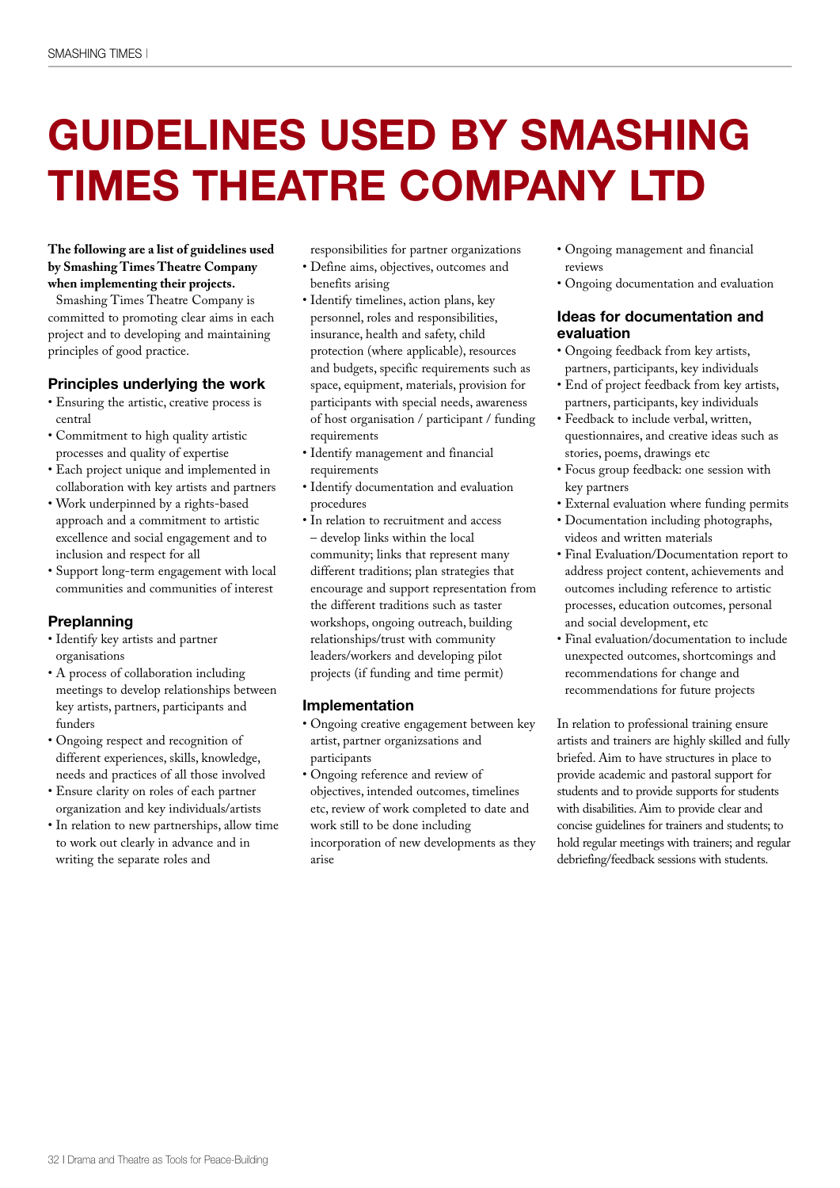# GUIDELINES USED BY SMASHING TIMES THEATRE COMPANY LTD

**The following are a list of guidelines used by Smashing Times Theatre Company when implementing their projects.**

Smashing Times Theatre Company is committed to promoting clear aims in each project and to developing and maintaining principles of good practice.

## Principles underlying the work

- Ensuring the artistic, creative process is central
- Commitment to high quality artistic processes and quality of expertise
- Each project unique and implemented in collaboration with key artists and partners
- Work underpinned by a rights-based approach and a commitment to artistic excellence and social engagement and to inclusion and respect for all
- Support long-term engagement with local communities and communities of interest

## Preplanning

- Identify key artists and partner organisations
- A process of collaboration including meetings to develop relationships between key artists, partners, participants and funders
- Ongoing respect and recognition of different experiences, skills, knowledge, needs and practices of all those involved
- Ensure clarity on roles of each partner organization and key individuals/artists
- In relation to new partnerships, allow time to work out clearly in advance and in writing the separate roles and responsibilities for partner organizations
- Define aims, objectives, outcomes and benefits arising
- Identify timelines, action plans, key personnel, roles and responsibilities, insurance, health and safety, child protection (where applicable), resources and budgets, specific requirements such as space, equipment, materials, provision for participants with special needs, awareness of host organisation / participant / funding requirements
- Identify management and financial requirements
- Identify documentation and evaluation procedures
- In relation to recruitment and access – develop links within the local community; links that represent many different traditions; plan strategies that encourage and support representation from the different traditions such as taster workshops, ongoing outreach, building relationships/trust with community leaders/workers and developing pilot projects (if funding and time permit)

## Implementation

- Ongoing creative engagement between key artist, partner organizsations and participants
- Ongoing reference and review of objectives, intended outcomes, timelines etc, review of work completed to date and work still to be done including incorporation of new developments as they arise
- Ongoing management and financial reviews
- Ongoing documentation and evaluation

## Ideas for documentation and evaluation

- Ongoing feedback from key artists, partners, participants, key individuals
- End of project feedback from key artists, partners, participants, key individuals
- Feedback to include verbal, written, questionnaires, and creative ideas such as stories, poems, drawings etc
- Focus group feedback: one session with key partners
- External evaluation where funding permits
- Documentation including photographs, videos and written materials
- Final Evaluation/Documentation report to address project content, achievements and outcomes including reference to artistic processes, education outcomes, personal and social development, etc
- Final evaluation/documentation to include unexpected outcomes, shortcomings and recommendations for change and recommendations for future projects

In relation to professional training ensure artists and trainers are highly skilled and fully briefed. Aim to have structures in place to provide academic and pastoral support for students and to provide supports for students with disabilities. Aim to provide clear and concise guidelines for trainers and students; to hold regular meetings with trainers; and regular debriefing/feedback sessions with students.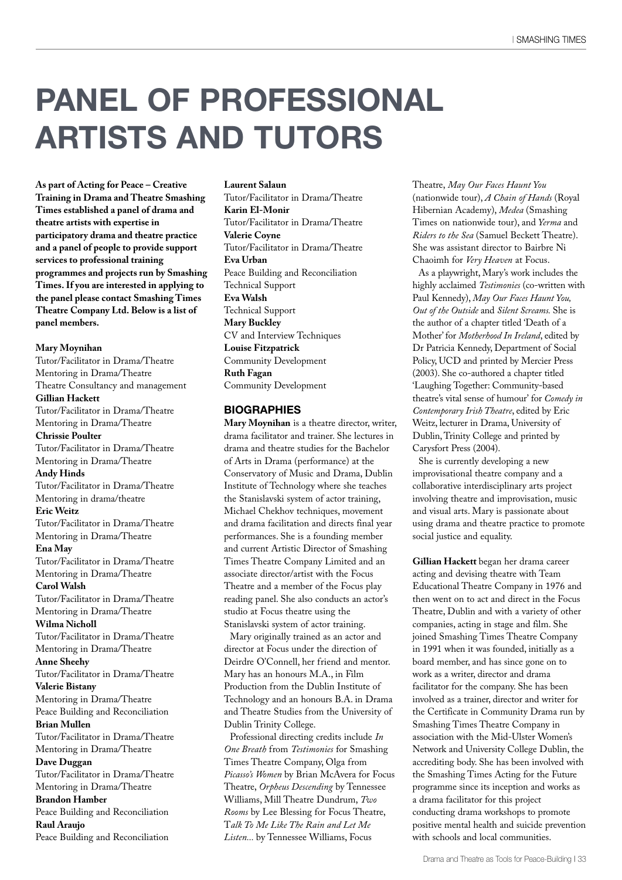# PANEL OF PROFESSIONAL ARTISTS AND TUTORS

**As part of Acting for Peace – Creative Training in Drama and Theatre Smashing Times established a panel of drama and theatre artists with expertise in participatory drama and theatre practice and a panel of people to provide support services to professional training programmes and projects run by Smashing Times. If you are interested in applying to the panel please contact Smashing Times Theatre Company Ltd. Below is a list of panel members.**

**Mary Moynihan**
Tutor/Facilitator in Drama/Theatre
Mentoring in Drama/Theatre
Theatre Consultancy and management

**Gillian Hackett**
Tutor/Facilitator in Drama/Theatre
Mentoring in Drama/Theatre

**Chrissie Poulter**
Tutor/Facilitator in Drama/Theatre
Mentoring in Drama/Theatre

**Andy Hinds**
Tutor/Facilitator in Drama/Theatre
Mentoring in drama/theatre

**Eric Weitz**
Tutor/Facilitator in Drama/Theatre
Mentoring in Drama/Theatre

**Ena May**
Tutor/Facilitator in Drama/Theatre
Mentoring in Drama/Theatre

**Carol Walsh**
Tutor/Facilitator in Drama/Theatre
Mentoring in Drama/Theatre

**Wilma Nicholl**
Tutor/Facilitator in Drama/Theatre
Mentoring in Drama/Theatre

**Anne Sheehy**
Tutor/Facilitator in Drama/Theatre

**Valerie Bistany**
Mentoring in Drama/Theatre
Peace Building and Reconciliation

**Brian Mullen**
Tutor/Facilitator in Drama/Theatre
Mentoring in Drama/Theatre

**Dave Duggan**
Tutor/Facilitator in Drama/Theatre
Mentoring in Drama/Theatre

**Brandon Hamber**
Peace Building and Reconciliation

**Raul Araujo**
Peace Building and Reconciliation

**Laurent Salaun**
Tutor/Facilitator in Drama/Theatre

**Karin El-Monir**
Tutor/Facilitator in Drama/Theatre

**Valerie Coyne**
Tutor/Facilitator in Drama/Theatre

**Eva Urban**
Peace Building and Reconciliation
Technical Support

**Eva Walsh**
Technical Support

**Mary Buckley**
CV and Interview Techniques

**Louise Fitzpatrick**
Community Development

**Ruth Fagan**
Community Development

## BIOGRAPHIES

**Mary Moynihan** is a theatre director, writer, drama facilitator and trainer. She lectures in drama and theatre studies for the Bachelor of Arts in Drama (performance) at the Conservatory of Music and Drama, Dublin Institute of Technology where she teaches the Stanislavski system of actor training, Michael Chekhov techniques, movement and drama facilitation and directs final year performances. She is a founding member and current Artistic Director of Smashing Times Theatre Company Limited and an associate director/artist with the Focus Theatre and a member of the Focus play reading panel. She also conducts an actor's studio at Focus theatre using the Stanislavski system of actor training.

Mary originally trained as an actor and director at Focus under the direction of Deirdre O'Connell, her friend and mentor. Mary has an honours M.A., in Film Production from the Dublin Institute of Technology and an honours B.A. in Drama and Theatre Studies from the University of Dublin Trinity College.

Professional directing credits include *In One Breath* from *Testimonies* for Smashing Times Theatre Company, Olga from *Picasso's Women* by Brian McAvera for Focus Theatre, *Orpheus Descending* by Tennessee Williams, Mill Theatre Dundrum, *Two Rooms* by Lee Blessing for Focus Theatre, *Talk To Me Like The Rain and Let Me Listen...* by Tennessee Williams, Focus Theatre, *May Our Faces Haunt You* (nationwide tour), *A Chain of Hands* (Royal Hibernian Academy), *Medea* (Smashing Times on nationwide tour), and *Yerma* and *Riders to the Sea* (Samuel Beckett Theatre). She was assistant director to Bairbre Ni Chaoimh for *Very Heaven* at Focus.

As a playwright, Mary's work includes the highly acclaimed *Testimonies* (co-written with Paul Kennedy), *May Our Faces Haunt You, Out of the Outside* and *Silent Screams.* She is the author of a chapter titled 'Death of a Mother' for *Motherhood In Ireland*, edited by Dr Patricia Kennedy, Department of Social Policy, UCD and printed by Mercier Press (2003). She co-authored a chapter titled 'Laughing Together: Community-based theatre's vital sense of humour' for *Comedy in Contemporary Irish Theatre*, edited by Eric Weitz, lecturer in Drama, University of Dublin, Trinity College and printed by Carysfort Press (2004).

She is currently developing a new improvisational theatre company and a collaborative interdisciplinary arts project involving theatre and improvisation, music and visual arts. Mary is passionate about using drama and theatre practice to promote social justice and equality.

**Gillian Hackett** began her drama career acting and devising theatre with Team Educational Theatre Company in 1976 and then went on to act and direct in the Focus Theatre, Dublin and with a variety of other companies, acting in stage and film. She joined Smashing Times Theatre Company in 1991 when it was founded, initially as a board member, and has since gone on to work as a writer, director and drama facilitator for the company. She has been involved as a trainer, director and writer for the Certificate in Community Drama run by Smashing Times Theatre Company in association with the Mid-Ulster Women's Network and University College Dublin, the accrediting body. She has been involved with the Smashing Times Acting for the Future programme since its inception and works as a drama facilitator for this project conducting drama workshops to promote positive mental health and suicide prevention with schools and local communities.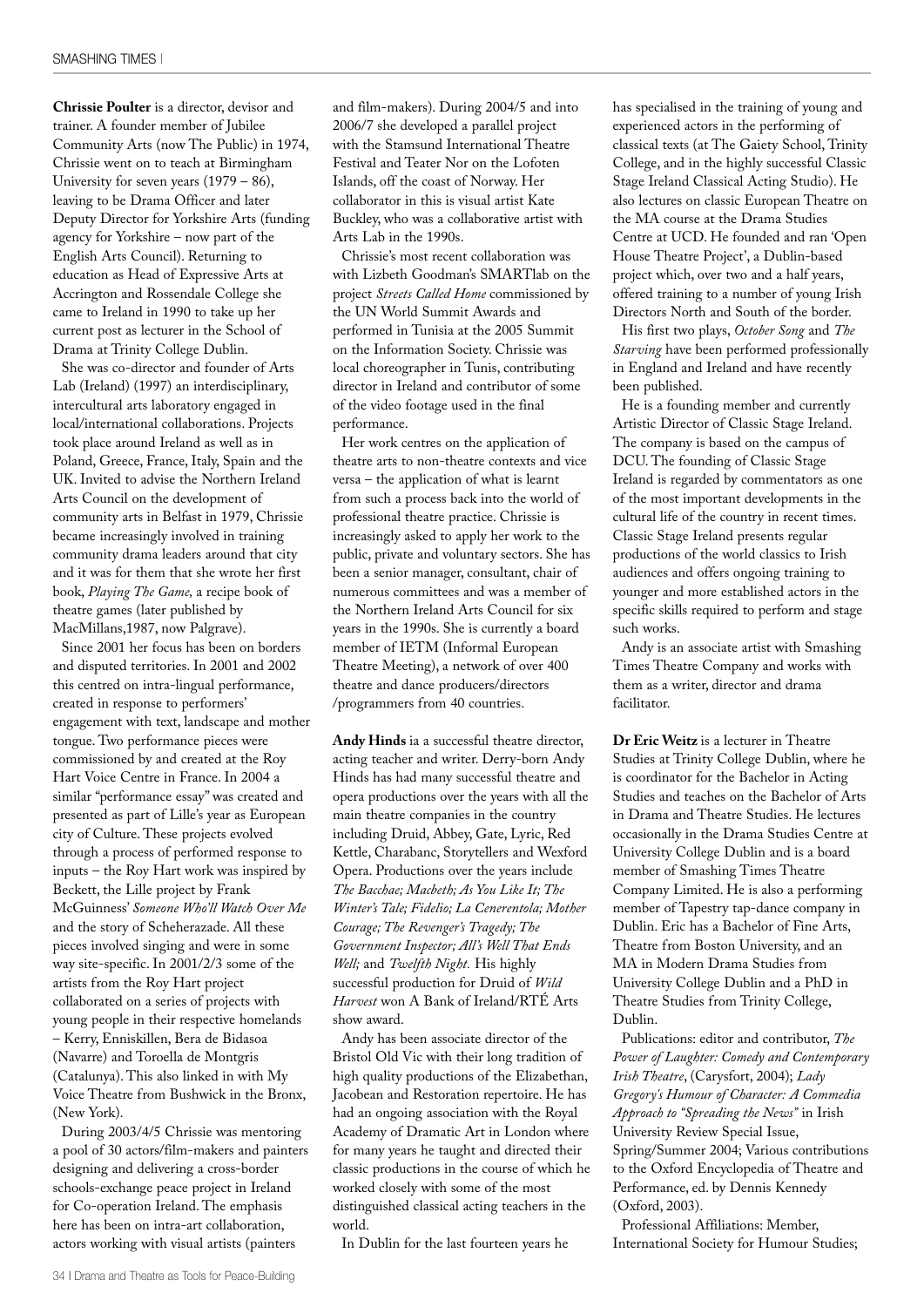**Chrissie Poulter** is a director, devisor and trainer. A founder member of Jubilee Community Arts (now The Public) in 1974, Chrissie went on to teach at Birmingham University for seven years (1979 – 86), leaving to be Drama Officer and later Deputy Director for Yorkshire Arts (funding agency for Yorkshire – now part of the English Arts Council). Returning to education as Head of Expressive Arts at Accrington and Rossendale College she came to Ireland in 1990 to take up her current post as lecturer in the School of Drama at Trinity College Dublin.

She was co-director and founder of Arts Lab (Ireland) (1997) an interdisciplinary, intercultural arts laboratory engaged in local/international collaborations. Projects took place around Ireland as well as in Poland, Greece, France, Italy, Spain and the UK. Invited to advise the Northern Ireland Arts Council on the development of community arts in Belfast in 1979, Chrissie became increasingly involved in training community drama leaders around that city and it was for them that she wrote her first book, *Playing The Game,* a recipe book of theatre games (later published by MacMillans,1987, now Palgrave).

Since 2001 her focus has been on borders and disputed territories. In 2001 and 2002 this centred on intra-lingual performance, created in response to performers' engagement with text, landscape and mother tongue. Two performance pieces were commissioned by and created at the Roy Hart Voice Centre in France. In 2004 a similar "performance essay" was created and presented as part of Lille's year as European city of Culture. These projects evolved through a process of performed response to inputs – the Roy Hart work was inspired by Beckett, the Lille project by Frank McGuinness' *Someone Who'll Watch Over Me* and the story of Scheherazade. All these pieces involved singing and were in some way site-specific. In 2001/2/3 some of the artists from the Roy Hart project collaborated on a series of projects with young people in their respective homelands – Kerry, Enniskillen, Bera de Bidasoa (Navarre) and Toroella de Montgris (Catalunya). This also linked in with My Voice Theatre from Bushwick in the Bronx, (New York).

During 2003/4/5 Chrissie was mentoring a pool of 30 actors/film-makers and painters designing and delivering a cross-border schools-exchange peace project in Ireland for Co-operation Ireland. The emphasis here has been on intra-art collaboration, actors working with visual artists (painters and film-makers). During 2004/5 and into 2006/7 she developed a parallel project with the Stamsund International Theatre Festival and Teater Nor on the Lofoten Islands, off the coast of Norway. Her collaborator in this is visual artist Kate Buckley, who was a collaborative artist with Arts Lab in the 1990s.

Chrissie's most recent collaboration was with Lizbeth Goodman's SMARTlab on the project *Streets Called Home* commissioned by the UN World Summit Awards and performed in Tunisia at the 2005 Summit on the Information Society. Chrissie was local choreographer in Tunis, contributing director in Ireland and contributor of some of the video footage used in the final performance.

Her work centres on the application of theatre arts to non-theatre contexts and vice versa – the application of what is learnt from such a process back into the world of professional theatre practice. Chrissie is increasingly asked to apply her work to the public, private and voluntary sectors. She has been a senior manager, consultant, chair of numerous committees and was a member of the Northern Ireland Arts Council for six years in the 1990s. She is currently a board member of IETM (Informal European Theatre Meeting), a network of over 400 theatre and dance producers/directors /programmers from 40 countries.

**Andy Hinds** ia a successful theatre director, acting teacher and writer. Derry-born Andy Hinds has had many successful theatre and opera productions over the years with all the main theatre companies in the country including Druid, Abbey, Gate, Lyric, Red Kettle, Charabanc, Storytellers and Wexford Opera. Productions over the years include *The Bacchae; Macbeth; As You Like It; The Winter's Tale; Fidelio; La Cenerentola; Mother Courage; The Revenger's Tragedy; The Government Inspector; All's Well That Ends Well;* and *Twelfth Night.* His highly successful production for Druid of *Wild Harvest* won A Bank of Ireland/RTÉ Arts show award.

Andy has been associate director of the Bristol Old Vic with their long tradition of high quality productions of the Elizabethan, Jacobean and Restoration repertoire. He has had an ongoing association with the Royal Academy of Dramatic Art in London where for many years he taught and directed their classic productions in the course of which he worked closely with some of the most distinguished classical acting teachers in the world.

In Dublin for the last fourteen years he has specialised in the training of young and experienced actors in the performing of classical texts (at The Gaiety School, Trinity College, and in the highly successful Classic Stage Ireland Classical Acting Studio). He also lectures on classic European Theatre on the MA course at the Drama Studies Centre at UCD. He founded and ran 'Open House Theatre Project', a Dublin-based project which, over two and a half years, offered training to a number of young Irish Directors North and South of the border.

His first two plays, *October Song* and *The Starving* have been performed professionally in England and Ireland and have recently been published.

He is a founding member and currently Artistic Director of Classic Stage Ireland. The company is based on the campus of DCU. The founding of Classic Stage Ireland is regarded by commentators as one of the most important developments in the cultural life of the country in recent times. Classic Stage Ireland presents regular productions of the world classics to Irish audiences and offers ongoing training to younger and more established actors in the specific skills required to perform and stage such works.

Andy is an associate artist with Smashing Times Theatre Company and works with them as a writer, director and drama facilitator.

**Dr Eric Weitz** is a lecturer in Theatre Studies at Trinity College Dublin, where he is coordinator for the Bachelor in Acting Studies and teaches on the Bachelor of Arts in Drama and Theatre Studies. He lectures occasionally in the Drama Studies Centre at University College Dublin and is a board member of Smashing Times Theatre Company Limited. He is also a performing member of Tapestry tap-dance company in Dublin. Eric has a Bachelor of Fine Arts, Theatre from Boston University, and an MA in Modern Drama Studies from University College Dublin and a PhD in Theatre Studies from Trinity College, Dublin.

Publications: editor and contributor, *The Power of Laughter: Comedy and Contemporary Irish Theatre*, (Carysfort, 2004); *Lady Gregory's Humour of Character: A Commedia Approach to "Spreading the News"* in Irish University Review Special Issue, Spring/Summer 2004; Various contributions to the Oxford Encyclopedia of Theatre and Performance, ed. by Dennis Kennedy (Oxford, 2003).

Professional Affiliations: Member, International Society for Humour Studies;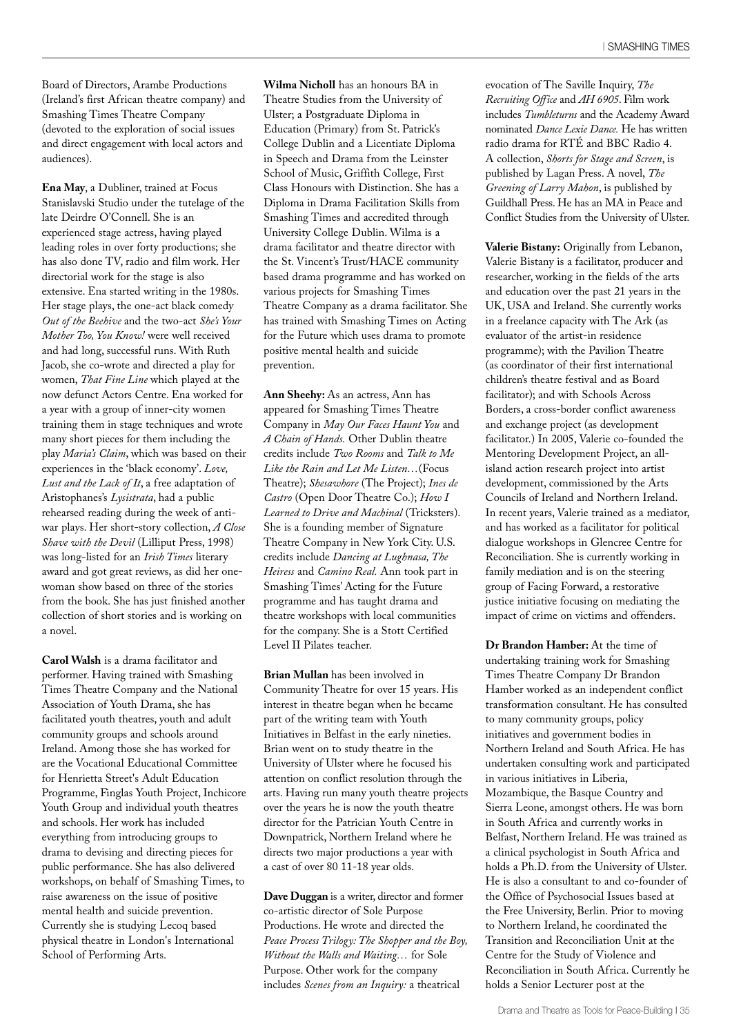Board of Directors, Arambe Productions (Ireland's first African theatre company) and Smashing Times Theatre Company (devoted to the exploration of social issues and direct engagement with local actors and audiences).

**Ena May**, a Dubliner, trained at Focus Stanislavski Studio under the tutelage of the late Deirdre O'Connell. She is an experienced stage actress, having played leading roles in over forty productions; she has also done TV, radio and film work. Her directorial work for the stage is also extensive. Ena started writing in the 1980s. Her stage plays, the one-act black comedy *Out of the Beehive* and the two-act *She's Your Mother Too, You Know!* were well received and had long, successful runs. With Ruth Jacob, she co-wrote and directed a play for women, *That Fine Line* which played at the now defunct Actors Centre. Ena worked for a year with a group of inner-city women training them in stage techniques and wrote many short pieces for them including the play *Maria's Claim*, which was based on their experiences in the 'black economy'. *Love, Lust and the Lack of It*, a free adaptation of Aristophanes's *Lysistrata*, had a public rehearsed reading during the week of anti-war plays. Her short-story collection, *A Close Shave with the Devil* (Lilliput Press, 1998) was long-listed for an *Irish Times* literary award and got great reviews, as did her one-woman show based on three of the stories from the book. She has just finished another collection of short stories and is working on a novel.

**Carol Walsh** is a drama facilitator and performer. Having trained with Smashing Times Theatre Company and the National Association of Youth Drama, she has facilitated youth theatres, youth and adult community groups and schools around Ireland. Among those she has worked for are the Vocational Educational Committee for Henrietta Street's Adult Education Programme, Finglas Youth Project, Inchicore Youth Group and individual youth theatres and schools. Her work has included everything from introducing groups to drama to devising and directing pieces for public performance. She has also delivered workshops, on behalf of Smashing Times, to raise awareness on the issue of positive mental health and suicide prevention. Currently she is studying Lecoq based physical theatre in London's International School of Performing Arts.

**Wilma Nicholl** has an honours BA in Theatre Studies from the University of Ulster; a Postgraduate Diploma in Education (Primary) from St. Patrick's College Dublin and a Licentiate Diploma in Speech and Drama from the Leinster School of Music, Griffith College, First Class Honours with Distinction. She has a Diploma in Drama Facilitation Skills from Smashing Times and accredited through University College Dublin. Wilma is a drama facilitator and theatre director with the St. Vincent's Trust/HACE community based drama programme and has worked on various projects for Smashing Times Theatre Company as a drama facilitator. She has trained with Smashing Times on Acting for the Future which uses drama to promote positive mental health and suicide prevention.

**Ann Sheehy:** As an actress, Ann has appeared for Smashing Times Theatre Company in *May Our Faces Haunt You* and *A Chain of Hands.* Other Dublin theatre credits include *Two Rooms* and *Talk to Me Like the Rain and Let Me Listen…*(Focus Theatre); *Shesawhore* (The Project); *Ines de Castro* (Open Door Theatre Co.); *How I Learned to Drive and Machinal* (Tricksters). She is a founding member of Signature Theatre Company in New York City. U.S. credits include *Dancing at Lughnasa, The Heiress* and *Camino Real.* Ann took part in Smashing Times' Acting for the Future programme and has taught drama and theatre workshops with local communities for the company. She is a Stott Certified Level II Pilates teacher.

**Brian Mullan** has been involved in Community Theatre for over 15 years. His interest in theatre began when he became part of the writing team with Youth Initiatives in Belfast in the early nineties. Brian went on to study theatre in the University of Ulster where he focused his attention on conflict resolution through the arts. Having run many youth theatre projects over the years he is now the youth theatre director for the Patrician Youth Centre in Downpatrick, Northern Ireland where he directs two major productions a year with a cast of over 80 11-18 year olds.

**Dave Duggan** is a writer, director and former co-artistic director of Sole Purpose Productions. He wrote and directed the *Peace Process Trilogy: The Shopper and the Boy, Without the Walls and Waiting…* for Sole Purpose. Other work for the company includes *Scenes from an Inquiry:* a theatrical evocation of The Saville Inquiry, *The Recruiting Office* and *AH 6905*. Film work includes *Tumbleturns* and the Academy Award nominated *Dance Lexie Dance.* He has written radio drama for RTÉ and BBC Radio 4. A collection, *Shorts for Stage and Screen*, is published by Lagan Press. A novel, *The Greening of Larry Mahon*, is published by Guildhall Press. He has an MA in Peace and Conflict Studies from the University of Ulster.

**Valerie Bistany:** Originally from Lebanon, Valerie Bistany is a facilitator, producer and researcher, working in the fields of the arts and education over the past 21 years in the UK, USA and Ireland. She currently works in a freelance capacity with The Ark (as evaluator of the artist-in residence programme); with the Pavilion Theatre (as coordinator of their first international children's theatre festival and as Board facilitator); and with Schools Across Borders, a cross-border conflict awareness and exchange project (as development facilitator.) In 2005, Valerie co-founded the Mentoring Development Project, an all-island action research project into artist development, commissioned by the Arts Councils of Ireland and Northern Ireland. In recent years, Valerie trained as a mediator, and has worked as a facilitator for political dialogue workshops in Glencree Centre for Reconciliation. She is currently working in family mediation and is on the steering group of Facing Forward, a restorative justice initiative focusing on mediating the impact of crime on victims and offenders.

**Dr Brandon Hamber:** At the time of undertaking training work for Smashing Times Theatre Company Dr Brandon Hamber worked as an independent conflict transformation consultant. He has consulted to many community groups, policy initiatives and government bodies in Northern Ireland and South Africa. He has undertaken consulting work and participated in various initiatives in Liberia, Mozambique, the Basque Country and Sierra Leone, amongst others. He was born in South Africa and currently works in Belfast, Northern Ireland. He was trained as a clinical psychologist in South Africa and holds a Ph.D. from the University of Ulster. He is also a consultant to and co-founder of the Office of Psychosocial Issues based at the Free University, Berlin. Prior to moving to Northern Ireland, he coordinated the Transition and Reconciliation Unit at the Centre for the Study of Violence and Reconciliation in South Africa. Currently he holds a Senior Lecturer post at the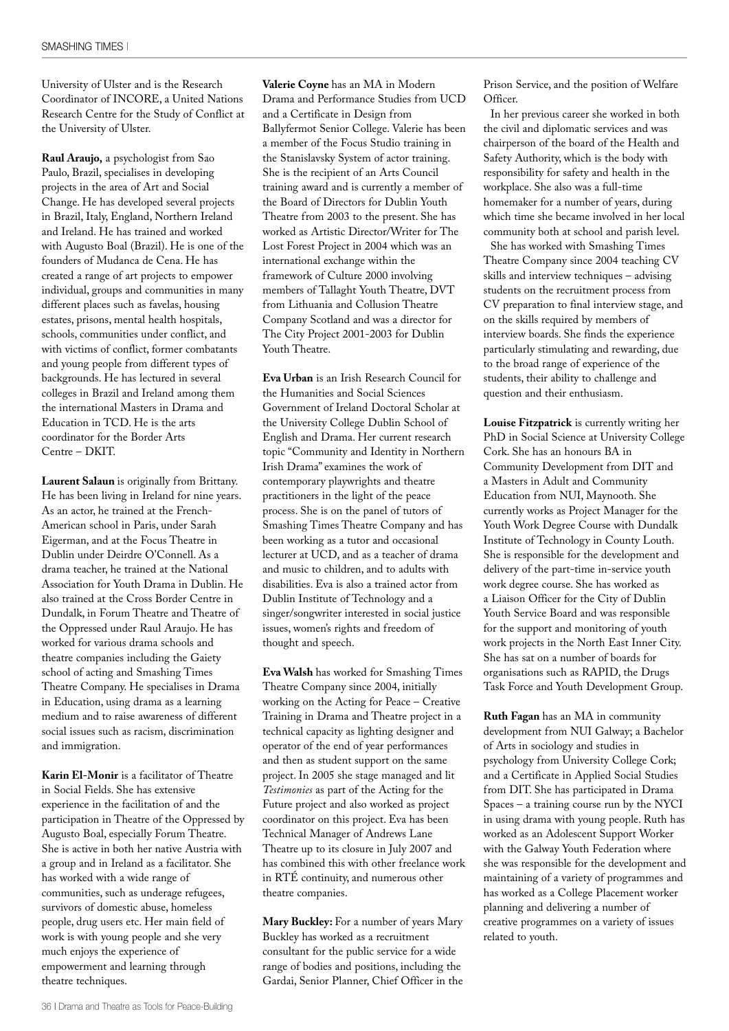University of Ulster and is the Research Coordinator of INCORE, a United Nations Research Centre for the Study of Conflict at the University of Ulster.

**Raul Araujo,** a psychologist from Sao Paulo, Brazil, specialises in developing projects in the area of Art and Social Change. He has developed several projects in Brazil, Italy, England, Northern Ireland and Ireland. He has trained and worked with Augusto Boal (Brazil). He is one of the founders of Mudanca de Cena. He has created a range of art projects to empower individual, groups and communities in many different places such as favelas, housing estates, prisons, mental health hospitals, schools, communities under conflict, and with victims of conflict, former combatants and young people from different types of backgrounds. He has lectured in several colleges in Brazil and Ireland among them the international Masters in Drama and Education in TCD. He is the arts coordinator for the Border Arts Centre – DKIT.

**Laurent Salaun** is originally from Brittany. He has been living in Ireland for nine years. As an actor, he trained at the French-American school in Paris, under Sarah Eigerman, and at the Focus Theatre in Dublin under Deirdre O'Connell. As a drama teacher, he trained at the National Association for Youth Drama in Dublin. He also trained at the Cross Border Centre in Dundalk, in Forum Theatre and Theatre of the Oppressed under Raul Araujo. He has worked for various drama schools and theatre companies including the Gaiety school of acting and Smashing Times Theatre Company. He specialises in Drama in Education, using drama as a learning medium and to raise awareness of different social issues such as racism, discrimination and immigration.

**Karin El-Monir** is a facilitator of Theatre in Social Fields. She has extensive experience in the facilitation of and the participation in Theatre of the Oppressed by Augusto Boal, especially Forum Theatre. She is active in both her native Austria with a group and in Ireland as a facilitator. She has worked with a wide range of communities, such as underage refugees, survivors of domestic abuse, homeless people, drug users etc. Her main field of work is with young people and she very much enjoys the experience of empowerment and learning through theatre techniques.

**Valerie Coyne** has an MA in Modern Drama and Performance Studies from UCD and a Certificate in Design from Ballyfermot Senior College. Valerie has been a member of the Focus Studio training in the Stanislavsky System of actor training. She is the recipient of an Arts Council training award and is currently a member of the Board of Directors for Dublin Youth Theatre from 2003 to the present. She has worked as Artistic Director/Writer for The Lost Forest Project in 2004 which was an international exchange within the framework of Culture 2000 involving members of Tallaght Youth Theatre, DVT from Lithuania and Collusion Theatre Company Scotland and was a director for The City Project 2001-2003 for Dublin Youth Theatre.

**Eva Urban** is an Irish Research Council for the Humanities and Social Sciences Government of Ireland Doctoral Scholar at the University College Dublin School of English and Drama. Her current research topic "Community and Identity in Northern Irish Drama" examines the work of contemporary playwrights and theatre practitioners in the light of the peace process. She is on the panel of tutors of Smashing Times Theatre Company and has been working as a tutor and occasional lecturer at UCD, and as a teacher of drama and music to children, and to adults with disabilities. Eva is also a trained actor from Dublin Institute of Technology and a singer/songwriter interested in social justice issues, women's rights and freedom of thought and speech.

**Eva Walsh** has worked for Smashing Times Theatre Company since 2004, initially working on the Acting for Peace – Creative Training in Drama and Theatre project in a technical capacity as lighting designer and operator of the end of year performances and then as student support on the same project. In 2005 she stage managed and lit *Testimonies* as part of the Acting for the Future project and also worked as project coordinator on this project. Eva has been Technical Manager of Andrews Lane Theatre up to its closure in July 2007 and has combined this with other freelance work in RTÉ continuity, and numerous other theatre companies.

**Mary Buckley:** For a number of years Mary Buckley has worked as a recruitment consultant for the public service for a wide range of bodies and positions, including the Gardai, Senior Planner, Chief Officer in the Prison Service, and the position of Welfare Officer.

In her previous career she worked in both the civil and diplomatic services and was chairperson of the board of the Health and Safety Authority, which is the body with responsibility for safety and health in the workplace. She also was a full-time homemaker for a number of years, during which time she became involved in her local community both at school and parish level.

She has worked with Smashing Times Theatre Company since 2004 teaching CV skills and interview techniques – advising students on the recruitment process from CV preparation to final interview stage, and on the skills required by members of interview boards. She finds the experience particularly stimulating and rewarding, due to the broad range of experience of the students, their ability to challenge and question and their enthusiasm.

**Louise Fitzpatrick** is currently writing her PhD in Social Science at University College Cork. She has an honours BA in Community Development from DIT and a Masters in Adult and Community Education from NUI, Maynooth. She currently works as Project Manager for the Youth Work Degree Course with Dundalk Institute of Technology in County Louth. She is responsible for the development and delivery of the part-time in-service youth work degree course. She has worked as a Liaison Officer for the City of Dublin Youth Service Board and was responsible for the support and monitoring of youth work projects in the North East Inner City. She has sat on a number of boards for organisations such as RAPID, the Drugs Task Force and Youth Development Group.

**Ruth Fagan** has an MA in community development from NUI Galway; a Bachelor of Arts in sociology and studies in psychology from University College Cork; and a Certificate in Applied Social Studies from DIT. She has participated in Drama Spaces – a training course run by the NYCI in using drama with young people. Ruth has worked as an Adolescent Support Worker with the Galway Youth Federation where she was responsible for the development and maintaining of a variety of programmes and has worked as a College Placement worker planning and delivering a number of creative programmes on a variety of issues related to youth.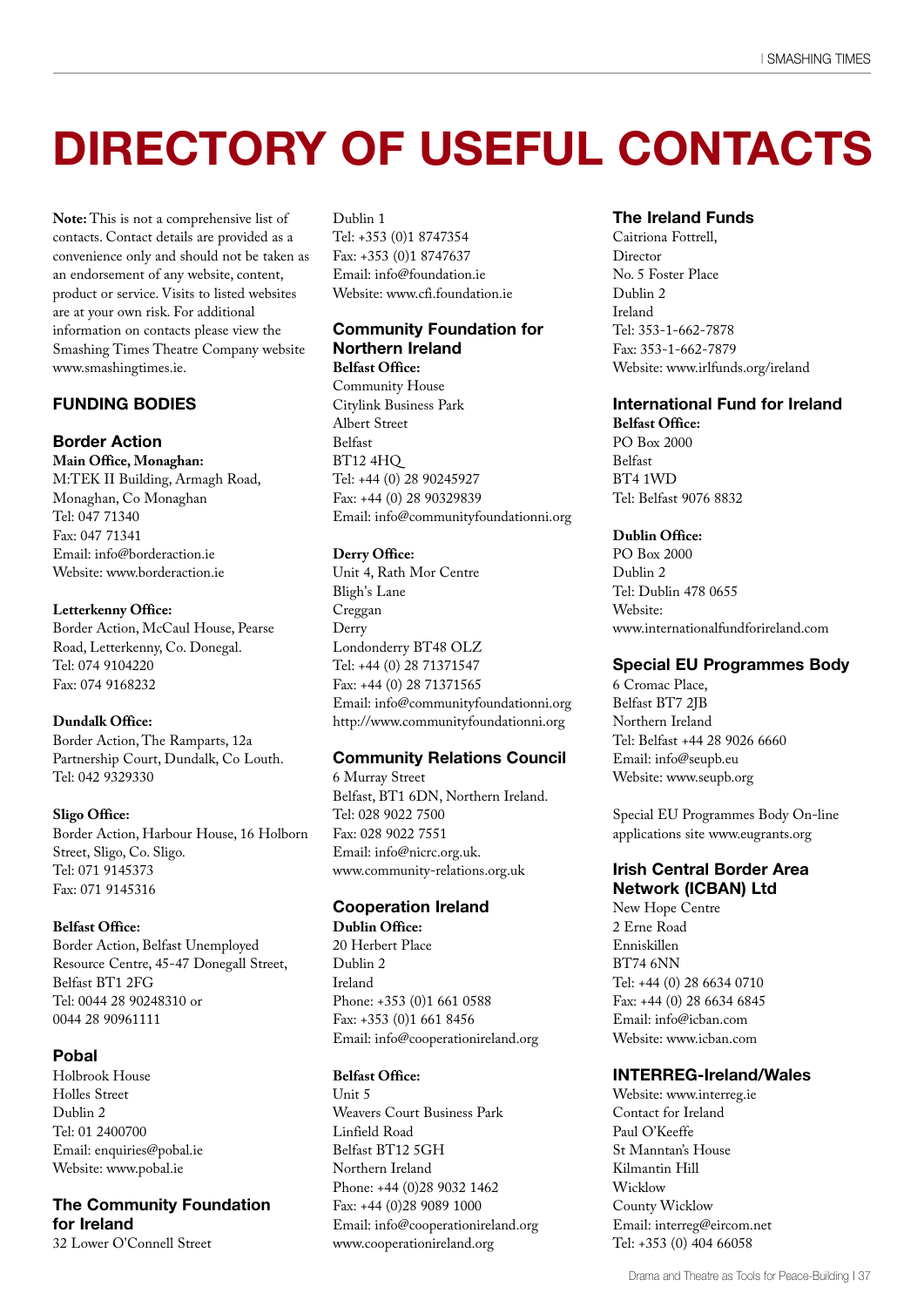# DIRECTORY OF USEFUL CONTACTS

**Note:** This is not a comprehensive list of contacts. Contact details are provided as a convenience only and should not be taken as an endorsement of any website, content, product or service. Visits to listed websites are at your own risk. For additional information on contacts please view the Smashing Times Theatre Company website www.smashingtimes.ie.

## FUNDING BODIES

### Border Action

**Main Office, Monaghan:**
M:TEK II Building, Armagh Road,
Monaghan, Co Monaghan
Tel: 047 71340
Fax: 047 71341
Email: info@borderaction.ie
Website: www.borderaction.ie

**Letterkenny Office:**
Border Action, McCaul House, Pearse Road, Letterkenny, Co. Donegal.
Tel: 074 9104220
Fax: 074 9168232

**Dundalk Office:**
Border Action, The Ramparts, 12a Partnership Court, Dundalk, Co Louth.
Tel: 042 9329330

**Sligo Office:**
Border Action, Harbour House, 16 Holborn Street, Sligo, Co. Sligo.
Tel: 071 9145373
Fax: 071 9145316

**Belfast Office:**
Border Action, Belfast Unemployed Resource Centre, 45-47 Donegall Street, Belfast BT1 2FG
Tel: 0044 28 90248310 or
0044 28 90961111

### Pobal

Holbrook House
Holles Street
Dublin 2
Tel: 01 2400700
Email: enquiries@pobal.ie
Website: www.pobal.ie

### The Community Foundation for Ireland

32 Lower O'Connell Street
Dublin 1
Tel: +353 (0)1 8747354
Fax: +353 (0)1 8747637
Email: info@foundation.ie
Website: www.cfi.foundation.ie

### Community Foundation for Northern Ireland

**Belfast Office:**
Community House
Citylink Business Park
Albert Street
Belfast
BT12 4HQ
Tel: +44 (0) 28 90245927
Fax: +44 (0) 28 90329839
Email: info@communityfoundationni.org

**Derry Office:**
Unit 4, Rath Mor Centre
Bligh's Lane
Creggan
Derry
Londonderry BT48 OLZ
Tel: +44 (0) 28 71371547
Fax: +44 (0) 28 71371565
Email: info@communityfoundationni.org
http://www.communityfoundationni.org

### Community Relations Council

6 Murray Street
Belfast, BT1 6DN, Northern Ireland.
Tel: 028 9022 7500
Fax: 028 9022 7551
Email: info@nicrc.org.uk.
www.community-relations.org.uk

### Cooperation Ireland

**Dublin Office:**
20 Herbert Place
Dublin 2
Ireland
Phone: +353 (0)1 661 0588
Fax: +353 (0)1 661 8456
Email: info@cooperationireland.org

**Belfast Office:**
Unit 5
Weavers Court Business Park
Linfield Road
Belfast BT12 5GH
Northern Ireland
Phone: +44 (0)28 9032 1462
Fax: +44 (0)28 9089 1000
Email: info@cooperationireland.org
www.cooperationireland.org

### The Ireland Funds

Caitriona Fottrell,
Director
No. 5 Foster Place
Dublin 2
Ireland
Tel: 353-1-662-7878
Fax: 353-1-662-7879
Website: www.irlfunds.org/ireland

### International Fund for Ireland

**Belfast Office:**
PO Box 2000
Belfast
BT4 1WD
Tel: Belfast 9076 8832

**Dublin Office:**
PO Box 2000
Dublin 2
Tel: Dublin 478 0655
Website:
www.internationalfundforireland.com

### Special EU Programmes Body

6 Cromac Place,
Belfast BT7 2JB
Northern Ireland
Tel: Belfast +44 28 9026 6660
Email: info@seupb.eu
Website: www.seupb.org

Special EU Programmes Body On-line applications site www.eugrants.org

### Irish Central Border Area Network (ICBAN) Ltd

New Hope Centre
2 Erne Road
Enniskillen
BT74 6NN
Tel: +44 (0) 28 6634 0710
Fax: +44 (0) 28 6634 6845
Email: info@icban.com
Website: www.icban.com

### INTERREG-Ireland/Wales

Website: www.interreg.ie
Contact for Ireland
Paul O'Keeffe
St Manntan's House
Kilmantin Hill
Wicklow
County Wicklow
Email: interreg@eircom.net
Tel: +353 (0) 404 66058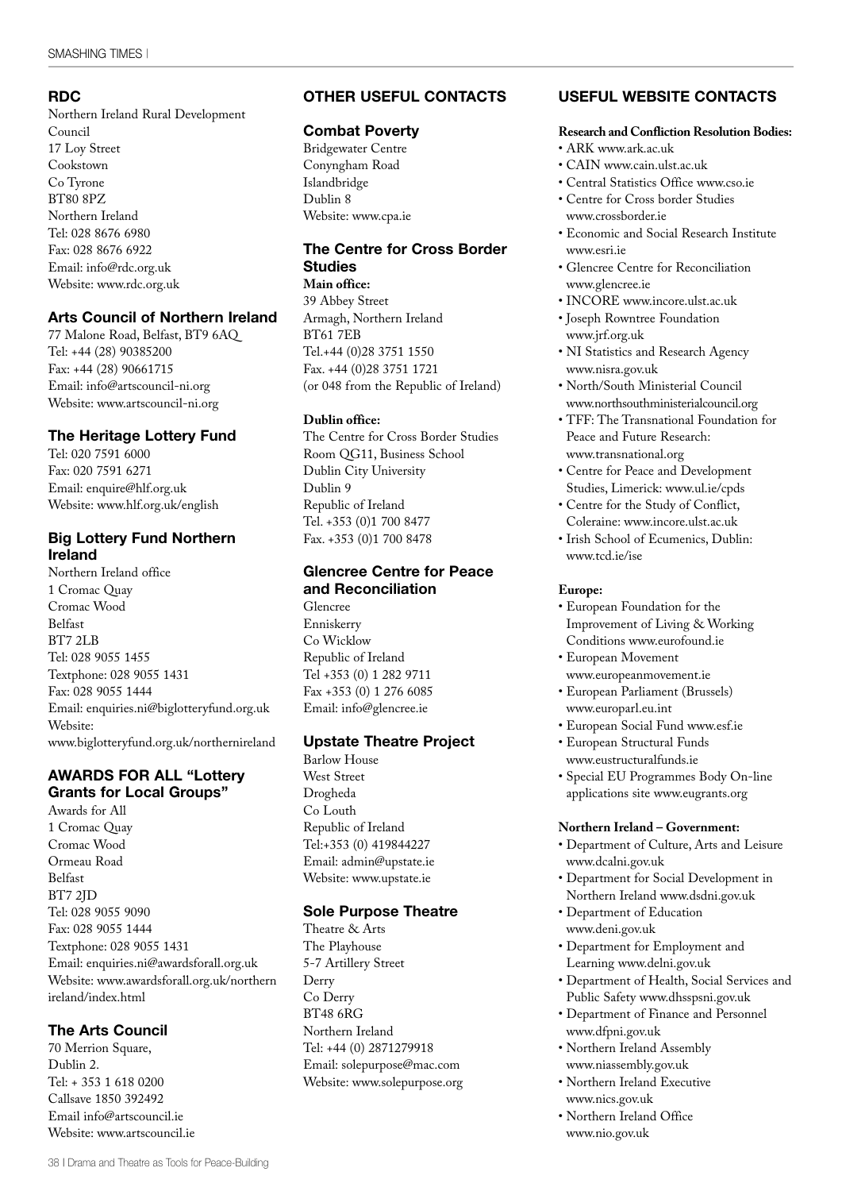## RDC

Northern Ireland Rural Development Council
17 Loy Street
Cookstown
Co Tyrone
BT80 8PZ
Northern Ireland
Tel: 028 8676 6980
Fax: 028 8676 6922
Email: info@rdc.org.uk
Website: www.rdc.org.uk

## Arts Council of Northern Ireland

77 Malone Road, Belfast, BT9 6AQ
Tel: +44 (28) 90385200
Fax: +44 (28) 90661715
Email: info@artscouncil-ni.org
Website: www.artscouncil-ni.org

## The Heritage Lottery Fund

Tel: 020 7591 6000
Fax: 020 7591 6271
Email: enquire@hlf.org.uk
Website: www.hlf.org.uk/english

## Big Lottery Fund Northern Ireland

Northern Ireland office
1 Cromac Quay
Cromac Wood
Belfast
BT7 2LB
Tel: 028 9055 1455
Textphone: 028 9055 1431
Fax: 028 9055 1444
Email: enquiries.ni@biglotteryfund.org.uk
Website:
www.biglotteryfund.org.uk/northernireland

## AWARDS FOR ALL "Lottery Grants for Local Groups"

Awards for All
1 Cromac Quay
Cromac Wood
Ormeau Road
Belfast
BT7 2JD
Tel: 028 9055 9090
Fax: 028 9055 1444
Textphone: 028 9055 1431
Email: enquiries.ni@awardsforall.org.uk
Website: www.awardsforall.org.uk/northern ireland/index.html

## The Arts Council

70 Merrion Square,
Dublin 2.
Tel: + 353 1 618 0200
Callsave 1850 392492
Email info@artscouncil.ie
Website: www.artscouncil.ie

## OTHER USEFUL CONTACTS

### Combat Poverty

Bridgewater Centre
Conyngham Road
Islandbridge
Dublin 8
Website: www.cpa.ie

### The Centre for Cross Border Studies

**Main office:**
39 Abbey Street
Armagh, Northern Ireland
BT61 7EB
Tel.+44 (0)28 3751 1550
Fax. +44 (0)28 3751 1721
(or 048 from the Republic of Ireland)

**Dublin office:**
The Centre for Cross Border Studies
Room QG11, Business School
Dublin City University
Dublin 9
Republic of Ireland
Tel. +353 (0)1 700 8477
Fax. +353 (0)1 700 8478

### Glencree Centre for Peace and Reconciliation

Glencree
Enniskerry
Co Wicklow
Republic of Ireland
Tel +353 (0) 1 282 9711
Fax +353 (0) 1 276 6085
Email: info@glencree.ie

### Upstate Theatre Project

Barlow House
West Street
Drogheda
Co Louth
Republic of Ireland
Tel:+353 (0) 419844227
Email: admin@upstate.ie
Website: www.upstate.ie

### Sole Purpose Theatre

Theatre & Arts
The Playhouse
5-7 Artillery Street
Derry
Co Derry
BT48 6RG
Northern Ireland
Tel: +44 (0) 2871279918
Email: solepurpose@mac.com
Website: www.solepurpose.org

## USEFUL WEBSITE CONTACTS

**Research and Confliction Resolution Bodies:**

- ARK www.ark.ac.uk
- CAIN www.cain.ulst.ac.uk
- Central Statistics Office www.cso.ie
- Centre for Cross border Studies www.crossborder.ie
- Economic and Social Research Institute www.esri.ie
- Glencree Centre for Reconciliation www.glencree.ie
- INCORE www.incore.ulst.ac.uk
- Joseph Rowntree Foundation www.jrf.org.uk
- NI Statistics and Research Agency www.nisra.gov.uk
- North/South Ministerial Council www.northsouthministerialcouncil.org
- TFF: The Transnational Foundation for Peace and Future Research: www.transnational.org
- Centre for Peace and Development Studies, Limerick: www.ul.ie/cpds
- Centre for the Study of Conflict, Coleraine: www.incore.ulst.ac.uk
- Irish School of Ecumenics, Dublin: www.tcd.ie/ise

**Europe:**

- European Foundation for the Improvement of Living & Working Conditions www.eurofound.ie
- European Movement www.europeanmovement.ie
- European Parliament (Brussels) www.europarl.eu.int
- European Social Fund www.esf.ie
- European Structural Funds www.eustructuralfunds.ie
- Special EU Programmes Body On-line applications site www.eugrants.org

**Northern Ireland – Government:**

- Department of Culture, Arts and Leisure www.dcalni.gov.uk
- Department for Social Development in Northern Ireland www.dsdni.gov.uk
- Department of Education www.deni.gov.uk
- Department for Employment and Learning www.delni.gov.uk
- Department of Health, Social Services and Public Safety www.dhsspsni.gov.uk
- Department of Finance and Personnel www.dfpni.gov.uk
- Northern Ireland Assembly www.niassembly.gov.uk
- Northern Ireland Executive www.nics.gov.uk
- Northern Ireland Office www.nio.gov.uk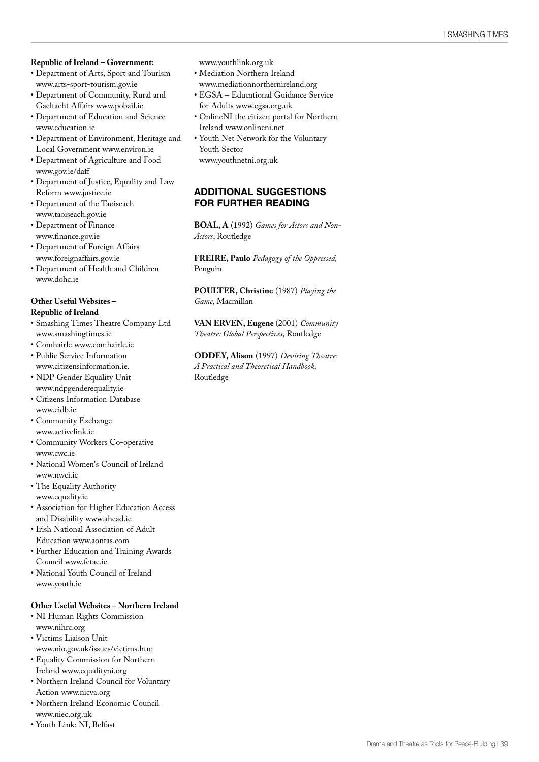**Republic of Ireland – Government:**

- Department of Arts, Sport and Tourism www.arts-sport-tourism.gov.ie
- Department of Community, Rural and Gaeltacht Affairs www.pobail.ie
- Department of Education and Science www.education.ie
- Department of Environment, Heritage and Local Government www.environ.ie
- Department of Agriculture and Food www.gov.ie/daff
- Department of Justice, Equality and Law Reform www.justice.ie
- Department of the Taoiseach www.taoiseach.gov.ie
- Department of Finance www.finance.gov.ie
- Department of Foreign Affairs www.foreignaffairs.gov.ie
- Department of Health and Children www.dohc.ie

**Other Useful Websites – Republic of Ireland**

- Smashing Times Theatre Company Ltd www.smashingtimes.ie
- Comhairle www.comhairle.ie
- Public Service Information www.citizensinformation.ie.
- NDP Gender Equality Unit www.ndpgenderequality.ie
- Citizens Information Database www.cidb.ie
- Community Exchange www.activelink.ie
- Community Workers Co-operative www.cwc.ie
- National Women's Council of Ireland www.nwci.ie
- The Equality Authority www.equality.ie
- Association for Higher Education Access and Disability www.ahead.ie
- Irish National Association of Adult Education www.aontas.com
- Further Education and Training Awards Council www.fetac.ie
- National Youth Council of Ireland www.youth.ie

**Other Useful Websites – Northern Ireland**

- NI Human Rights Commission www.nihrc.org
- Victims Liaison Unit www.nio.gov.uk/issues/victims.htm
- Equality Commission for Northern Ireland www.equalityni.org
- Northern Ireland Council for Voluntary Action www.nicva.org
- Northern Ireland Economic Council www.niec.org.uk
- Youth Link: NI, Belfast www.youthlink.org.uk
- Mediation Northern Ireland www.mediationnorthernireland.org
- EGSA – Educational Guidance Service for Adults www.egsa.org.uk
- OnlineNI the citizen portal for Northern Ireland www.onlineni.net
- Youth Net Network for the Voluntary Youth Sector www.youthnetni.org.uk

## ADDITIONAL SUGGESTIONS FOR FURTHER READING

**BOAL, A** (1992) *Games for Actors and Non-Actors*, Routledge

**FREIRE, Paulo** *Pedagogy of the Oppressed,* Penguin

**POULTER, Christine** (1987) *Playing the Game*, Macmillan

**VAN ERVEN, Eugene** (2001) *Community Theatre: Global Perspectives*, Routledge

**ODDEY, Alison** (1997) *Devising Theatre: A Practical and Theoretical Handbook*, Routledge